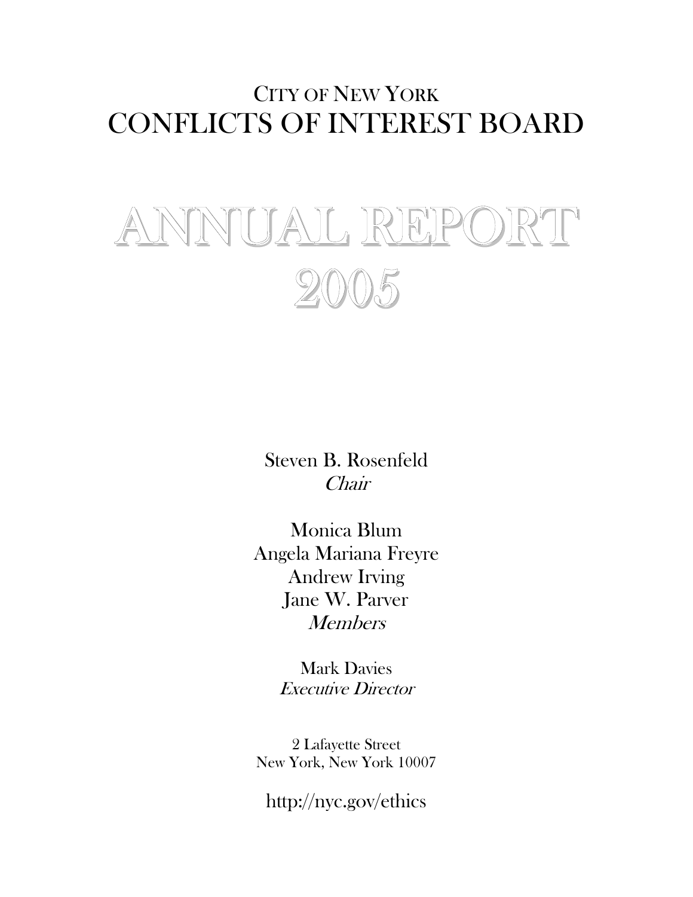CITY OF NEW YORK

# CONFLICTS OF INTEREST BOARD

# ANNUAL REPORT 2005

Steven B. Rosenfeld
*Chair*

Monica Blum
Angela Mariana Freyre
Andrew Irving
Jane W. Parver
*Members*

Mark Davies
*Executive Director*

2 Lafayette Street
New York, New York 10007

http://nyc.gov/ethics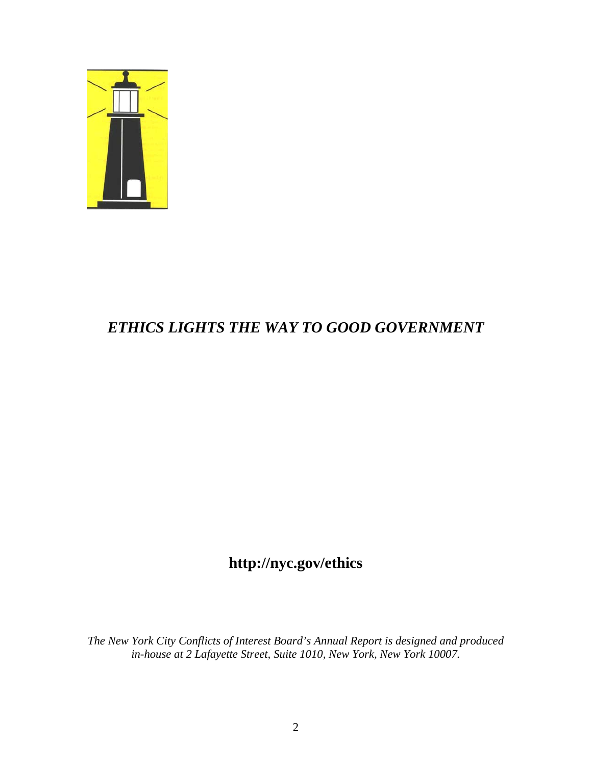***ETHICS LIGHTS THE WAY TO GOOD GOVERNMENT***

**http://nyc.gov/ethics**

*The New York City Conflicts of Interest Board's Annual Report is designed and produced in-house at 2 Lafayette Street, Suite 1010, New York, New York 10007.*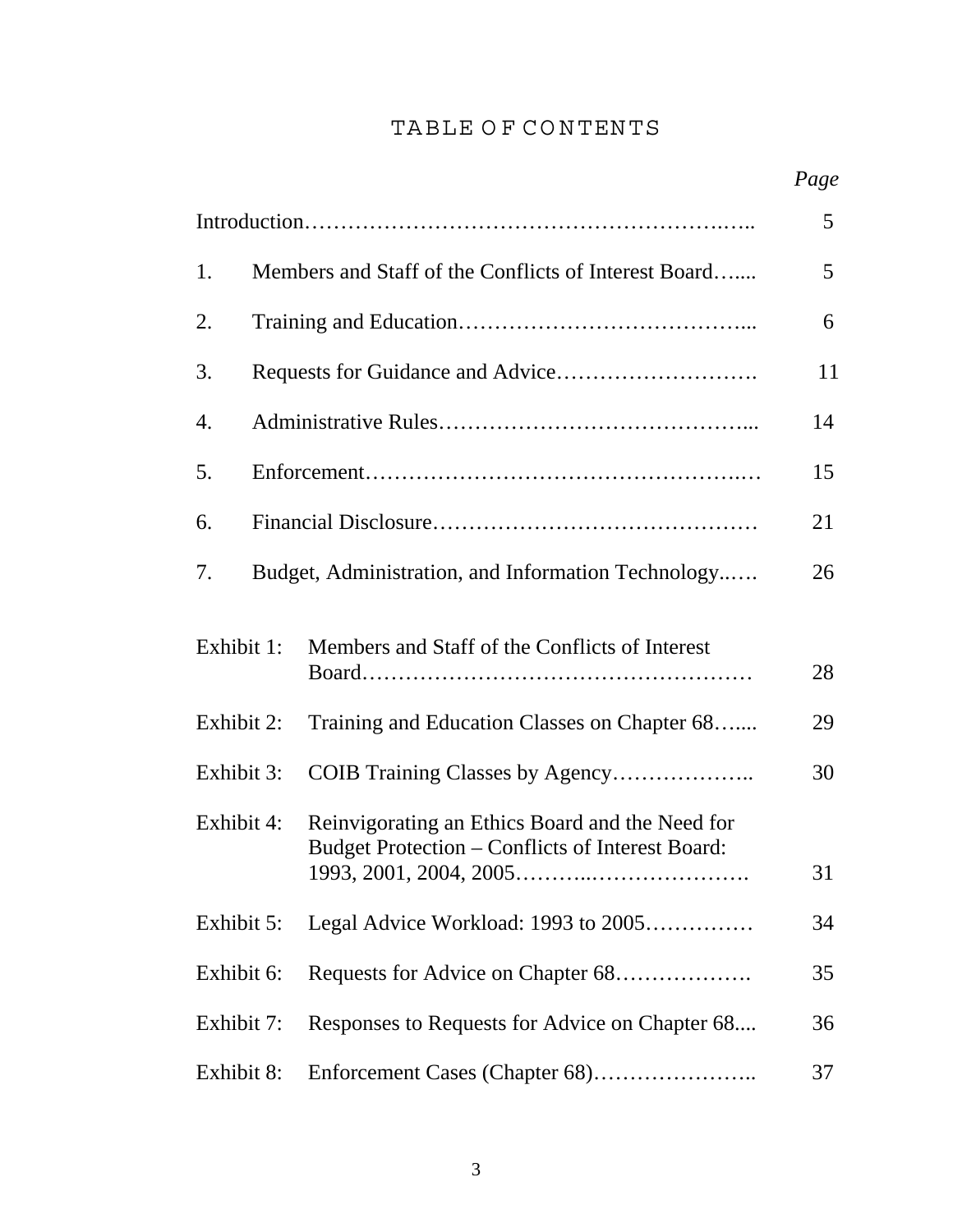# TABLE OF CONTENTS

| | | *Page* |
|---|---|---|
| Introduction | | 5 |
| 1. | Members and Staff of the Conflicts of Interest Board | 5 |
| 2. | Training and Education | 6 |
| 3. | Requests for Guidance and Advice | 11 |
| 4. | Administrative Rules | 14 |
| 5. | Enforcement | 15 |
| 6. | Financial Disclosure | 21 |
| 7. | Budget, Administration, and Information Technology | 26 |
| Exhibit 1: | Members and Staff of the Conflicts of Interest Board | 28 |
| Exhibit 2: | Training and Education Classes on Chapter 68 | 29 |
| Exhibit 3: | COIB Training Classes by Agency | 30 |
| Exhibit 4: | Reinvigorating an Ethics Board and the Need for Budget Protection – Conflicts of Interest Board: 1993, 2001, 2004, 2005 | 31 |
| Exhibit 5: | Legal Advice Workload: 1993 to 2005 | 34 |
| Exhibit 6: | Requests for Advice on Chapter 68 | 35 |
| Exhibit 7: | Responses to Requests for Advice on Chapter 68 | 36 |
| Exhibit 8: | Enforcement Cases (Chapter 68) | 37 |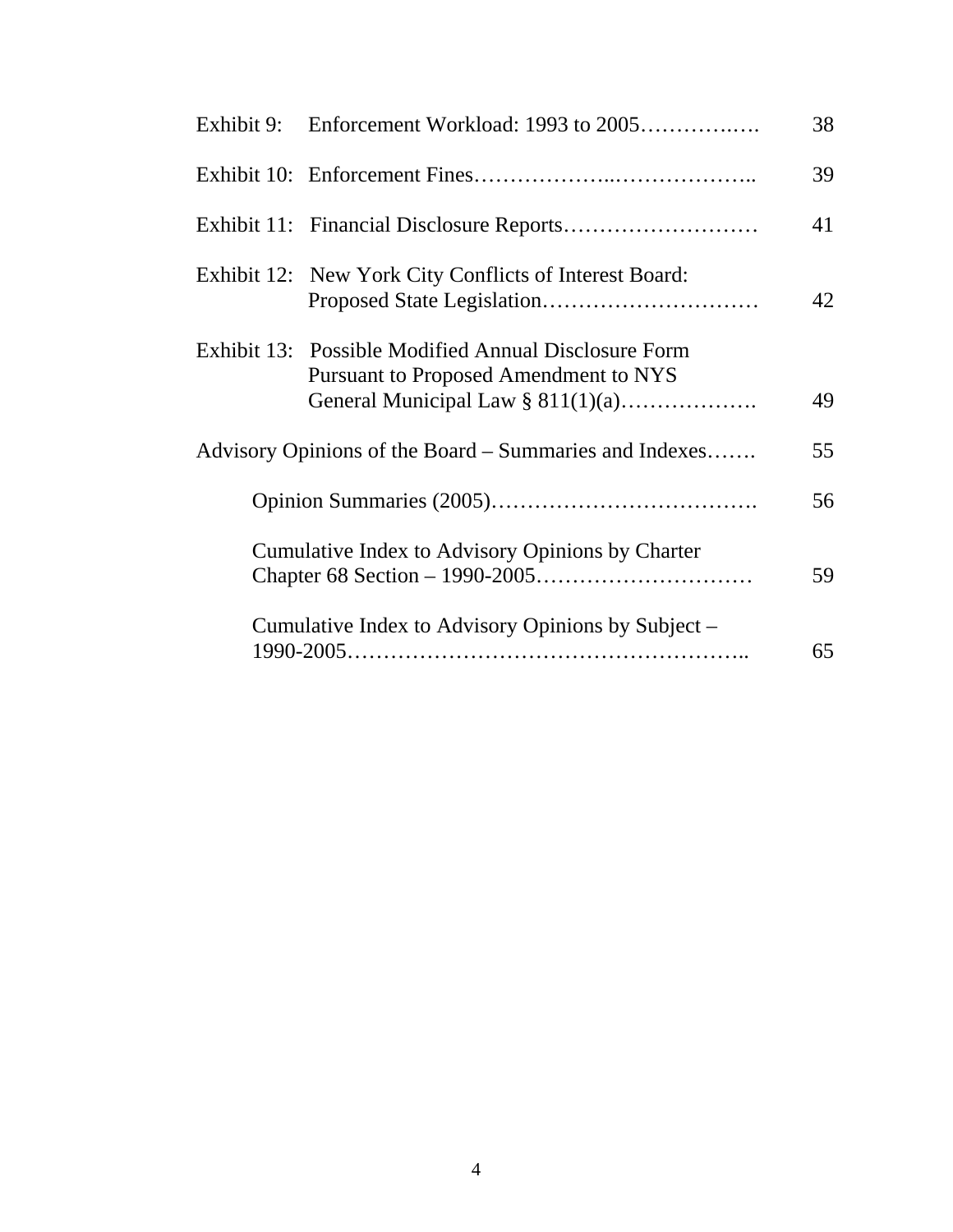| | | |
|---|---|---|
| Exhibit 9: | Enforcement Workload: 1993 to 2005……………. | 38 |
| Exhibit 10: | Enforcement Fines……………………………………. | 39 |
| Exhibit 11: | Financial Disclosure Reports……………………… | 41 |
| Exhibit 12: | New York City Conflicts of Interest Board: Proposed State Legislation………………………… | 42 |
| Exhibit 13: | Possible Modified Annual Disclosure Form Pursuant to Proposed Amendment to NYS General Municipal Law § 811(1)(a)………………. | 49 |

Advisory Opinions of the Board – Summaries and Indexes……. 55

- Opinion Summaries (2005)………………………………. 56
- Cumulative Index to Advisory Opinions by Charter Chapter 68 Section – 1990-2005………………………… 59
- Cumulative Index to Advisory Opinions by Subject – 1990-2005…………………………………………….. 65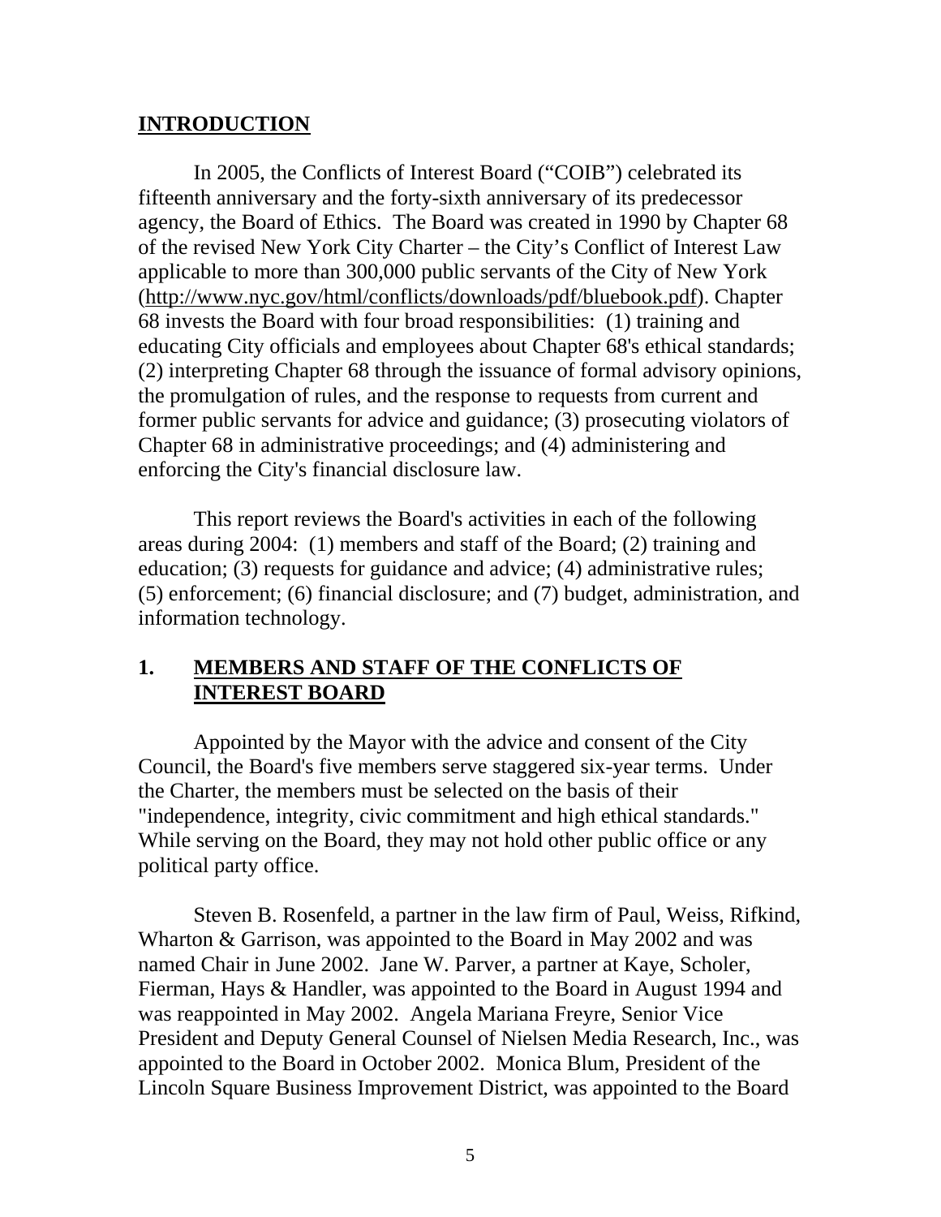## INTRODUCTION

In 2005, the Conflicts of Interest Board ("COIB") celebrated its fifteenth anniversary and the forty-sixth anniversary of its predecessor agency, the Board of Ethics. The Board was created in 1990 by Chapter 68 of the revised New York City Charter – the City's Conflict of Interest Law applicable to more than 300,000 public servants of the City of New York (http://www.nyc.gov/html/conflicts/downloads/pdf/bluebook.pdf). Chapter 68 invests the Board with four broad responsibilities: (1) training and educating City officials and employees about Chapter 68's ethical standards; (2) interpreting Chapter 68 through the issuance of formal advisory opinions, the promulgation of rules, and the response to requests from current and former public servants for advice and guidance; (3) prosecuting violators of Chapter 68 in administrative proceedings; and (4) administering and enforcing the City's financial disclosure law.

This report reviews the Board's activities in each of the following areas during 2004: (1) members and staff of the Board; (2) training and education; (3) requests for guidance and advice; (4) administrative rules; (5) enforcement; (6) financial disclosure; and (7) budget, administration, and information technology.

## 1. MEMBERS AND STAFF OF THE CONFLICTS OF INTEREST BOARD

Appointed by the Mayor with the advice and consent of the City Council, the Board's five members serve staggered six-year terms. Under the Charter, the members must be selected on the basis of their "independence, integrity, civic commitment and high ethical standards." While serving on the Board, they may not hold other public office or any political party office.

Steven B. Rosenfeld, a partner in the law firm of Paul, Weiss, Rifkind, Wharton & Garrison, was appointed to the Board in May 2002 and was named Chair in June 2002. Jane W. Parver, a partner at Kaye, Scholer, Fierman, Hays & Handler, was appointed to the Board in August 1994 and was reappointed in May 2002. Angela Mariana Freyre, Senior Vice President and Deputy General Counsel of Nielsen Media Research, Inc., was appointed to the Board in October 2002. Monica Blum, President of the Lincoln Square Business Improvement District, was appointed to the Board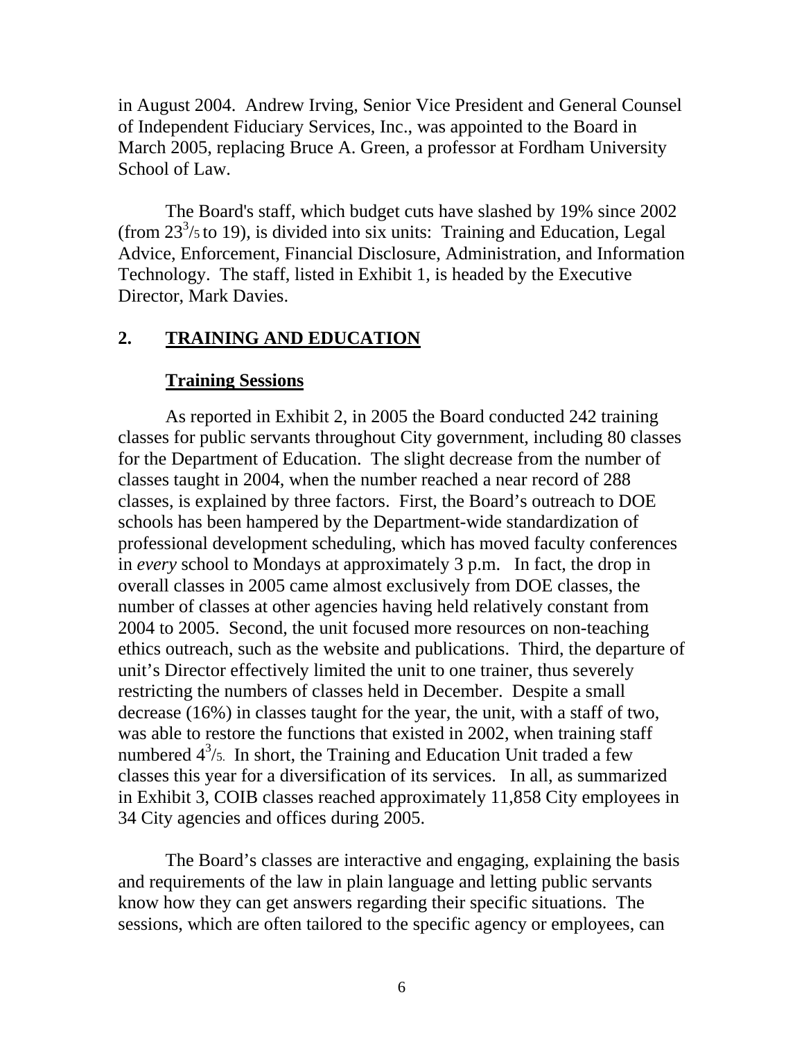in August 2004. Andrew Irving, Senior Vice President and General Counsel of Independent Fiduciary Services, Inc., was appointed to the Board in March 2005, replacing Bruce A. Green, a professor at Fordham University School of Law.

The Board's staff, which budget cuts have slashed by 19% since 2002 (from $23^3/_5$ to 19), is divided into six units: Training and Education, Legal Advice, Enforcement, Financial Disclosure, Administration, and Information Technology. The staff, listed in Exhibit 1, is headed by the Executive Director, Mark Davies.

## 2. TRAINING AND EDUCATION

### Training Sessions

As reported in Exhibit 2, in 2005 the Board conducted 242 training classes for public servants throughout City government, including 80 classes for the Department of Education. The slight decrease from the number of classes taught in 2004, when the number reached a near record of 288 classes, is explained by three factors. First, the Board's outreach to DOE schools has been hampered by the Department-wide standardization of professional development scheduling, which has moved faculty conferences in *every* school to Mondays at approximately 3 p.m. In fact, the drop in overall classes in 2005 came almost exclusively from DOE classes, the number of classes at other agencies having held relatively constant from 2004 to 2005. Second, the unit focused more resources on non-teaching ethics outreach, such as the website and publications. Third, the departure of unit's Director effectively limited the unit to one trainer, thus severely restricting the numbers of classes held in December. Despite a small decrease (16%) in classes taught for the year, the unit, with a staff of two, was able to restore the functions that existed in 2002, when training staff numbered $4^3/_5$. In short, the Training and Education Unit traded a few classes this year for a diversification of its services. In all, as summarized in Exhibit 3, COIB classes reached approximately 11,858 City employees in 34 City agencies and offices during 2005.

The Board's classes are interactive and engaging, explaining the basis and requirements of the law in plain language and letting public servants know how they can get answers regarding their specific situations. The sessions, which are often tailored to the specific agency or employees, can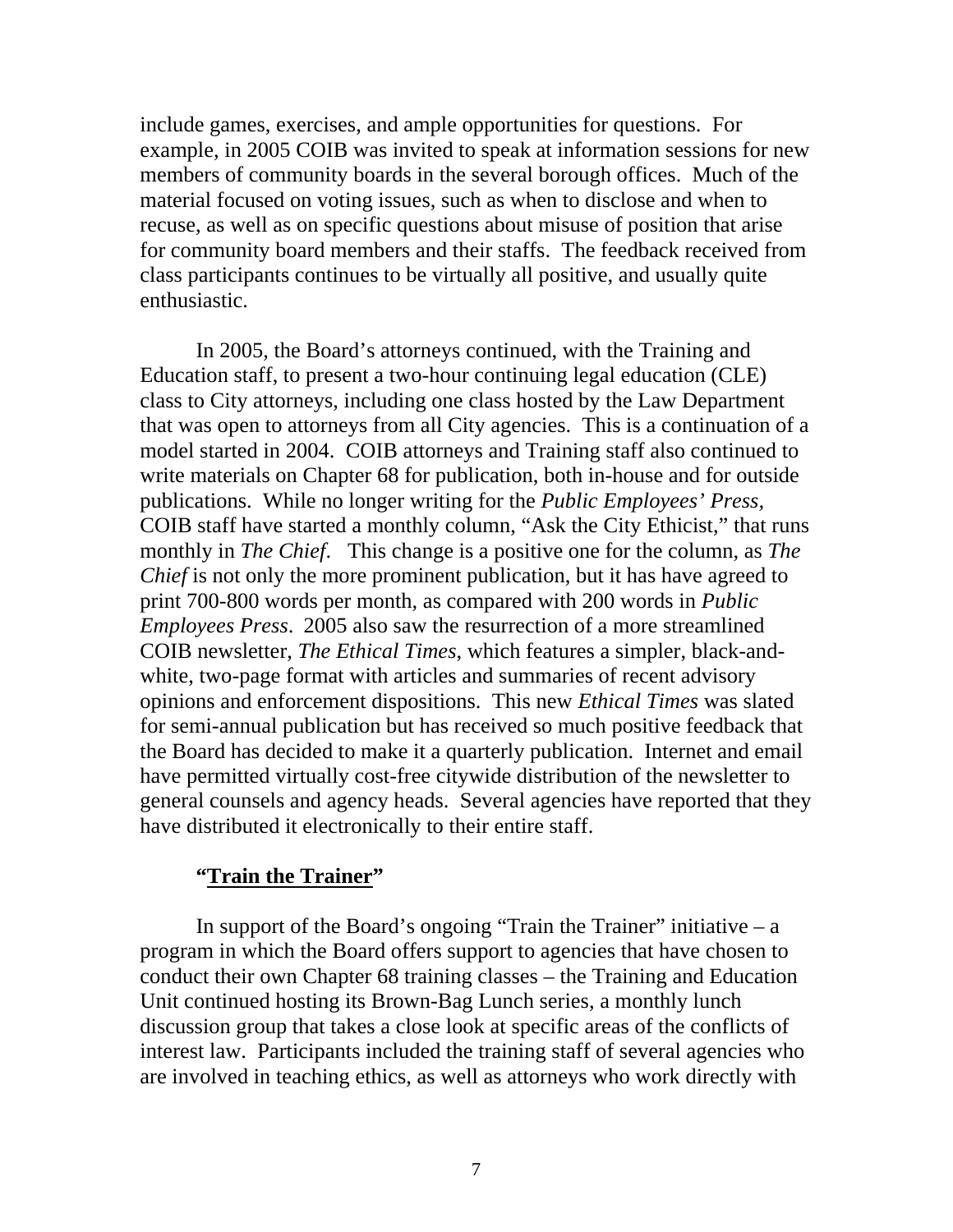include games, exercises, and ample opportunities for questions. For example, in 2005 COIB was invited to speak at information sessions for new members of community boards in the several borough offices. Much of the material focused on voting issues, such as when to disclose and when to recuse, as well as on specific questions about misuse of position that arise for community board members and their staffs. The feedback received from class participants continues to be virtually all positive, and usually quite enthusiastic.

In 2005, the Board's attorneys continued, with the Training and Education staff, to present a two-hour continuing legal education (CLE) class to City attorneys, including one class hosted by the Law Department that was open to attorneys from all City agencies. This is a continuation of a model started in 2004. COIB attorneys and Training staff also continued to write materials on Chapter 68 for publication, both in-house and for outside publications. While no longer writing for the *Public Employees' Press,* COIB staff have started a monthly column, "Ask the City Ethicist," that runs monthly in *The Chief*. This change is a positive one for the column, as *The Chief* is not only the more prominent publication, but it has have agreed to print 700-800 words per month, as compared with 200 words in *Public Employees Press*. 2005 also saw the resurrection of a more streamlined COIB newsletter, *The Ethical Times,* which features a simpler, black-and-white, two-page format with articles and summaries of recent advisory opinions and enforcement dispositions. This new *Ethical Times* was slated for semi-annual publication but has received so much positive feedback that the Board has decided to make it a quarterly publication. Internet and email have permitted virtually cost-free citywide distribution of the newsletter to general counsels and agency heads. Several agencies have reported that they have distributed it electronically to their entire staff.

### **"Train the Trainer"**

In support of the Board's ongoing "Train the Trainer" initiative – a program in which the Board offers support to agencies that have chosen to conduct their own Chapter 68 training classes – the Training and Education Unit continued hosting its Brown-Bag Lunch series, a monthly lunch discussion group that takes a close look at specific areas of the conflicts of interest law. Participants included the training staff of several agencies who are involved in teaching ethics, as well as attorneys who work directly with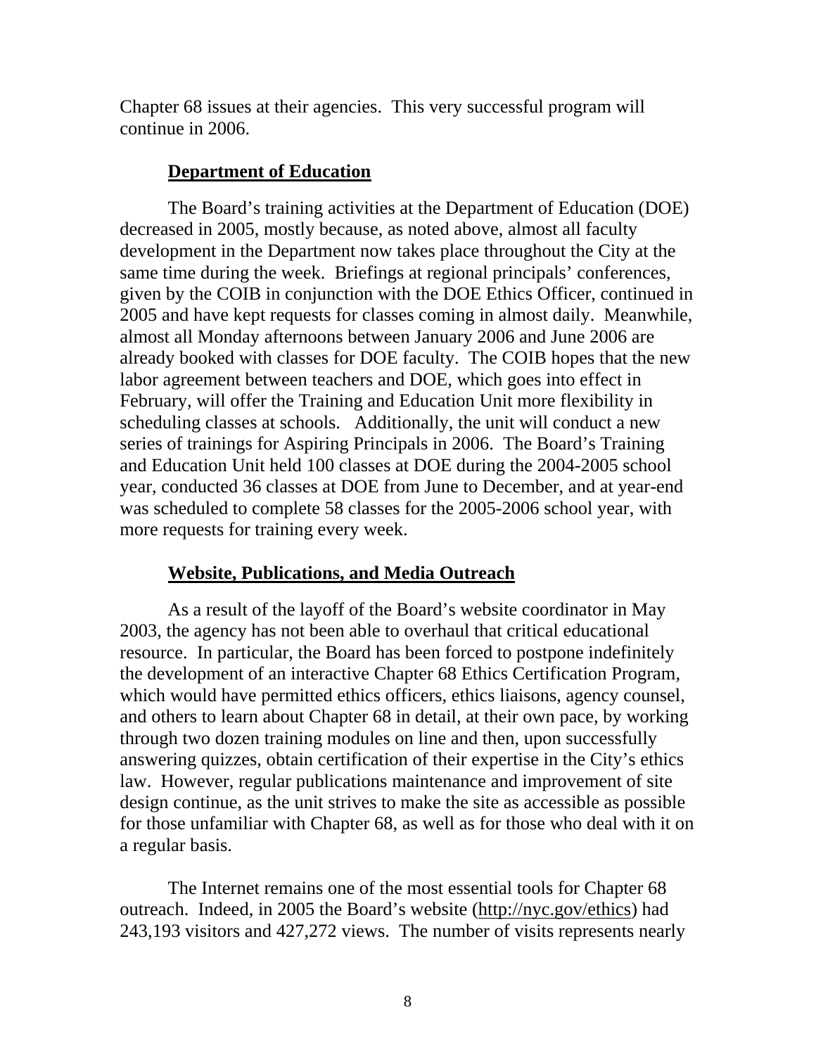Chapter 68 issues at their agencies. This very successful program will continue in 2006.

## Department of Education

The Board's training activities at the Department of Education (DOE) decreased in 2005, mostly because, as noted above, almost all faculty development in the Department now takes place throughout the City at the same time during the week. Briefings at regional principals' conferences, given by the COIB in conjunction with the DOE Ethics Officer, continued in 2005 and have kept requests for classes coming in almost daily. Meanwhile, almost all Monday afternoons between January 2006 and June 2006 are already booked with classes for DOE faculty. The COIB hopes that the new labor agreement between teachers and DOE, which goes into effect in February, will offer the Training and Education Unit more flexibility in scheduling classes at schools. Additionally, the unit will conduct a new series of trainings for Aspiring Principals in 2006. The Board's Training and Education Unit held 100 classes at DOE during the 2004-2005 school year, conducted 36 classes at DOE from June to December, and at year-end was scheduled to complete 58 classes for the 2005-2006 school year, with more requests for training every week.

## Website, Publications, and Media Outreach

As a result of the layoff of the Board's website coordinator in May 2003, the agency has not been able to overhaul that critical educational resource. In particular, the Board has been forced to postpone indefinitely the development of an interactive Chapter 68 Ethics Certification Program, which would have permitted ethics officers, ethics liaisons, agency counsel, and others to learn about Chapter 68 in detail, at their own pace, by working through two dozen training modules on line and then, upon successfully answering quizzes, obtain certification of their expertise in the City's ethics law. However, regular publications maintenance and improvement of site design continue, as the unit strives to make the site as accessible as possible for those unfamiliar with Chapter 68, as well as for those who deal with it on a regular basis.

The Internet remains one of the most essential tools for Chapter 68 outreach. Indeed, in 2005 the Board's website (http://nyc.gov/ethics) had 243,193 visitors and 427,272 views. The number of visits represents nearly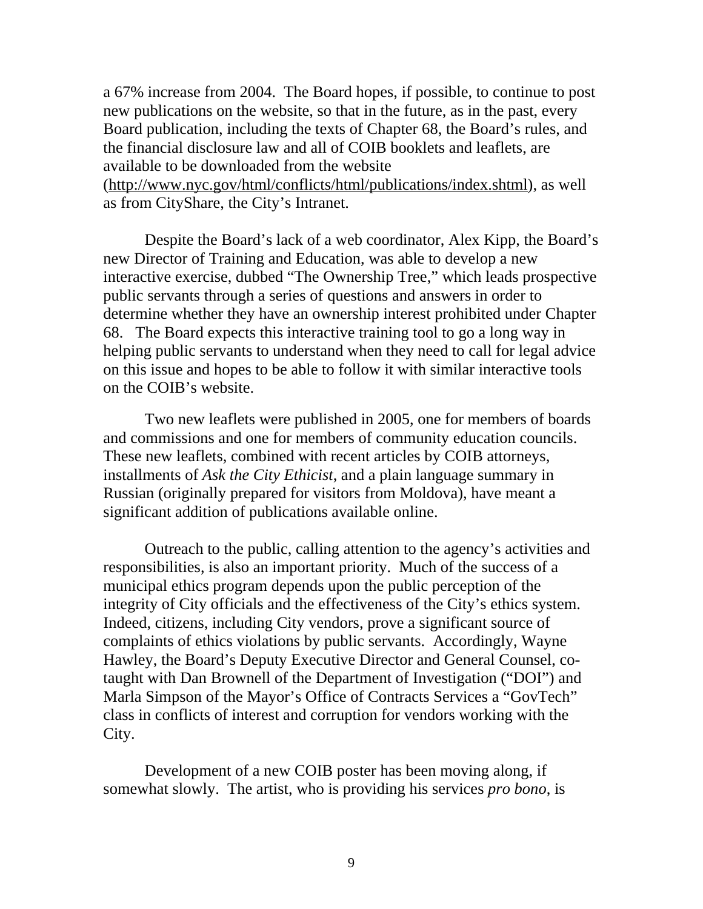a 67% increase from 2004. The Board hopes, if possible, to continue to post new publications on the website, so that in the future, as in the past, every Board publication, including the texts of Chapter 68, the Board's rules, and the financial disclosure law and all of COIB booklets and leaflets, are available to be downloaded from the website (http://www.nyc.gov/html/conflicts/html/publications/index.shtml), as well as from CityShare, the City's Intranet.

Despite the Board's lack of a web coordinator, Alex Kipp, the Board's new Director of Training and Education, was able to develop a new interactive exercise, dubbed "The Ownership Tree," which leads prospective public servants through a series of questions and answers in order to determine whether they have an ownership interest prohibited under Chapter 68. The Board expects this interactive training tool to go a long way in helping public servants to understand when they need to call for legal advice on this issue and hopes to be able to follow it with similar interactive tools on the COIB's website.

Two new leaflets were published in 2005, one for members of boards and commissions and one for members of community education councils. These new leaflets, combined with recent articles by COIB attorneys, installments of *Ask the City Ethicist*, and a plain language summary in Russian (originally prepared for visitors from Moldova), have meant a significant addition of publications available online.

Outreach to the public, calling attention to the agency's activities and responsibilities, is also an important priority. Much of the success of a municipal ethics program depends upon the public perception of the integrity of City officials and the effectiveness of the City's ethics system. Indeed, citizens, including City vendors, prove a significant source of complaints of ethics violations by public servants. Accordingly, Wayne Hawley, the Board's Deputy Executive Director and General Counsel, co-taught with Dan Brownell of the Department of Investigation ("DOI") and Marla Simpson of the Mayor's Office of Contracts Services a "GovTech" class in conflicts of interest and corruption for vendors working with the City.

Development of a new COIB poster has been moving along, if somewhat slowly. The artist, who is providing his services *pro bono*, is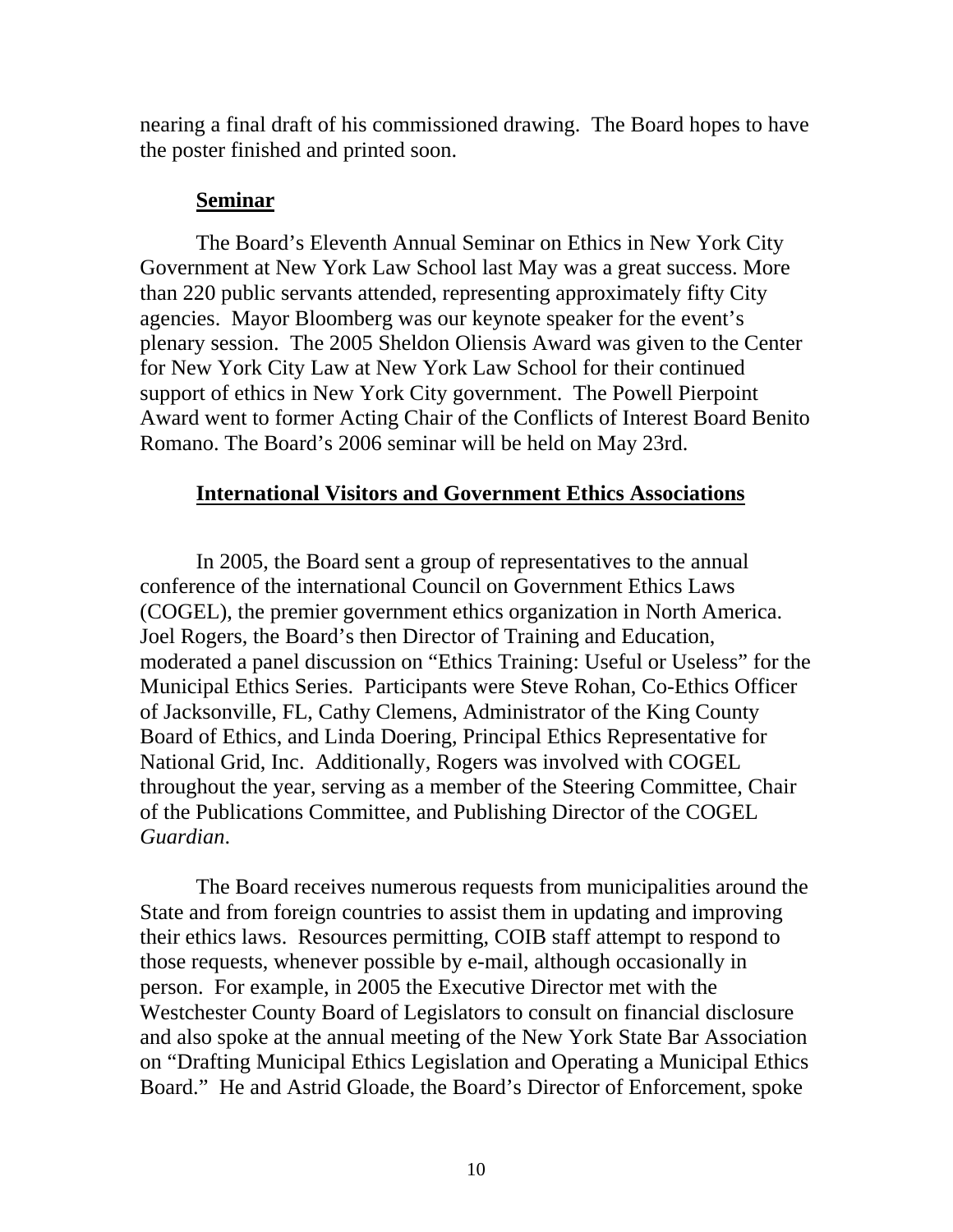nearing a final draft of his commissioned drawing. The Board hopes to have the poster finished and printed soon.

## Seminar

The Board's Eleventh Annual Seminar on Ethics in New York City Government at New York Law School last May was a great success. More than 220 public servants attended, representing approximately fifty City agencies. Mayor Bloomberg was our keynote speaker for the event's plenary session. The 2005 Sheldon Oliensis Award was given to the Center for New York City Law at New York Law School for their continued support of ethics in New York City government. The Powell Pierpoint Award went to former Acting Chair of the Conflicts of Interest Board Benito Romano. The Board's 2006 seminar will be held on May 23rd.

## International Visitors and Government Ethics Associations

In 2005, the Board sent a group of representatives to the annual conference of the international Council on Government Ethics Laws (COGEL), the premier government ethics organization in North America. Joel Rogers, the Board's then Director of Training and Education, moderated a panel discussion on "Ethics Training: Useful or Useless" for the Municipal Ethics Series. Participants were Steve Rohan, Co-Ethics Officer of Jacksonville, FL, Cathy Clemens, Administrator of the King County Board of Ethics, and Linda Doering, Principal Ethics Representative for National Grid, Inc. Additionally, Rogers was involved with COGEL throughout the year, serving as a member of the Steering Committee, Chair of the Publications Committee, and Publishing Director of the COGEL *Guardian*.

The Board receives numerous requests from municipalities around the State and from foreign countries to assist them in updating and improving their ethics laws. Resources permitting, COIB staff attempt to respond to those requests, whenever possible by e-mail, although occasionally in person. For example, in 2005 the Executive Director met with the Westchester County Board of Legislators to consult on financial disclosure and also spoke at the annual meeting of the New York State Bar Association on "Drafting Municipal Ethics Legislation and Operating a Municipal Ethics Board." He and Astrid Gloade, the Board's Director of Enforcement, spoke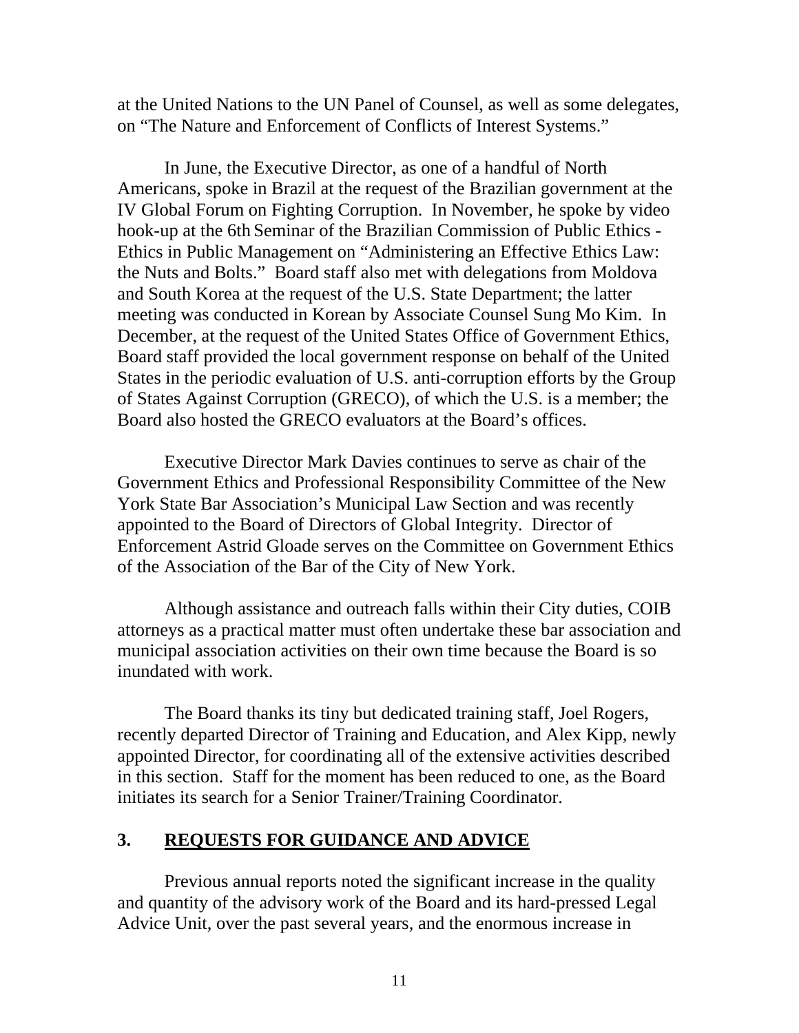at the United Nations to the UN Panel of Counsel, as well as some delegates, on "The Nature and Enforcement of Conflicts of Interest Systems."

In June, the Executive Director, as one of a handful of North Americans, spoke in Brazil at the request of the Brazilian government at the IV Global Forum on Fighting Corruption. In November, he spoke by video hook-up at the 6th Seminar of the Brazilian Commission of Public Ethics - Ethics in Public Management on "Administering an Effective Ethics Law: the Nuts and Bolts." Board staff also met with delegations from Moldova and South Korea at the request of the U.S. State Department; the latter meeting was conducted in Korean by Associate Counsel Sung Mo Kim. In December, at the request of the United States Office of Government Ethics, Board staff provided the local government response on behalf of the United States in the periodic evaluation of U.S. anti-corruption efforts by the Group of States Against Corruption (GRECO), of which the U.S. is a member; the Board also hosted the GRECO evaluators at the Board's offices.

Executive Director Mark Davies continues to serve as chair of the Government Ethics and Professional Responsibility Committee of the New York State Bar Association's Municipal Law Section and was recently appointed to the Board of Directors of Global Integrity. Director of Enforcement Astrid Gloade serves on the Committee on Government Ethics of the Association of the Bar of the City of New York.

Although assistance and outreach falls within their City duties, COIB attorneys as a practical matter must often undertake these bar association and municipal association activities on their own time because the Board is so inundated with work.

The Board thanks its tiny but dedicated training staff, Joel Rogers, recently departed Director of Training and Education, and Alex Kipp, newly appointed Director, for coordinating all of the extensive activities described in this section. Staff for the moment has been reduced to one, as the Board initiates its search for a Senior Trainer/Training Coordinator.

## 3. REQUESTS FOR GUIDANCE AND ADVICE

Previous annual reports noted the significant increase in the quality and quantity of the advisory work of the Board and its hard-pressed Legal Advice Unit, over the past several years, and the enormous increase in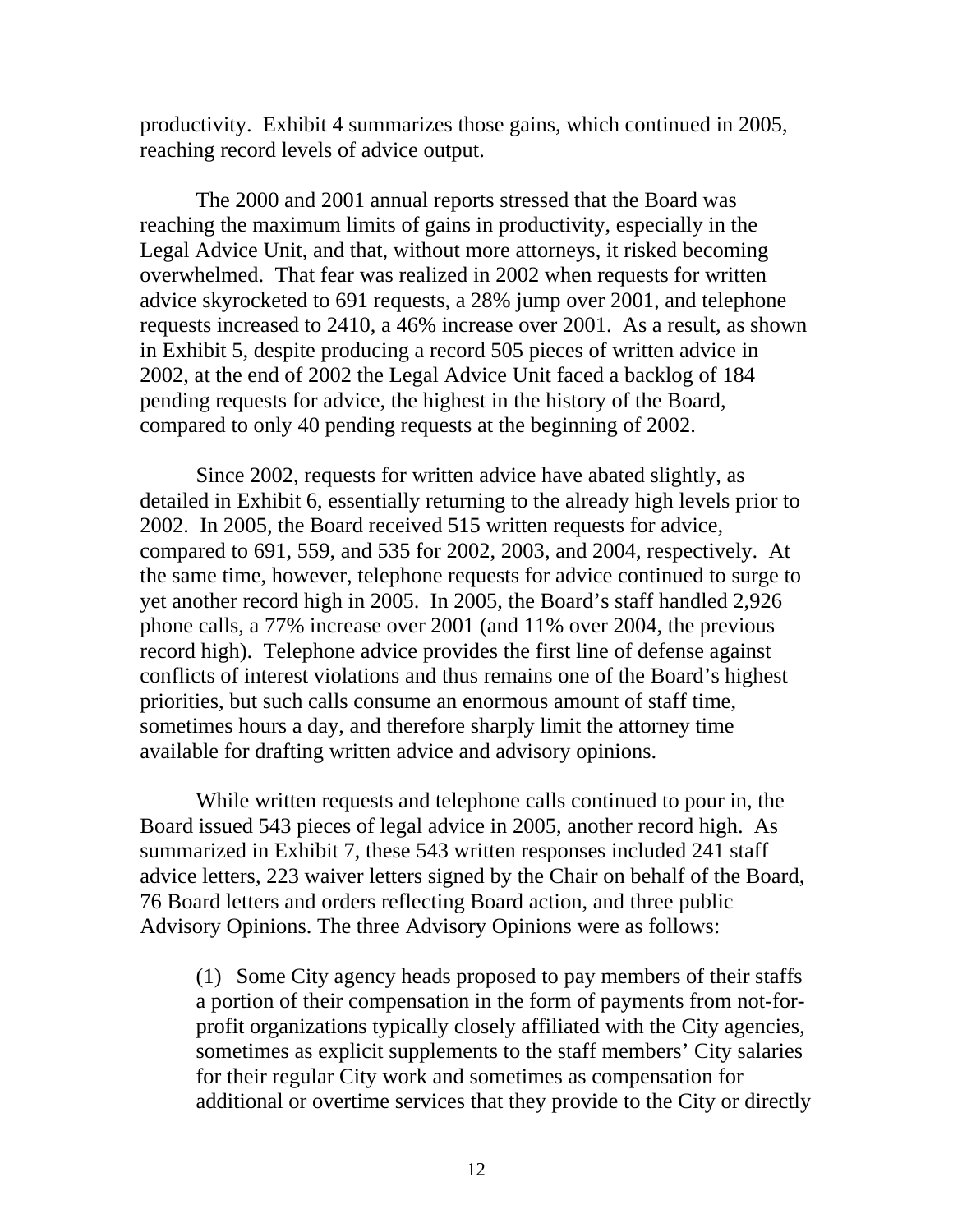productivity. Exhibit 4 summarizes those gains, which continued in 2005, reaching record levels of advice output.

The 2000 and 2001 annual reports stressed that the Board was reaching the maximum limits of gains in productivity, especially in the Legal Advice Unit, and that, without more attorneys, it risked becoming overwhelmed. That fear was realized in 2002 when requests for written advice skyrocketed to 691 requests, a 28% jump over 2001, and telephone requests increased to 2410, a 46% increase over 2001. As a result, as shown in Exhibit 5, despite producing a record 505 pieces of written advice in 2002, at the end of 2002 the Legal Advice Unit faced a backlog of 184 pending requests for advice, the highest in the history of the Board, compared to only 40 pending requests at the beginning of 2002.

Since 2002, requests for written advice have abated slightly, as detailed in Exhibit 6, essentially returning to the already high levels prior to 2002. In 2005, the Board received 515 written requests for advice, compared to 691, 559, and 535 for 2002, 2003, and 2004, respectively. At the same time, however, telephone requests for advice continued to surge to yet another record high in 2005. In 2005, the Board's staff handled 2,926 phone calls, a 77% increase over 2001 (and 11% over 2004, the previous record high). Telephone advice provides the first line of defense against conflicts of interest violations and thus remains one of the Board's highest priorities, but such calls consume an enormous amount of staff time, sometimes hours a day, and therefore sharply limit the attorney time available for drafting written advice and advisory opinions.

While written requests and telephone calls continued to pour in, the Board issued 543 pieces of legal advice in 2005, another record high. As summarized in Exhibit 7, these 543 written responses included 241 staff advice letters, 223 waiver letters signed by the Chair on behalf of the Board, 76 Board letters and orders reflecting Board action, and three public Advisory Opinions. The three Advisory Opinions were as follows:

> (1) Some City agency heads proposed to pay members of their staffs a portion of their compensation in the form of payments from not-for-profit organizations typically closely affiliated with the City agencies, sometimes as explicit supplements to the staff members' City salaries for their regular City work and sometimes as compensation for additional or overtime services that they provide to the City or directly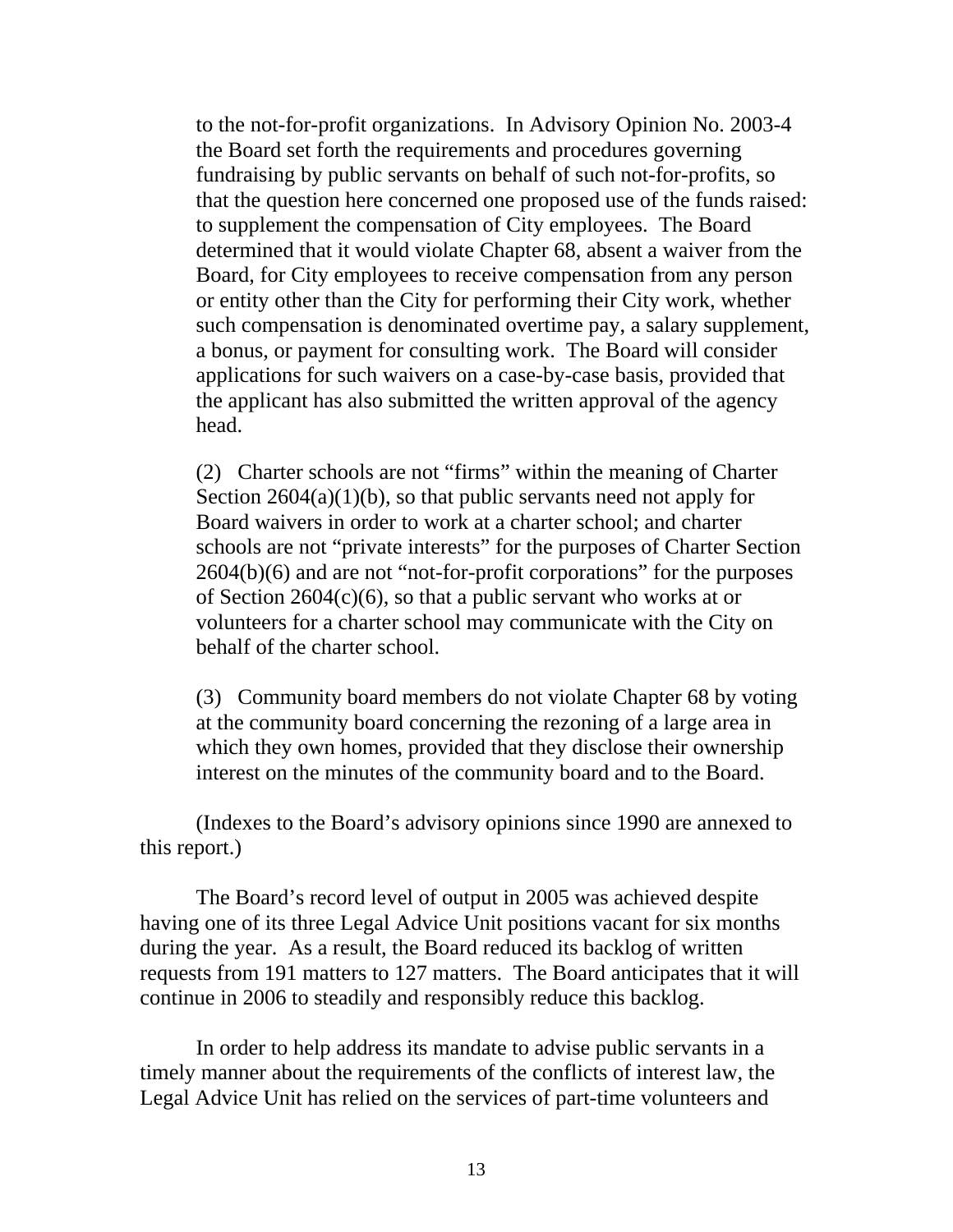to the not-for-profit organizations. In Advisory Opinion No. 2003-4 the Board set forth the requirements and procedures governing fundraising by public servants on behalf of such not-for-profits, so that the question here concerned one proposed use of the funds raised: to supplement the compensation of City employees. The Board determined that it would violate Chapter 68, absent a waiver from the Board, for City employees to receive compensation from any person or entity other than the City for performing their City work, whether such compensation is denominated overtime pay, a salary supplement, a bonus, or payment for consulting work. The Board will consider applications for such waivers on a case-by-case basis, provided that the applicant has also submitted the written approval of the agency head.

(2) Charter schools are not "firms" within the meaning of Charter Section 2604(a)(1)(b), so that public servants need not apply for Board waivers in order to work at a charter school; and charter schools are not "private interests" for the purposes of Charter Section 2604(b)(6) and are not "not-for-profit corporations" for the purposes of Section 2604(c)(6), so that a public servant who works at or volunteers for a charter school may communicate with the City on behalf of the charter school.

(3) Community board members do not violate Chapter 68 by voting at the community board concerning the rezoning of a large area in which they own homes, provided that they disclose their ownership interest on the minutes of the community board and to the Board.

(Indexes to the Board's advisory opinions since 1990 are annexed to this report.)

The Board's record level of output in 2005 was achieved despite having one of its three Legal Advice Unit positions vacant for six months during the year. As a result, the Board reduced its backlog of written requests from 191 matters to 127 matters. The Board anticipates that it will continue in 2006 to steadily and responsibly reduce this backlog.

In order to help address its mandate to advise public servants in a timely manner about the requirements of the conflicts of interest law, the Legal Advice Unit has relied on the services of part-time volunteers and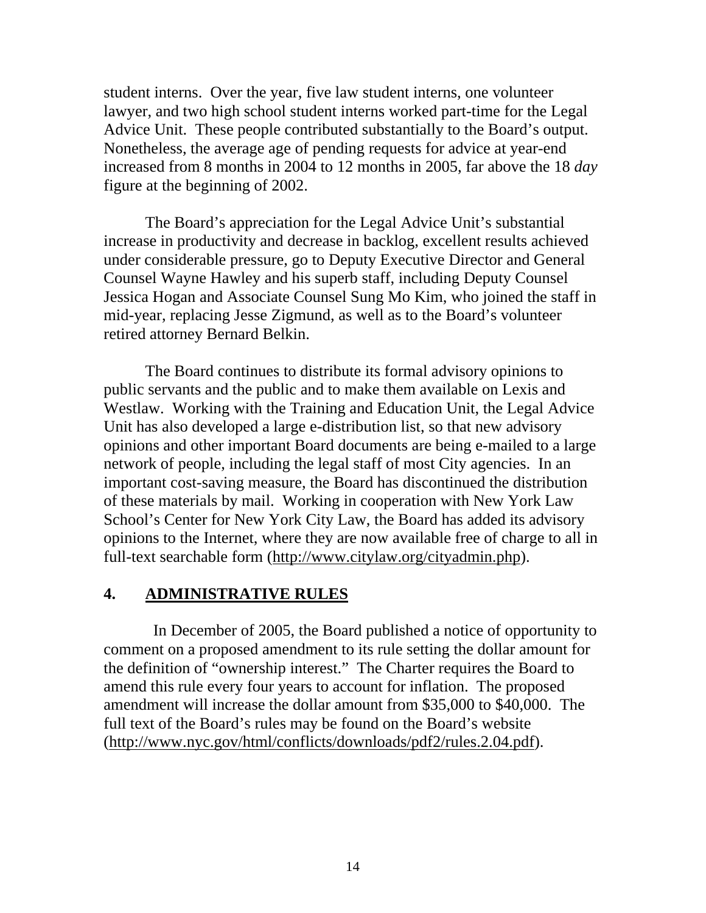student interns. Over the year, five law student interns, one volunteer lawyer, and two high school student interns worked part-time for the Legal Advice Unit. These people contributed substantially to the Board's output. Nonetheless, the average age of pending requests for advice at year-end increased from 8 months in 2004 to 12 months in 2005, far above the 18 *day* figure at the beginning of 2002.

The Board's appreciation for the Legal Advice Unit's substantial increase in productivity and decrease in backlog, excellent results achieved under considerable pressure, go to Deputy Executive Director and General Counsel Wayne Hawley and his superb staff, including Deputy Counsel Jessica Hogan and Associate Counsel Sung Mo Kim, who joined the staff in mid-year, replacing Jesse Zigmund, as well as to the Board's volunteer retired attorney Bernard Belkin.

The Board continues to distribute its formal advisory opinions to public servants and the public and to make them available on Lexis and Westlaw. Working with the Training and Education Unit, the Legal Advice Unit has also developed a large e-distribution list, so that new advisory opinions and other important Board documents are being e-mailed to a large network of people, including the legal staff of most City agencies. In an important cost-saving measure, the Board has discontinued the distribution of these materials by mail. Working in cooperation with New York Law School's Center for New York City Law, the Board has added its advisory opinions to the Internet, where they are now available free of charge to all in full-text searchable form (http://www.citylaw.org/cityadmin.php).

## 4. ADMINISTRATIVE RULES

In December of 2005, the Board published a notice of opportunity to comment on a proposed amendment to its rule setting the dollar amount for the definition of "ownership interest." The Charter requires the Board to amend this rule every four years to account for inflation. The proposed amendment will increase the dollar amount from $35,000 to $40,000. The full text of the Board's rules may be found on the Board's website (http://www.nyc.gov/html/conflicts/downloads/pdf2/rules.2.04.pdf).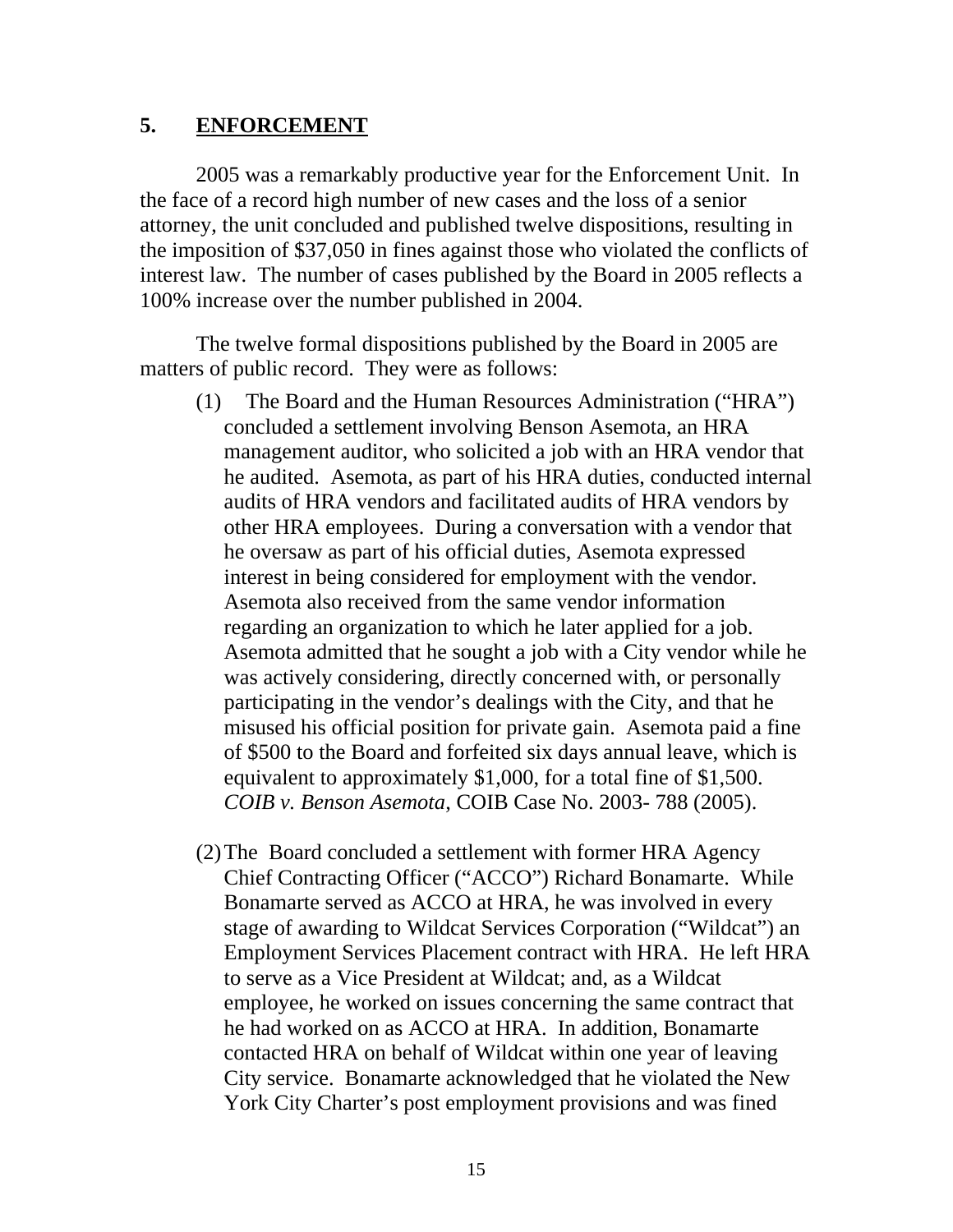## 5. ENFORCEMENT

2005 was a remarkably productive year for the Enforcement Unit. In the face of a record high number of new cases and the loss of a senior attorney, the unit concluded and published twelve dispositions, resulting in the imposition of $37,050 in fines against those who violated the conflicts of interest law. The number of cases published by the Board in 2005 reflects a 100% increase over the number published in 2004.

The twelve formal dispositions published by the Board in 2005 are matters of public record. They were as follows:

(1) The Board and the Human Resources Administration ("HRA") concluded a settlement involving Benson Asemota, an HRA management auditor, who solicited a job with an HRA vendor that he audited. Asemota, as part of his HRA duties, conducted internal audits of HRA vendors and facilitated audits of HRA vendors by other HRA employees. During a conversation with a vendor that he oversaw as part of his official duties, Asemota expressed interest in being considered for employment with the vendor. Asemota also received from the same vendor information regarding an organization to which he later applied for a job. Asemota admitted that he sought a job with a City vendor while he was actively considering, directly concerned with, or personally participating in the vendor's dealings with the City, and that he misused his official position for private gain. Asemota paid a fine of $500 to the Board and forfeited six days annual leave, which is equivalent to approximately $1,000, for a total fine of $1,500. *COIB v. Benson Asemota*, COIB Case No. 2003- 788 (2005).

(2) The Board concluded a settlement with former HRA Agency Chief Contracting Officer ("ACCO") Richard Bonamarte. While Bonamarte served as ACCO at HRA, he was involved in every stage of awarding to Wildcat Services Corporation ("Wildcat") an Employment Services Placement contract with HRA. He left HRA to serve as a Vice President at Wildcat; and, as a Wildcat employee, he worked on issues concerning the same contract that he had worked on as ACCO at HRA. In addition, Bonamarte contacted HRA on behalf of Wildcat within one year of leaving City service. Bonamarte acknowledged that he violated the New York City Charter's post employment provisions and was fined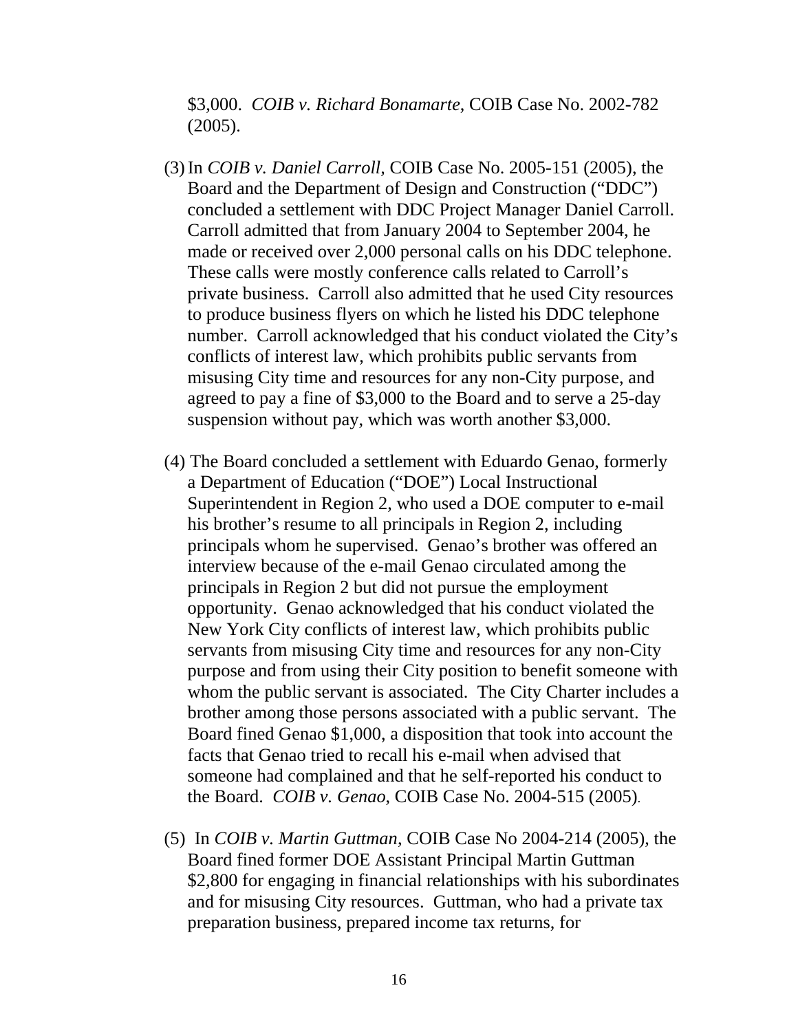$3,000. *COIB v. Richard Bonamarte*, COIB Case No. 2002-782 (2005).

(3) In *COIB v. Daniel Carroll,* COIB Case No. 2005-151 (2005), the Board and the Department of Design and Construction ("DDC") concluded a settlement with DDC Project Manager Daniel Carroll. Carroll admitted that from January 2004 to September 2004, he made or received over 2,000 personal calls on his DDC telephone. These calls were mostly conference calls related to Carroll's private business. Carroll also admitted that he used City resources to produce business flyers on which he listed his DDC telephone number. Carroll acknowledged that his conduct violated the City's conflicts of interest law, which prohibits public servants from misusing City time and resources for any non-City purpose, and agreed to pay a fine of $3,000 to the Board and to serve a 25-day suspension without pay, which was worth another $3,000.

(4) The Board concluded a settlement with Eduardo Genao, formerly a Department of Education ("DOE") Local Instructional Superintendent in Region 2, who used a DOE computer to e-mail his brother's resume to all principals in Region 2, including principals whom he supervised. Genao's brother was offered an interview because of the e-mail Genao circulated among the principals in Region 2 but did not pursue the employment opportunity. Genao acknowledged that his conduct violated the New York City conflicts of interest law, which prohibits public servants from misusing City time and resources for any non-City purpose and from using their City position to benefit someone with whom the public servant is associated. The City Charter includes a brother among those persons associated with a public servant. The Board fined Genao $1,000, a disposition that took into account the facts that Genao tried to recall his e-mail when advised that someone had complained and that he self-reported his conduct to the Board. *COIB v. Genao*, COIB Case No. 2004-515 (2005).

(5) In *COIB v. Martin Guttman*, COIB Case No 2004-214 (2005), the Board fined former DOE Assistant Principal Martin Guttman $2,800 for engaging in financial relationships with his subordinates and for misusing City resources. Guttman, who had a private tax preparation business, prepared income tax returns, for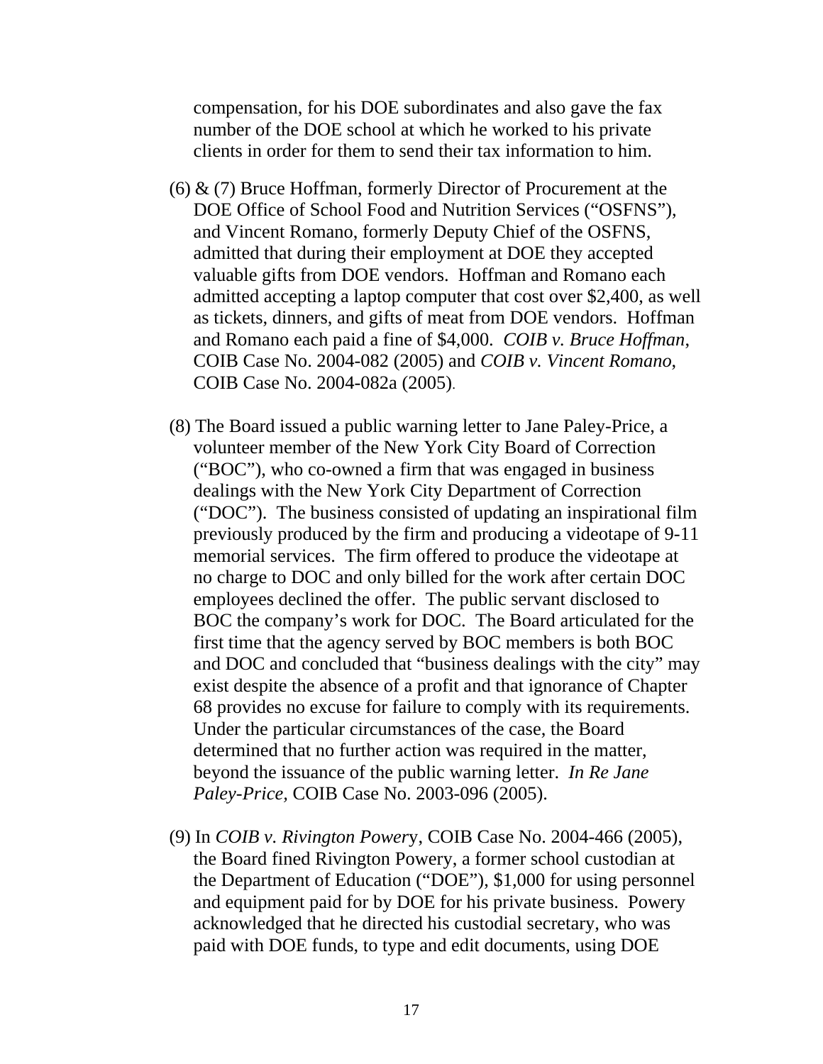compensation, for his DOE subordinates and also gave the fax number of the DOE school at which he worked to his private clients in order for them to send their tax information to him.

(6) & (7) Bruce Hoffman, formerly Director of Procurement at the DOE Office of School Food and Nutrition Services ("OSFNS"), and Vincent Romano, formerly Deputy Chief of the OSFNS, admitted that during their employment at DOE they accepted valuable gifts from DOE vendors. Hoffman and Romano each admitted accepting a laptop computer that cost over $2,400, as well as tickets, dinners, and gifts of meat from DOE vendors. Hoffman and Romano each paid a fine of $4,000. *COIB v. Bruce Hoffman*, COIB Case No. 2004-082 (2005) and *COIB v. Vincent Romano*, COIB Case No. 2004-082a (2005).

(8) The Board issued a public warning letter to Jane Paley-Price, a volunteer member of the New York City Board of Correction ("BOC"), who co-owned a firm that was engaged in business dealings with the New York City Department of Correction ("DOC"). The business consisted of updating an inspirational film previously produced by the firm and producing a videotape of 9-11 memorial services. The firm offered to produce the videotape at no charge to DOC and only billed for the work after certain DOC employees declined the offer. The public servant disclosed to BOC the company's work for DOC. The Board articulated for the first time that the agency served by BOC members is both BOC and DOC and concluded that "business dealings with the city" may exist despite the absence of a profit and that ignorance of Chapter 68 provides no excuse for failure to comply with its requirements. Under the particular circumstances of the case, the Board determined that no further action was required in the matter, beyond the issuance of the public warning letter. *In Re Jane Paley-Price,* COIB Case No. 2003-096 (2005).

(9) In *COIB v. Rivington Powery*, COIB Case No. 2004-466 (2005), the Board fined Rivington Powery, a former school custodian at the Department of Education ("DOE"), $1,000 for using personnel and equipment paid for by DOE for his private business. Powery acknowledged that he directed his custodial secretary, who was paid with DOE funds, to type and edit documents, using DOE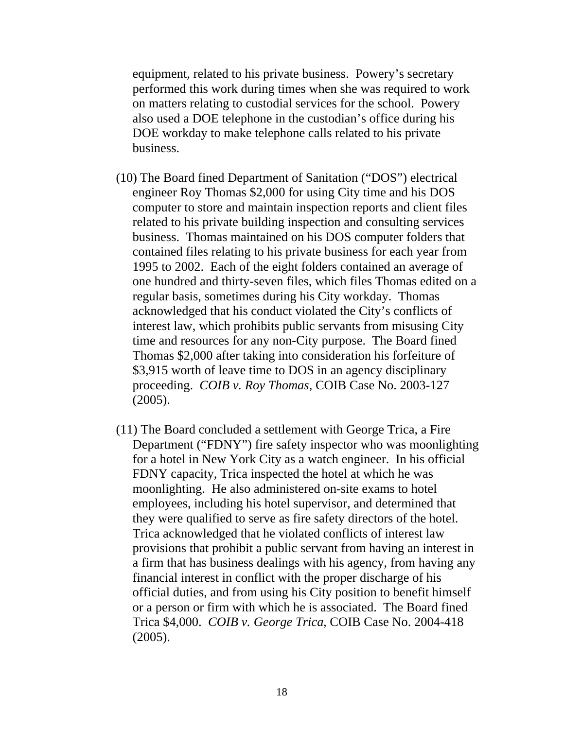equipment, related to his private business. Powery's secretary performed this work during times when she was required to work on matters relating to custodial services for the school. Powery also used a DOE telephone in the custodian's office during his DOE workday to make telephone calls related to his private business.

(10) The Board fined Department of Sanitation ("DOS") electrical engineer Roy Thomas $2,000 for using City time and his DOS computer to store and maintain inspection reports and client files related to his private building inspection and consulting services business. Thomas maintained on his DOS computer folders that contained files relating to his private business for each year from 1995 to 2002. Each of the eight folders contained an average of one hundred and thirty-seven files, which files Thomas edited on a regular basis, sometimes during his City workday. Thomas acknowledged that his conduct violated the City's conflicts of interest law, which prohibits public servants from misusing City time and resources for any non-City purpose. The Board fined Thomas $2,000 after taking into consideration his forfeiture of $3,915 worth of leave time to DOS in an agency disciplinary proceeding. *COIB v. Roy Thomas*, COIB Case No. 2003-127 (2005).

(11) The Board concluded a settlement with George Trica, a Fire Department ("FDNY") fire safety inspector who was moonlighting for a hotel in New York City as a watch engineer. In his official FDNY capacity, Trica inspected the hotel at which he was moonlighting. He also administered on-site exams to hotel employees, including his hotel supervisor, and determined that they were qualified to serve as fire safety directors of the hotel. Trica acknowledged that he violated conflicts of interest law provisions that prohibit a public servant from having an interest in a firm that has business dealings with his agency, from having any financial interest in conflict with the proper discharge of his official duties, and from using his City position to benefit himself or a person or firm with which he is associated. The Board fined Trica $4,000. *COIB v. George Trica,* COIB Case No. 2004-418 (2005).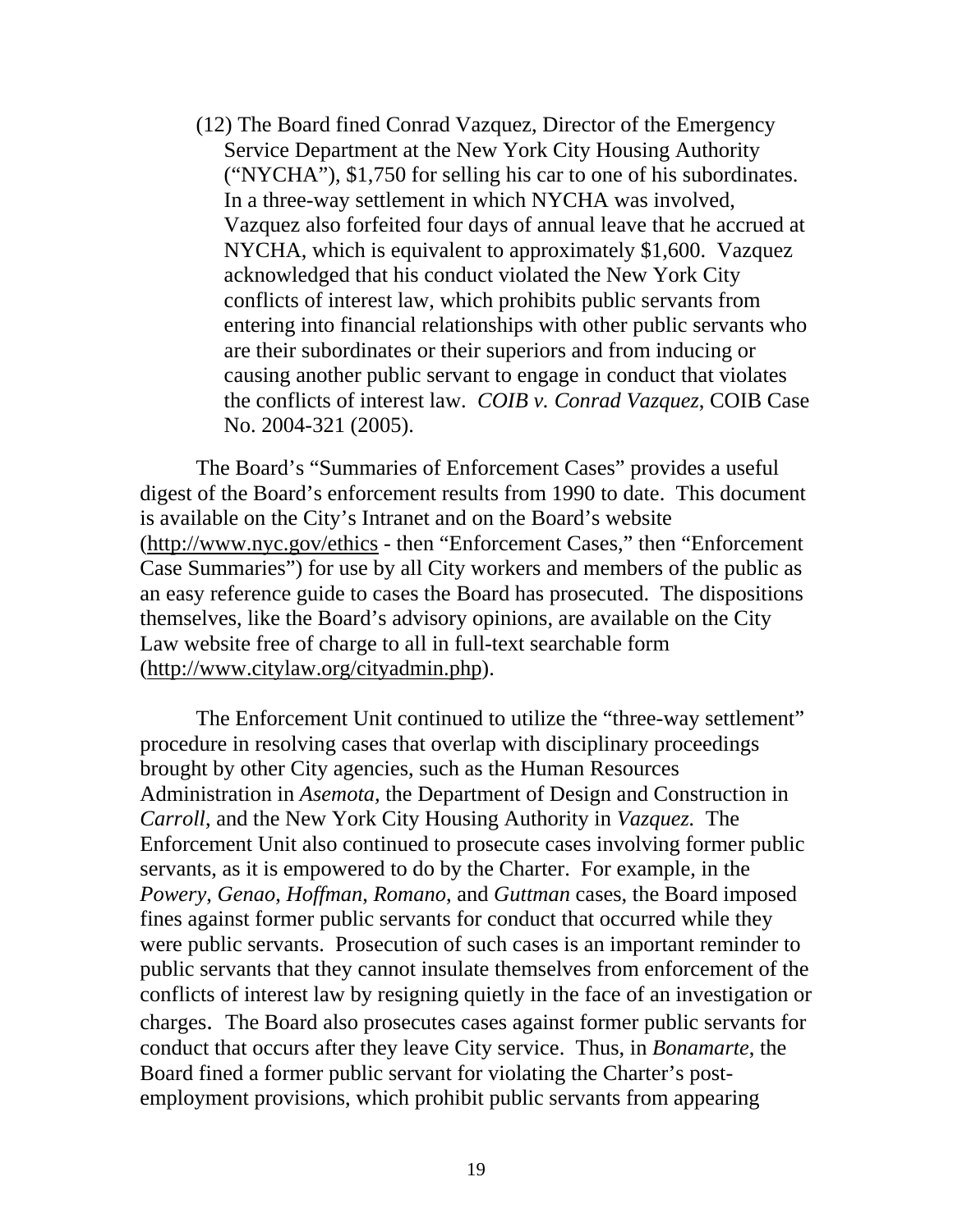(12) The Board fined Conrad Vazquez, Director of the Emergency Service Department at the New York City Housing Authority ("NYCHA"), $1,750 for selling his car to one of his subordinates. In a three-way settlement in which NYCHA was involved, Vazquez also forfeited four days of annual leave that he accrued at NYCHA, which is equivalent to approximately $1,600. Vazquez acknowledged that his conduct violated the New York City conflicts of interest law, which prohibits public servants from entering into financial relationships with other public servants who are their subordinates or their superiors and from inducing or causing another public servant to engage in conduct that violates the conflicts of interest law. *COIB v. Conrad Vazquez*, COIB Case No. 2004-321 (2005).

The Board's "Summaries of Enforcement Cases" provides a useful digest of the Board's enforcement results from 1990 to date. This document is available on the City's Intranet and on the Board's website (http://www.nyc.gov/ethics - then "Enforcement Cases," then "Enforcement Case Summaries") for use by all City workers and members of the public as an easy reference guide to cases the Board has prosecuted. The dispositions themselves, like the Board's advisory opinions, are available on the City Law website free of charge to all in full-text searchable form (http://www.citylaw.org/cityadmin.php).

The Enforcement Unit continued to utilize the "three-way settlement" procedure in resolving cases that overlap with disciplinary proceedings brought by other City agencies, such as the Human Resources Administration in *Asemota*, the Department of Design and Construction in *Carroll*, and the New York City Housing Authority in *Vazquez*. The Enforcement Unit also continued to prosecute cases involving former public servants, as it is empowered to do by the Charter. For example, in the *Powery*, *Genao*, *Hoffman*, *Romano*, and *Guttman* cases, the Board imposed fines against former public servants for conduct that occurred while they were public servants. Prosecution of such cases is an important reminder to public servants that they cannot insulate themselves from enforcement of the conflicts of interest law by resigning quietly in the face of an investigation or charges. The Board also prosecutes cases against former public servants for conduct that occurs after they leave City service. Thus, in *Bonamarte*, the Board fined a former public servant for violating the Charter's post-employment provisions, which prohibit public servants from appearing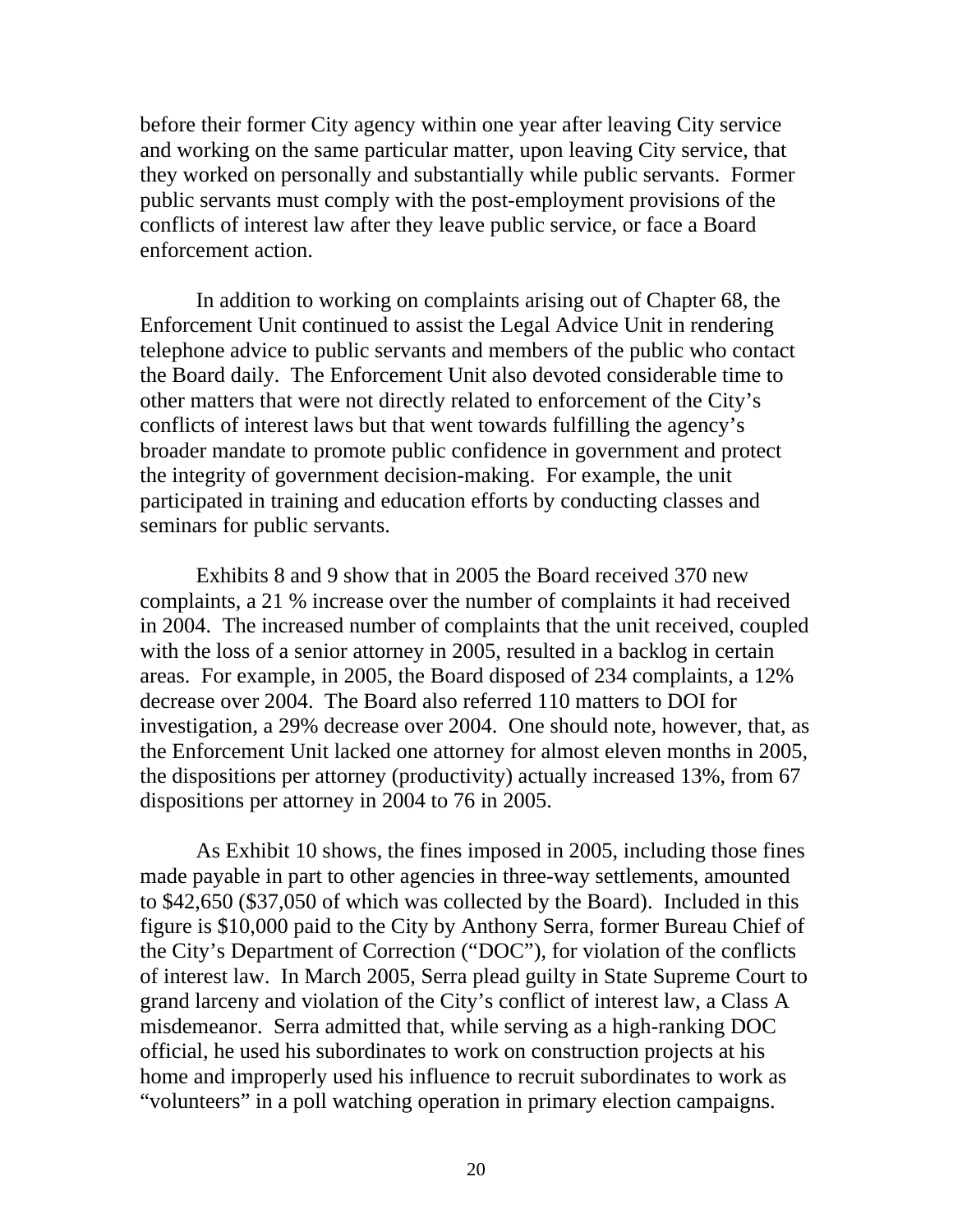before their former City agency within one year after leaving City service and working on the same particular matter, upon leaving City service, that they worked on personally and substantially while public servants. Former public servants must comply with the post-employment provisions of the conflicts of interest law after they leave public service, or face a Board enforcement action.

In addition to working on complaints arising out of Chapter 68, the Enforcement Unit continued to assist the Legal Advice Unit in rendering telephone advice to public servants and members of the public who contact the Board daily. The Enforcement Unit also devoted considerable time to other matters that were not directly related to enforcement of the City's conflicts of interest laws but that went towards fulfilling the agency's broader mandate to promote public confidence in government and protect the integrity of government decision-making. For example, the unit participated in training and education efforts by conducting classes and seminars for public servants.

Exhibits 8 and 9 show that in 2005 the Board received 370 new complaints, a 21 % increase over the number of complaints it had received in 2004. The increased number of complaints that the unit received, coupled with the loss of a senior attorney in 2005, resulted in a backlog in certain areas. For example, in 2005, the Board disposed of 234 complaints, a 12% decrease over 2004. The Board also referred 110 matters to DOI for investigation, a 29% decrease over 2004. One should note, however, that, as the Enforcement Unit lacked one attorney for almost eleven months in 2005, the dispositions per attorney (productivity) actually increased 13%, from 67 dispositions per attorney in 2004 to 76 in 2005.

As Exhibit 10 shows, the fines imposed in 2005, including those fines made payable in part to other agencies in three-way settlements, amounted to $42,650 ($37,050 of which was collected by the Board). Included in this figure is $10,000 paid to the City by Anthony Serra, former Bureau Chief of the City's Department of Correction ("DOC"), for violation of the conflicts of interest law. In March 2005, Serra plead guilty in State Supreme Court to grand larceny and violation of the City's conflict of interest law, a Class A misdemeanor. Serra admitted that, while serving as a high-ranking DOC official, he used his subordinates to work on construction projects at his home and improperly used his influence to recruit subordinates to work as "volunteers" in a poll watching operation in primary election campaigns.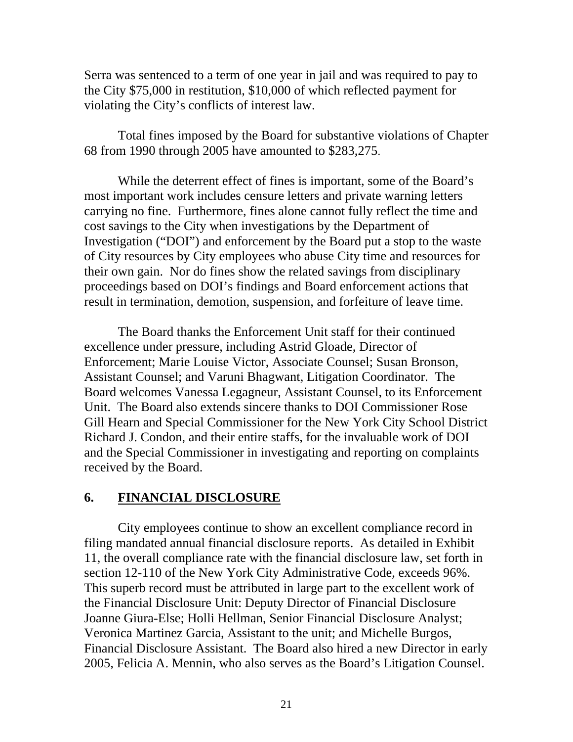Serra was sentenced to a term of one year in jail and was required to pay to the City $75,000 in restitution, $10,000 of which reflected payment for violating the City's conflicts of interest law.

Total fines imposed by the Board for substantive violations of Chapter 68 from 1990 through 2005 have amounted to $283,275.

While the deterrent effect of fines is important, some of the Board's most important work includes censure letters and private warning letters carrying no fine. Furthermore, fines alone cannot fully reflect the time and cost savings to the City when investigations by the Department of Investigation ("DOI") and enforcement by the Board put a stop to the waste of City resources by City employees who abuse City time and resources for their own gain. Nor do fines show the related savings from disciplinary proceedings based on DOI's findings and Board enforcement actions that result in termination, demotion, suspension, and forfeiture of leave time.

The Board thanks the Enforcement Unit staff for their continued excellence under pressure, including Astrid Gloade, Director of Enforcement; Marie Louise Victor, Associate Counsel; Susan Bronson, Assistant Counsel; and Varuni Bhagwant, Litigation Coordinator. The Board welcomes Vanessa Legagneur, Assistant Counsel, to its Enforcement Unit. The Board also extends sincere thanks to DOI Commissioner Rose Gill Hearn and Special Commissioner for the New York City School District Richard J. Condon, and their entire staffs, for the invaluable work of DOI and the Special Commissioner in investigating and reporting on complaints received by the Board.

## 6. FINANCIAL DISCLOSURE

City employees continue to show an excellent compliance record in filing mandated annual financial disclosure reports. As detailed in Exhibit 11, the overall compliance rate with the financial disclosure law, set forth in section 12-110 of the New York City Administrative Code, exceeds 96%. This superb record must be attributed in large part to the excellent work of the Financial Disclosure Unit: Deputy Director of Financial Disclosure Joanne Giura-Else; Holli Hellman, Senior Financial Disclosure Analyst; Veronica Martinez Garcia, Assistant to the unit; and Michelle Burgos, Financial Disclosure Assistant. The Board also hired a new Director in early 2005, Felicia A. Mennin, who also serves as the Board's Litigation Counsel.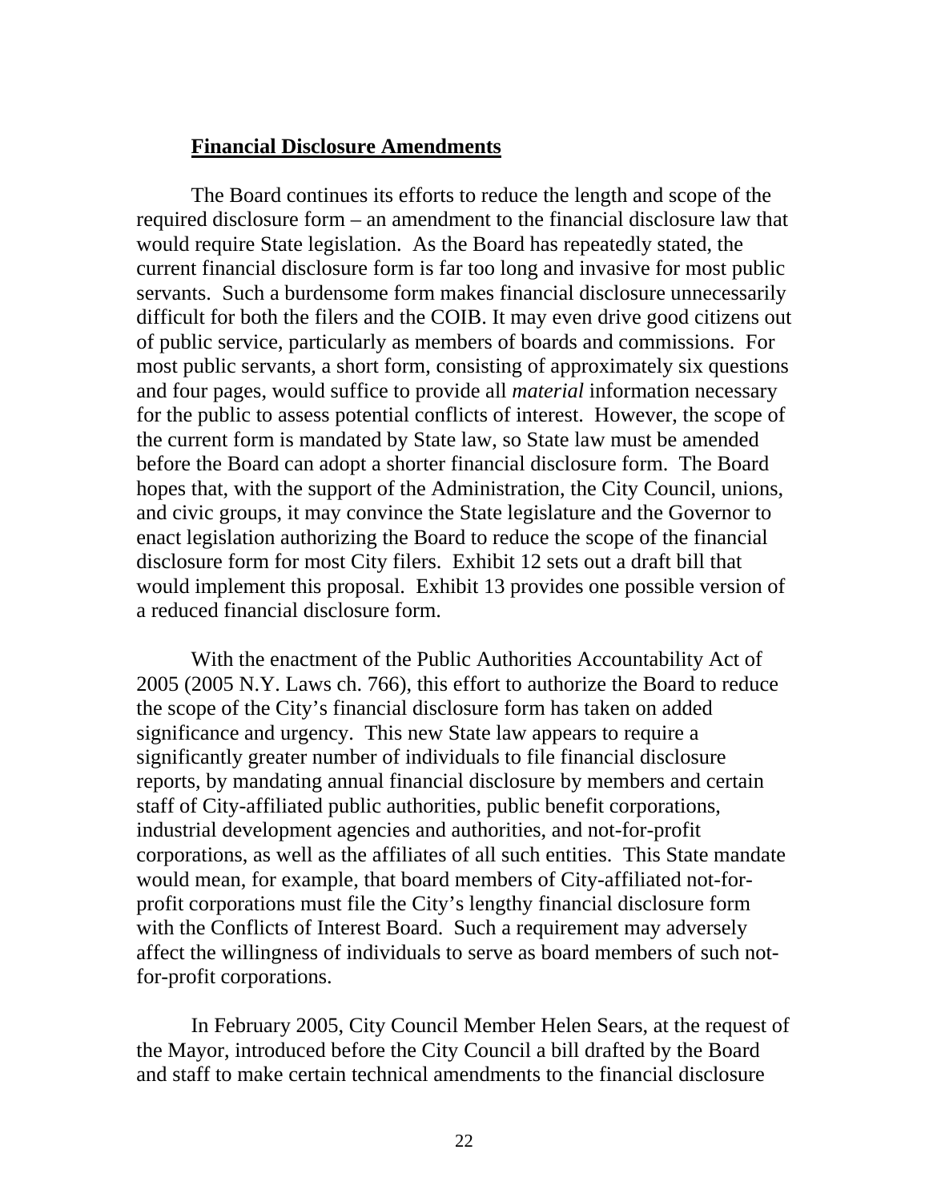## Financial Disclosure Amendments

The Board continues its efforts to reduce the length and scope of the required disclosure form – an amendment to the financial disclosure law that would require State legislation. As the Board has repeatedly stated, the current financial disclosure form is far too long and invasive for most public servants. Such a burdensome form makes financial disclosure unnecessarily difficult for both the filers and the COIB. It may even drive good citizens out of public service, particularly as members of boards and commissions. For most public servants, a short form, consisting of approximately six questions and four pages, would suffice to provide all *material* information necessary for the public to assess potential conflicts of interest. However, the scope of the current form is mandated by State law, so State law must be amended before the Board can adopt a shorter financial disclosure form. The Board hopes that, with the support of the Administration, the City Council, unions, and civic groups, it may convince the State legislature and the Governor to enact legislation authorizing the Board to reduce the scope of the financial disclosure form for most City filers. Exhibit 12 sets out a draft bill that would implement this proposal. Exhibit 13 provides one possible version of a reduced financial disclosure form.

With the enactment of the Public Authorities Accountability Act of 2005 (2005 N.Y. Laws ch. 766), this effort to authorize the Board to reduce the scope of the City's financial disclosure form has taken on added significance and urgency. This new State law appears to require a significantly greater number of individuals to file financial disclosure reports, by mandating annual financial disclosure by members and certain staff of City-affiliated public authorities, public benefit corporations, industrial development agencies and authorities, and not-for-profit corporations, as well as the affiliates of all such entities. This State mandate would mean, for example, that board members of City-affiliated not-for-profit corporations must file the City's lengthy financial disclosure form with the Conflicts of Interest Board. Such a requirement may adversely affect the willingness of individuals to serve as board members of such not-for-profit corporations.

In February 2005, City Council Member Helen Sears, at the request of the Mayor, introduced before the City Council a bill drafted by the Board and staff to make certain technical amendments to the financial disclosure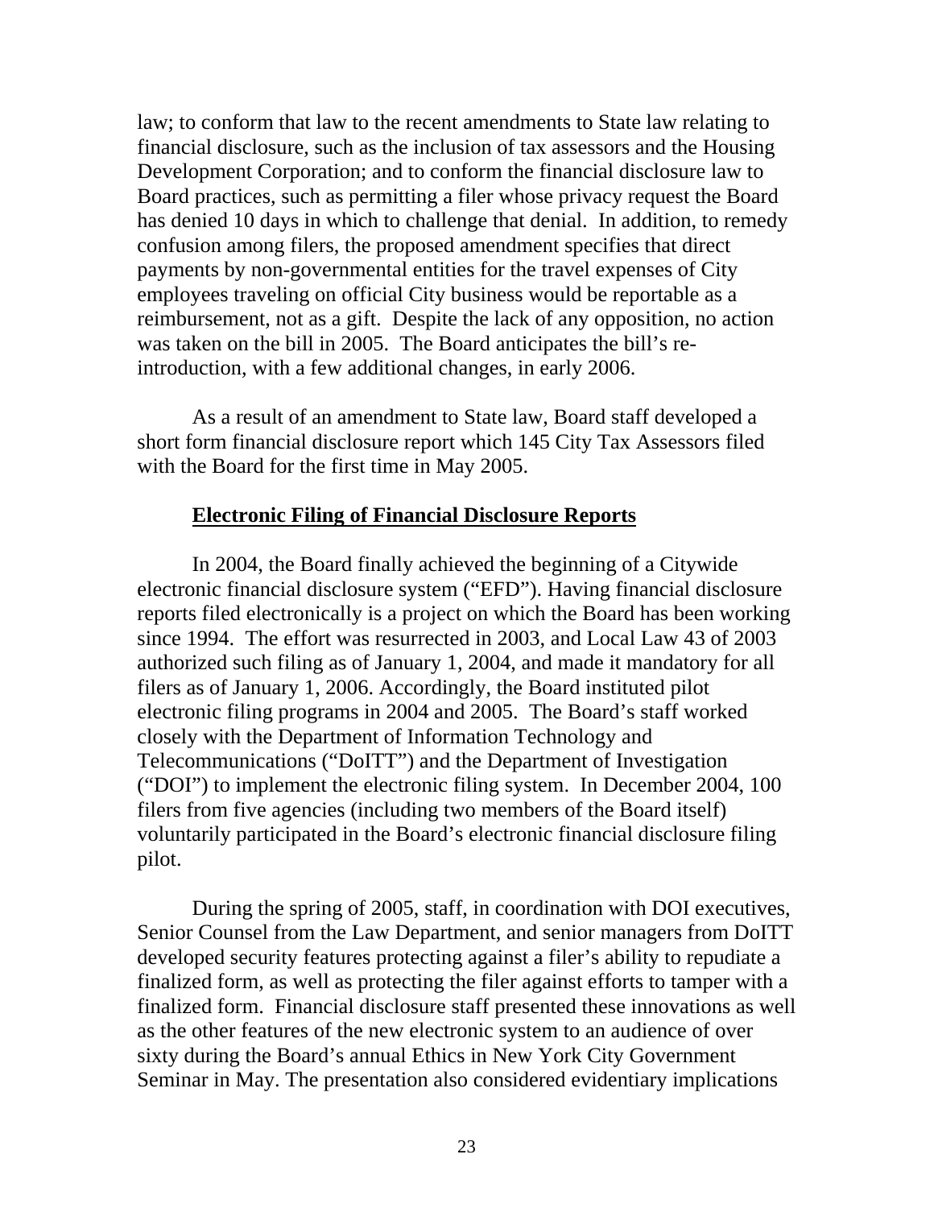law; to conform that law to the recent amendments to State law relating to financial disclosure, such as the inclusion of tax assessors and the Housing Development Corporation; and to conform the financial disclosure law to Board practices, such as permitting a filer whose privacy request the Board has denied 10 days in which to challenge that denial. In addition, to remedy confusion among filers, the proposed amendment specifies that direct payments by non-governmental entities for the travel expenses of City employees traveling on official City business would be reportable as a reimbursement, not as a gift. Despite the lack of any opposition, no action was taken on the bill in 2005. The Board anticipates the bill's re-introduction, with a few additional changes, in early 2006.

As a result of an amendment to State law, Board staff developed a short form financial disclosure report which 145 City Tax Assessors filed with the Board for the first time in May 2005.

## Electronic Filing of Financial Disclosure Reports

In 2004, the Board finally achieved the beginning of a Citywide electronic financial disclosure system ("EFD"). Having financial disclosure reports filed electronically is a project on which the Board has been working since 1994. The effort was resurrected in 2003, and Local Law 43 of 2003 authorized such filing as of January 1, 2004, and made it mandatory for all filers as of January 1, 2006. Accordingly, the Board instituted pilot electronic filing programs in 2004 and 2005. The Board's staff worked closely with the Department of Information Technology and Telecommunications ("DoITT") and the Department of Investigation ("DOI") to implement the electronic filing system. In December 2004, 100 filers from five agencies (including two members of the Board itself) voluntarily participated in the Board's electronic financial disclosure filing pilot.

During the spring of 2005, staff, in coordination with DOI executives, Senior Counsel from the Law Department, and senior managers from DoITT developed security features protecting against a filer's ability to repudiate a finalized form, as well as protecting the filer against efforts to tamper with a finalized form. Financial disclosure staff presented these innovations as well as the other features of the new electronic system to an audience of over sixty during the Board's annual Ethics in New York City Government Seminar in May. The presentation also considered evidentiary implications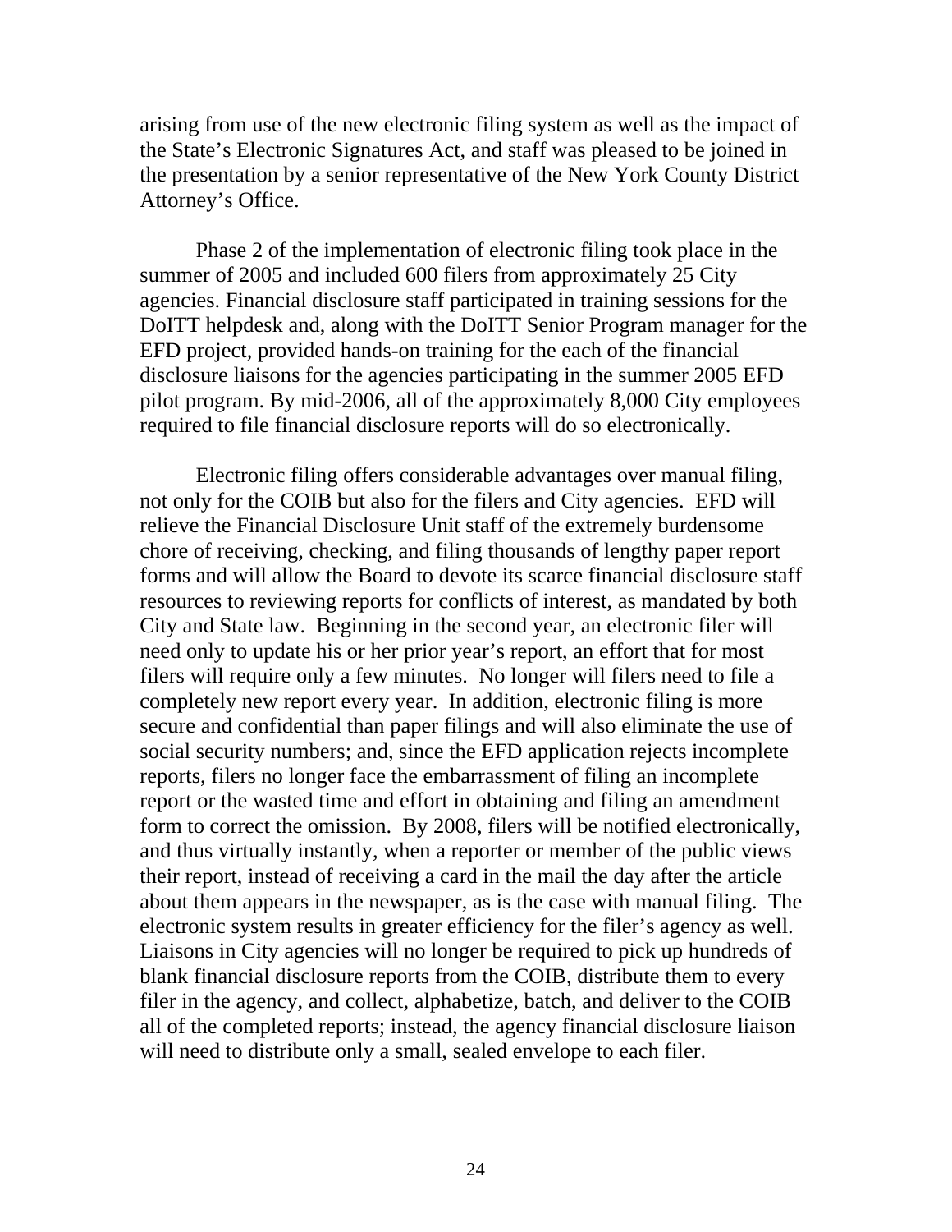arising from use of the new electronic filing system as well as the impact of the State's Electronic Signatures Act, and staff was pleased to be joined in the presentation by a senior representative of the New York County District Attorney's Office.

Phase 2 of the implementation of electronic filing took place in the summer of 2005 and included 600 filers from approximately 25 City agencies. Financial disclosure staff participated in training sessions for the DoITT helpdesk and, along with the DoITT Senior Program manager for the EFD project, provided hands-on training for the each of the financial disclosure liaisons for the agencies participating in the summer 2005 EFD pilot program. By mid-2006, all of the approximately 8,000 City employees required to file financial disclosure reports will do so electronically.

Electronic filing offers considerable advantages over manual filing, not only for the COIB but also for the filers and City agencies. EFD will relieve the Financial Disclosure Unit staff of the extremely burdensome chore of receiving, checking, and filing thousands of lengthy paper report forms and will allow the Board to devote its scarce financial disclosure staff resources to reviewing reports for conflicts of interest, as mandated by both City and State law. Beginning in the second year, an electronic filer will need only to update his or her prior year's report, an effort that for most filers will require only a few minutes. No longer will filers need to file a completely new report every year. In addition, electronic filing is more secure and confidential than paper filings and will also eliminate the use of social security numbers; and, since the EFD application rejects incomplete reports, filers no longer face the embarrassment of filing an incomplete report or the wasted time and effort in obtaining and filing an amendment form to correct the omission. By 2008, filers will be notified electronically, and thus virtually instantly, when a reporter or member of the public views their report, instead of receiving a card in the mail the day after the article about them appears in the newspaper, as is the case with manual filing. The electronic system results in greater efficiency for the filer's agency as well. Liaisons in City agencies will no longer be required to pick up hundreds of blank financial disclosure reports from the COIB, distribute them to every filer in the agency, and collect, alphabetize, batch, and deliver to the COIB all of the completed reports; instead, the agency financial disclosure liaison will need to distribute only a small, sealed envelope to each filer.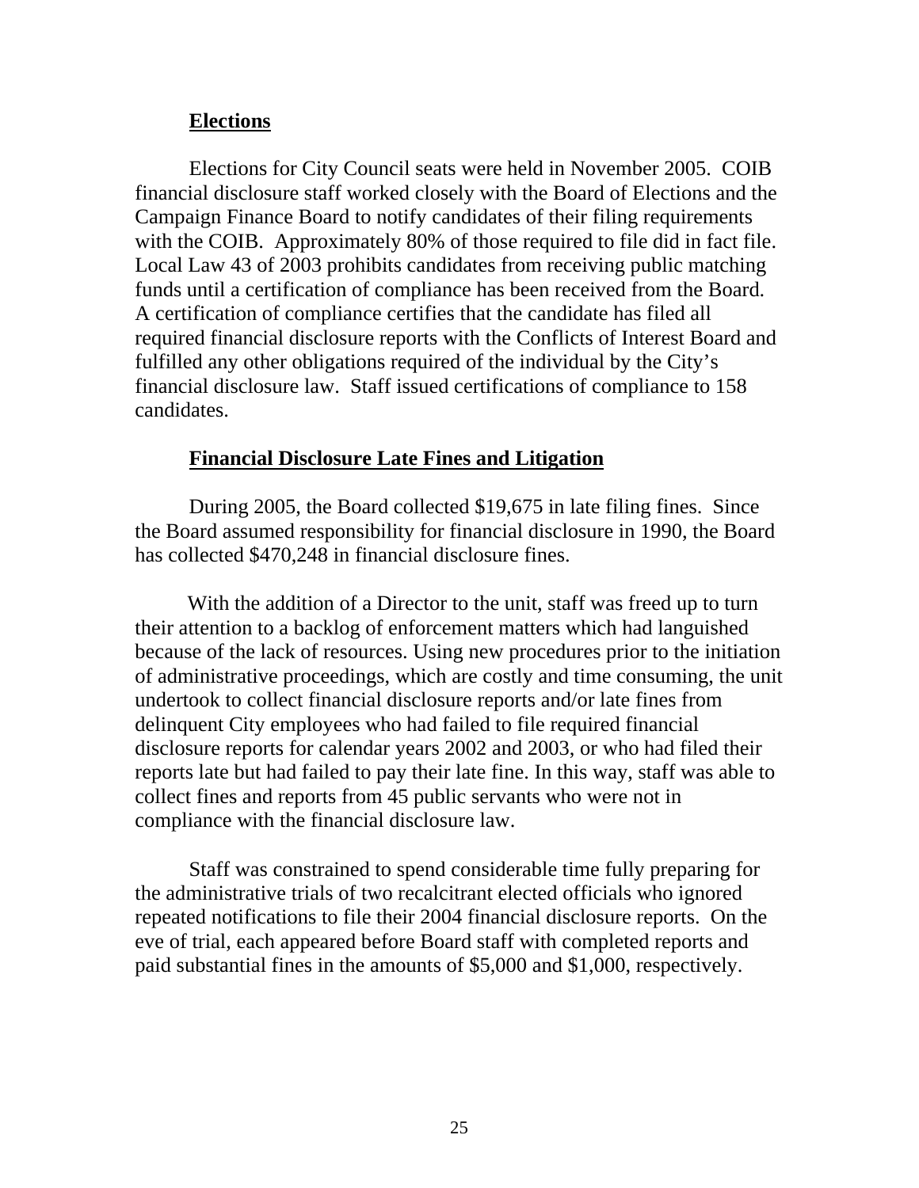## Elections

Elections for City Council seats were held in November 2005. COIB financial disclosure staff worked closely with the Board of Elections and the Campaign Finance Board to notify candidates of their filing requirements with the COIB. Approximately 80% of those required to file did in fact file. Local Law 43 of 2003 prohibits candidates from receiving public matching funds until a certification of compliance has been received from the Board. A certification of compliance certifies that the candidate has filed all required financial disclosure reports with the Conflicts of Interest Board and fulfilled any other obligations required of the individual by the City's financial disclosure law. Staff issued certifications of compliance to 158 candidates.

## Financial Disclosure Late Fines and Litigation

During 2005, the Board collected $19,675 in late filing fines. Since the Board assumed responsibility for financial disclosure in 1990, the Board has collected $470,248 in financial disclosure fines.

With the addition of a Director to the unit, staff was freed up to turn their attention to a backlog of enforcement matters which had languished because of the lack of resources. Using new procedures prior to the initiation of administrative proceedings, which are costly and time consuming, the unit undertook to collect financial disclosure reports and/or late fines from delinquent City employees who had failed to file required financial disclosure reports for calendar years 2002 and 2003, or who had filed their reports late but had failed to pay their late fine. In this way, staff was able to collect fines and reports from 45 public servants who were not in compliance with the financial disclosure law.

Staff was constrained to spend considerable time fully preparing for the administrative trials of two recalcitrant elected officials who ignored repeated notifications to file their 2004 financial disclosure reports. On the eve of trial, each appeared before Board staff with completed reports and paid substantial fines in the amounts of $5,000 and $1,000, respectively.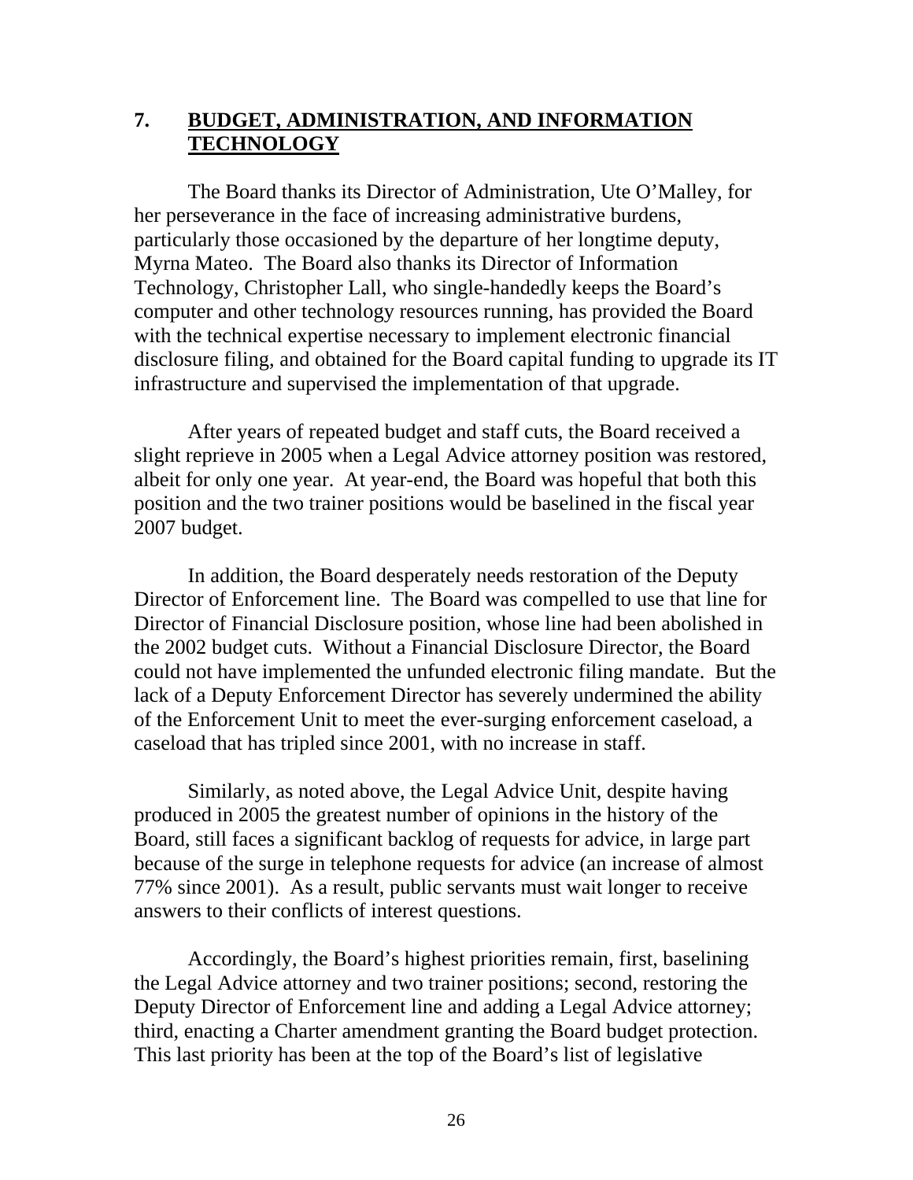## 7. BUDGET, ADMINISTRATION, AND INFORMATION TECHNOLOGY

The Board thanks its Director of Administration, Ute O'Malley, for her perseverance in the face of increasing administrative burdens, particularly those occasioned by the departure of her longtime deputy, Myrna Mateo. The Board also thanks its Director of Information Technology, Christopher Lall, who single-handedly keeps the Board's computer and other technology resources running, has provided the Board with the technical expertise necessary to implement electronic financial disclosure filing, and obtained for the Board capital funding to upgrade its IT infrastructure and supervised the implementation of that upgrade.

After years of repeated budget and staff cuts, the Board received a slight reprieve in 2005 when a Legal Advice attorney position was restored, albeit for only one year. At year-end, the Board was hopeful that both this position and the two trainer positions would be baselined in the fiscal year 2007 budget.

In addition, the Board desperately needs restoration of the Deputy Director of Enforcement line. The Board was compelled to use that line for Director of Financial Disclosure position, whose line had been abolished in the 2002 budget cuts. Without a Financial Disclosure Director, the Board could not have implemented the unfunded electronic filing mandate. But the lack of a Deputy Enforcement Director has severely undermined the ability of the Enforcement Unit to meet the ever-surging enforcement caseload, a caseload that has tripled since 2001, with no increase in staff.

Similarly, as noted above, the Legal Advice Unit, despite having produced in 2005 the greatest number of opinions in the history of the Board, still faces a significant backlog of requests for advice, in large part because of the surge in telephone requests for advice (an increase of almost 77% since 2001). As a result, public servants must wait longer to receive answers to their conflicts of interest questions.

Accordingly, the Board's highest priorities remain, first, baselining the Legal Advice attorney and two trainer positions; second, restoring the Deputy Director of Enforcement line and adding a Legal Advice attorney; third, enacting a Charter amendment granting the Board budget protection. This last priority has been at the top of the Board's list of legislative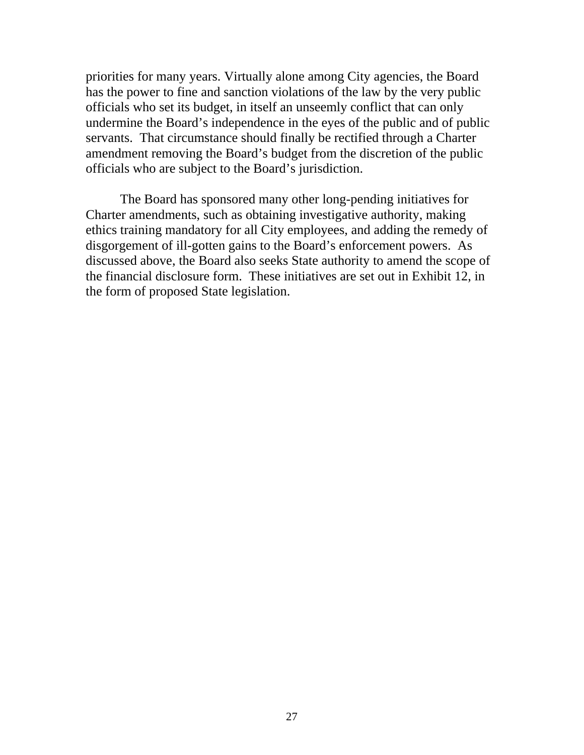priorities for many years. Virtually alone among City agencies, the Board has the power to fine and sanction violations of the law by the very public officials who set its budget, in itself an unseemly conflict that can only undermine the Board's independence in the eyes of the public and of public servants. That circumstance should finally be rectified through a Charter amendment removing the Board's budget from the discretion of the public officials who are subject to the Board's jurisdiction.

The Board has sponsored many other long-pending initiatives for Charter amendments, such as obtaining investigative authority, making ethics training mandatory for all City employees, and adding the remedy of disgorgement of ill-gotten gains to the Board's enforcement powers. As discussed above, the Board also seeks State authority to amend the scope of the financial disclosure form. These initiatives are set out in Exhibit 12, in the form of proposed State legislation.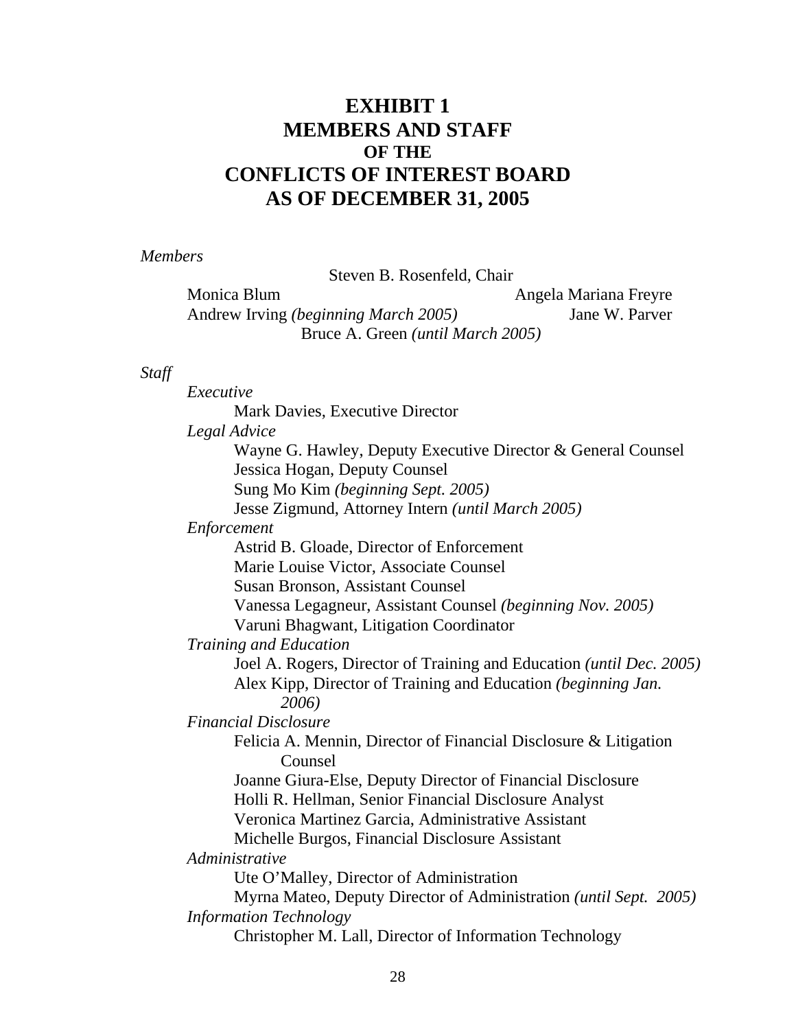# EXHIBIT 1
# MEMBERS AND STAFF
## OF THE
# CONFLICTS OF INTEREST BOARD
# AS OF DECEMBER 31, 2005

*Members*

Steven B. Rosenfeld, Chair

Monica Blum

Angela Mariana Freyre

Andrew Irving *(beginning March 2005)*

Jane W. Parver

Bruce A. Green *(until March 2005)*

*Staff*

*Executive*

Mark Davies, Executive Director

*Legal Advice*

Wayne G. Hawley, Deputy Executive Director & General Counsel
Jessica Hogan, Deputy Counsel
Sung Mo Kim *(beginning Sept. 2005)*
Jesse Zigmund, Attorney Intern *(until March 2005)*

*Enforcement*

Astrid B. Gloade, Director of Enforcement
Marie Louise Victor, Associate Counsel
Susan Bronson, Assistant Counsel
Vanessa Legagneur, Assistant Counsel *(beginning Nov. 2005)*
Varuni Bhagwant, Litigation Coordinator

*Training and Education*

Joel A. Rogers, Director of Training and Education *(until Dec. 2005)*
Alex Kipp, Director of Training and Education *(beginning Jan. 2006)*

*Financial Disclosure*

Felicia A. Mennin, Director of Financial Disclosure & Litigation Counsel
Joanne Giura-Else, Deputy Director of Financial Disclosure
Holli R. Hellman, Senior Financial Disclosure Analyst
Veronica Martinez Garcia, Administrative Assistant
Michelle Burgos, Financial Disclosure Assistant

*Administrative*

Ute O'Malley, Director of Administration
Myrna Mateo, Deputy Director of Administration *(until Sept. 2005)*

*Information Technology*

Christopher M. Lall, Director of Information Technology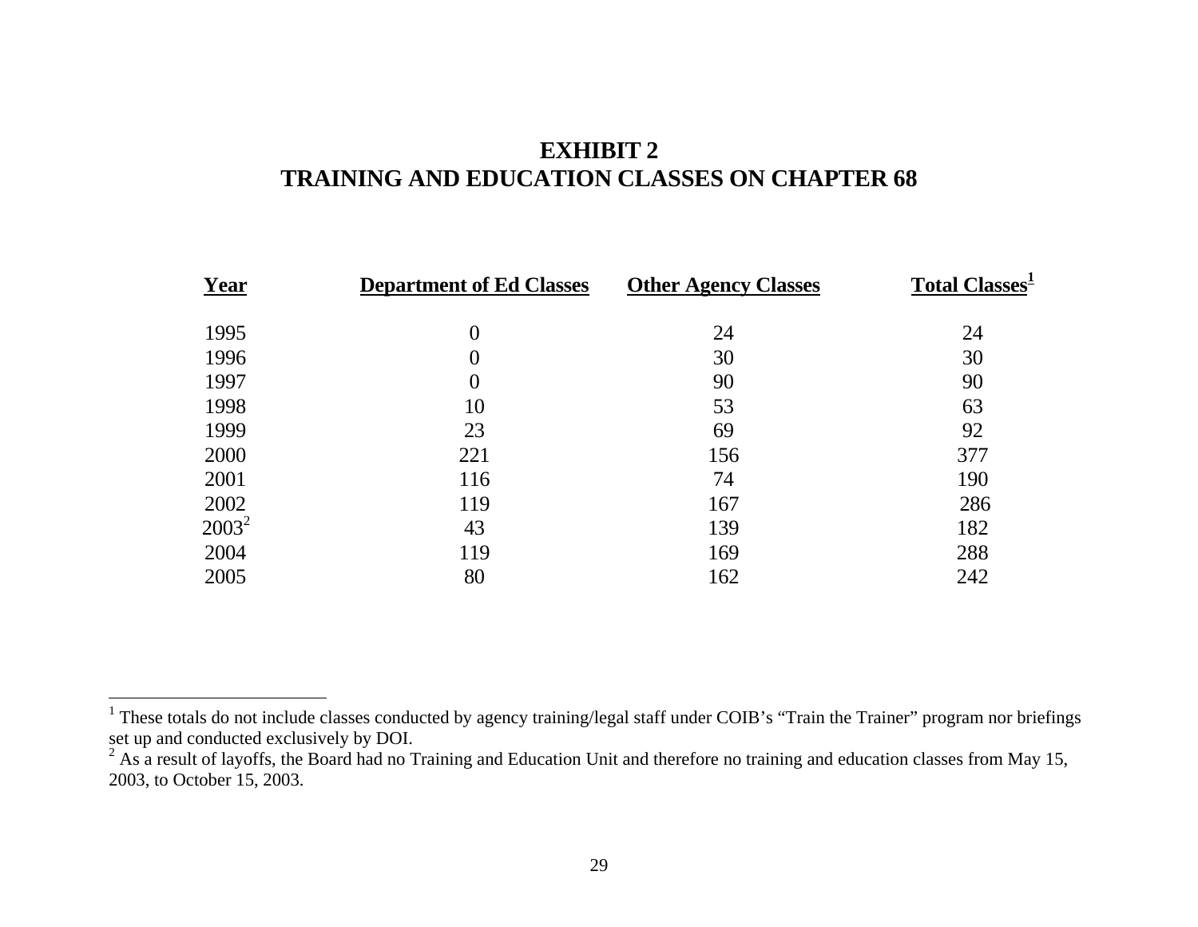# EXHIBIT 2
# TRAINING AND EDUCATION CLASSES ON CHAPTER 68

| Year | Department of Ed Classes | Other Agency Classes | Total Classes[1] |
|---|---|---|---|
| 1995 | 0 | 24 | 24 |
| 1996 | 0 | 30 | 30 |
| 1997 | 0 | 90 | 90 |
| 1998 | 10 | 53 | 63 |
| 1999 | 23 | 69 | 92 |
| 2000 | 221 | 156 | 377 |
| 2001 | 116 | 74 | 190 |
| 2002 | 119 | 167 | 286 |
| 2003[2] | 43 | 139 | 182 |
| 2004 | 119 | 169 | 288 |
| 2005 | 80 | 162 | 242 |

[1] These totals do not include classes conducted by agency training/legal staff under COIB's "Train the Trainer" program nor briefings set up and conducted exclusively by DOI.

[2] As a result of layoffs, the Board had no Training and Education Unit and therefore no training and education classes from May 15, 2003, to October 15, 2003.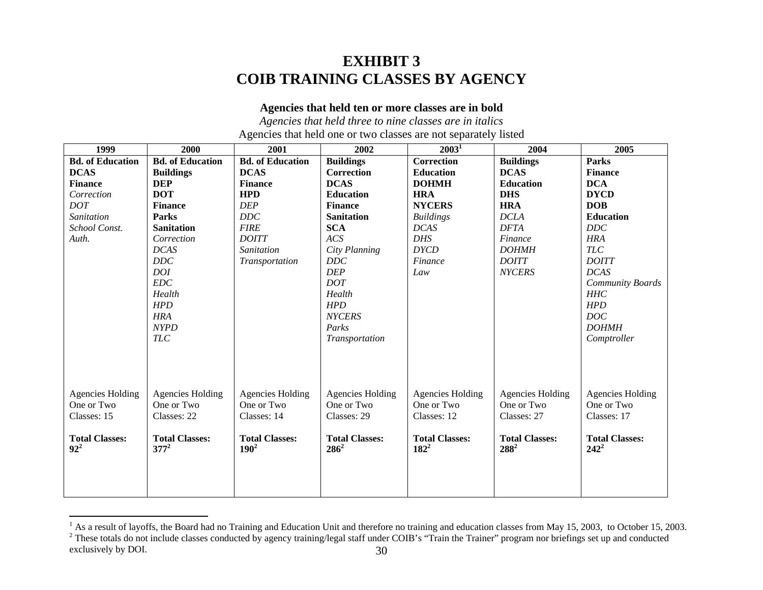# EXHIBIT 3
# COIB TRAINING CLASSES BY AGENCY

**Agencies that held ten or more classes are in bold**

*Agencies that held three to nine classes are in italics*

Agencies that held one or two classes are not separately listed

| 1999 | 2000 | 2001 | 2002 | 2003[1] | 2004 | 2005 |
|---|---|---|---|---|---|---|
| **Bd. of Education** | **Bd. of Education** | **Bd. of Education** | **Buildings** | **Correction** | **Buildings** | **Parks** |
| **DCAS** | **Buildings** | **DCAS** | **Correction** | **Education** | **DCAS** | **Finance** |
| **Finance** | **DEP** | **Finance** | **DCAS** | **DOHMH** | **Education** | **DCA** |
| *Correction* | **DOT** | **HPD** | **Education** | **HRA** | **DHS** | **DYCD** |
| *DOT* | **Finance** | *DEP* | **Finance** | **NYCERS** | **HRA** | **DOB** |
| *Sanitation* | **Parks** | *DDC* | **Sanitation** | *Buildings* | *DCLA* | **Education** |
| *School Const. Auth.* | **Sanitation** | *FIRE* | **SCA** | *DCAS* | *DFTA* | *DDC* |
| | *Correction* | *DOITT* | *ACS* | *DHS* | *Finance* | *HRA* |
| | *DCAS* | *Sanitation* | *City Planning* | *DYCD* | *DOHMH* | *TLC* |
| | *DDC* | *Transportation* | *DDC* | *Finance* | *DOITT* | *DOITT* |
| | *DOI* | | *DEP* | *Law* | *NYCERS* | *DCAS* |
| | *EDC* | | *DOT* | | | *Community Boards* |
| | *Health* | | *Health* | | | *HHC* |
| | *HPD* | | *HPD* | | | *HPD* |
| | *HRA* | | *NYCERS* | | | *DOC* |
| | *NYPD* | | *Parks* | | | *DOHMH* |
| | *TLC* | | *Transportation* | | | *Comptroller* |
| Agencies Holding One or Two Classes: 15 | Agencies Holding One or Two Classes: 22 | Agencies Holding One or Two Classes: 14 | Agencies Holding One or Two Classes: 29 | Agencies Holding One or Two Classes: 12 | Agencies Holding One or Two Classes: 27 | Agencies Holding One or Two Classes: 17 |
| **Total Classes: 92**[2] | **Total Classes: 377**[2] | **Total Classes: 190**[2] | **Total Classes: 286**[2] | **Total Classes: 182**[2] | **Total Classes: 288**[2] | **Total Classes: 242**[2] |

[1] As a result of layoffs, the Board had no Training and Education Unit and therefore no training and education classes from May 15, 2003, to October 15, 2003.

[2] These totals do not include classes conducted by agency training/legal staff under COIB's "Train the Trainer" program nor briefings set up and conducted exclusively by DOI.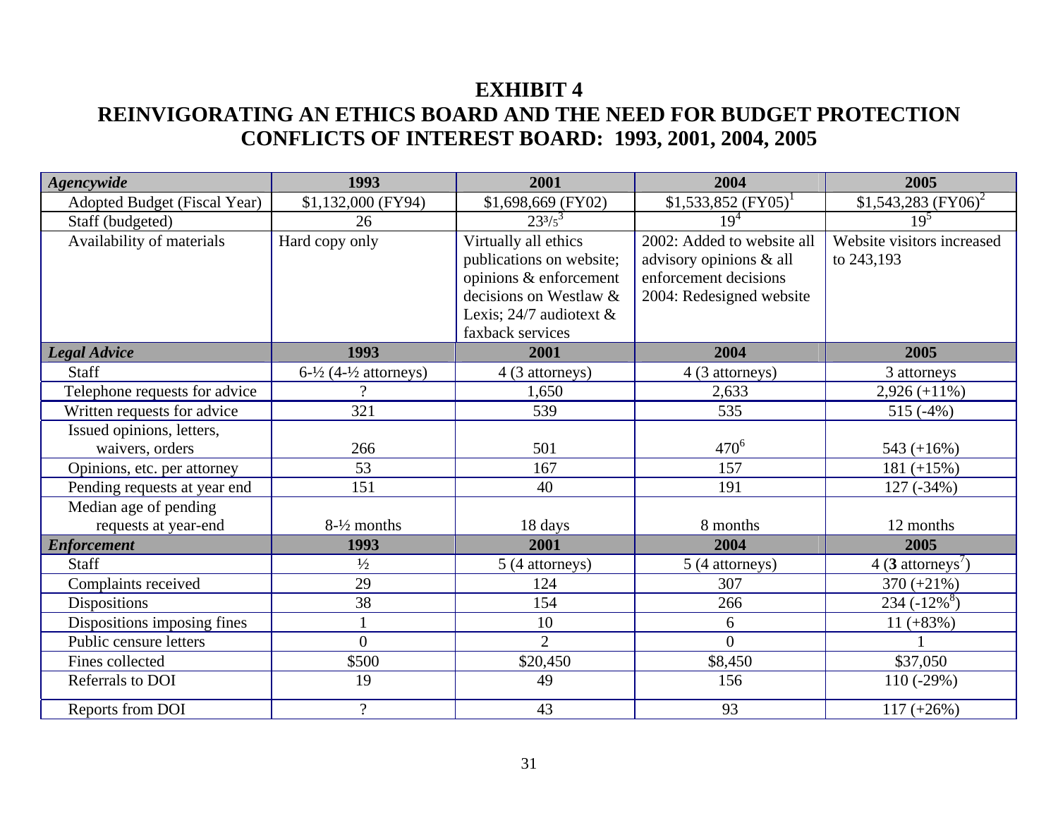# EXHIBIT 4
## REINVIGORATING AN ETHICS BOARD AND THE NEED FOR BUDGET PROTECTION
## CONFLICTS OF INTEREST BOARD: 1993, 2001, 2004, 2005

| ***Agencywide*** | **1993** | **2001** | **2004** | **2005** |
|---|---|---|---|---|
| Adopted Budget (Fiscal Year) | $1,132,000 (FY94) | $1,698,669 (FY02) | $1,533,852 (FY05)[1] | $1,543,283 (FY06)[2] |
| Staff (budgeted) | 26 | 23³/₅[3] | 19[4] | 19[5] |
| Availability of materials | Hard copy only | Virtually all ethics publications on website; opinions & enforcement decisions on Westlaw & Lexis; 24/7 audiotext & faxback services | 2002: Added to website all advisory opinions & all enforcement decisions 2004: Redesigned website | Website visitors increased to 243,193 |
| ***Legal Advice*** | **1993** | **2001** | **2004** | **2005** |
| Staff | 6-½ (4-½ attorneys) | 4 (3 attorneys) | 4 (3 attorneys) | 3 attorneys |
| Telephone requests for advice | ? | 1,650 | 2,633 | 2,926 (+11%) |
| Written requests for advice | 321 | 539 | 535 | 515 (-4%) |
| Issued opinions, letters, waivers, orders | 266 | 501 | 470[6] | 543 (+16%) |
| Opinions, etc. per attorney | 53 | 167 | 157 | 181 (+15%) |
| Pending requests at year end | 151 | 40 | 191 | 127 (-34%) |
| Median age of pending requests at year-end | 8-½ months | 18 days | 8 months | 12 months |
| ***Enforcement*** | **1993** | **2001** | **2004** | **2005** |
| Staff | ½ | 5 (4 attorneys) | 5 (4 attorneys) | 4 (**3** attorneys[7]) |
| Complaints received | 29 | 124 | 307 | 370 (+21%) |
| Dispositions | 38 | 154 | 266 | 234 (-12%[8]) |
| Dispositions imposing fines | 1 | 10 | 6 | 11 (+83%) |
| Public censure letters | 0 | 2 | 0 | 1 |
| Fines collected | $500 | $20,450 | $8,450 | $37,050 |
| Referrals to DOI | 19 | 49 | 156 | 110 (-29%) |
| Reports from DOI | ? | 43 | 93 | 117 (+26%) |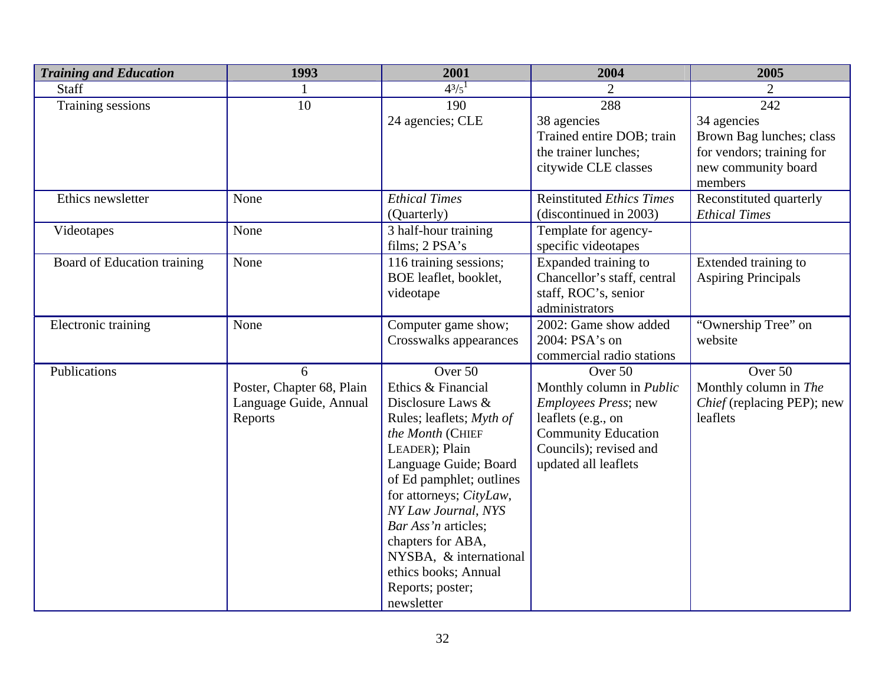| *Training and Education* | 1993 | 2001 | 2004 | 2005 |
|---|---|---|---|---|
| Staff | 1 | 4³/₅[1] | 2 | 2 |
| Training sessions | 10 | 190<br>24 agencies; CLE | 288<br>38 agencies<br>Trained entire DOB; train the trainer lunches; citywide CLE classes | 242<br>34 agencies<br>Brown Bag lunches; class for vendors; training for new community board members |
| Ethics newsletter | None | *Ethical Times* (Quarterly) | Reinstituted *Ethics Times* (discontinued in 2003) | Reconstituted quarterly *Ethical Times* |
| Videotapes | None | 3 half-hour training films; 2 PSA's | Template for agency-specific videotapes | |
| Board of Education training | None | 116 training sessions; BOE leaflet, booklet, videotape | Expanded training to Chancellor's staff, central staff, ROC's, senior administrators | Extended training to Aspiring Principals |
| Electronic training | None | Computer game show; Crosswalks appearances | 2002: Game show added<br>2004: PSA's on commercial radio stations | "Ownership Tree" on website |
| Publications | 6<br>Poster, Chapter 68, Plain Language Guide, Annual Reports | Over 50<br>Ethics & Financial Disclosure Laws & Rules; leaflets; *Myth of the Month* (CHIEF LEADER); Plain Language Guide; Board of Ed pamphlet; outlines for attorneys; *CityLaw*, *NY Law Journal*, *NYS Bar Ass'n* articles; chapters for ABA, NYSBA, & international ethics books; Annual Reports; poster; newsletter | Over 50<br>Monthly column in *Public Employees Press*; new leaflets (e.g., on Community Education Councils); revised and updated all leaflets | Over 50<br>Monthly column in *The Chief* (replacing PEP); new leaflets |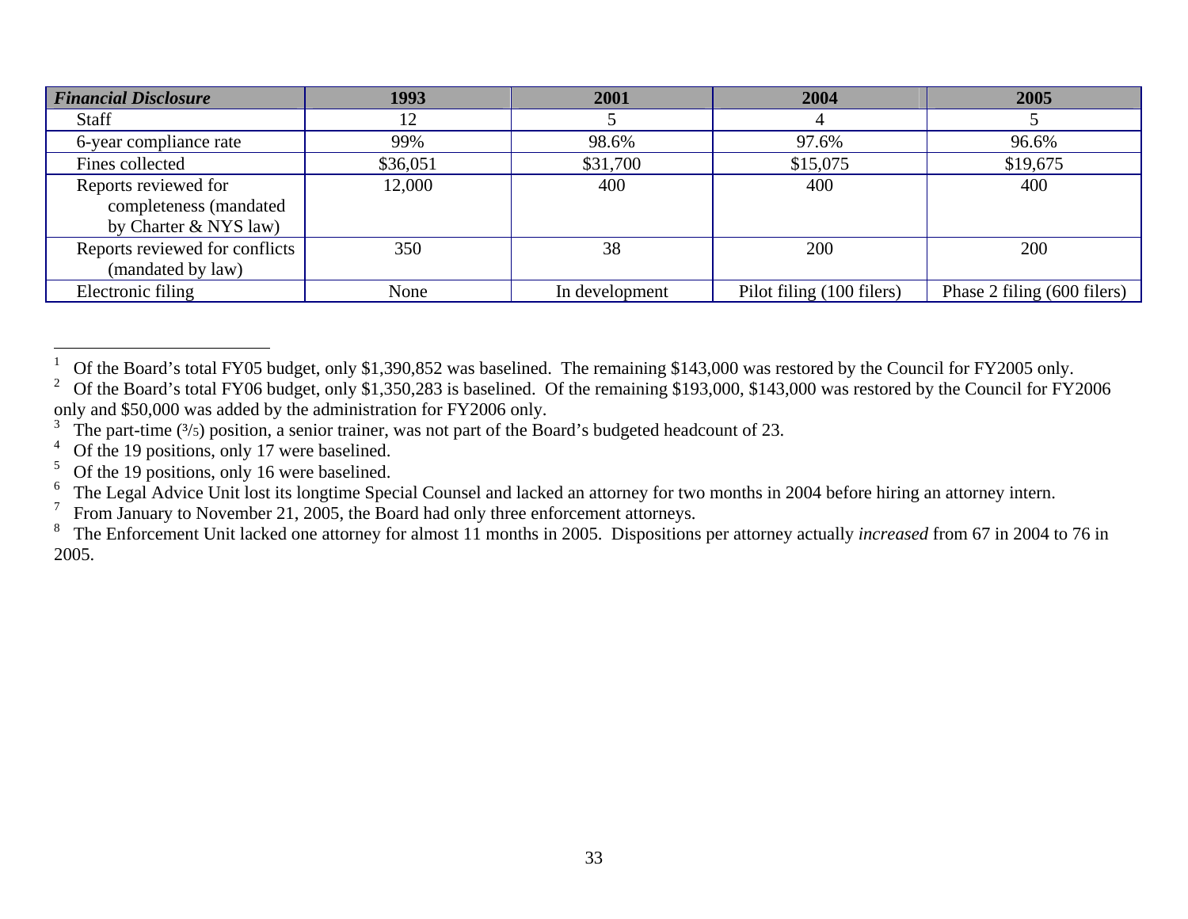| *Financial Disclosure* | 1993 | 2001 | 2004 | 2005 |
|---|---|---|---|---|
| Staff | 12 | 5 | 4 | 5 |
| 6-year compliance rate | 99% | 98.6% | 97.6% | 96.6% |
| Fines collected | $36,051 | $31,700 | $15,075 | $19,675 |
| Reports reviewed for completeness (mandated by Charter & NYS law) | 12,000 | 400 | 400 | 400 |
| Reports reviewed for conflicts (mandated by law) | 350 | 38 | 200 | 200 |
| Electronic filing | None | In development | Pilot filing (100 filers) | Phase 2 filing (600 filers) |

---

[1] Of the Board's total FY05 budget, only $1,390,852 was baselined. The remaining $143,000 was restored by the Council for FY2005 only.

[2] Of the Board's total FY06 budget, only $1,350,283 is baselined. Of the remaining $193,000, $143,000 was restored by the Council for FY2006 only and $50,000 was added by the administration for FY2006 only.

[3] The part-time (3/5) position, a senior trainer, was not part of the Board's budgeted headcount of 23.

[4] Of the 19 positions, only 17 were baselined.

[5] Of the 19 positions, only 16 were baselined.

[6] The Legal Advice Unit lost its longtime Special Counsel and lacked an attorney for two months in 2004 before hiring an attorney intern.

[7] From January to November 21, 2005, the Board had only three enforcement attorneys.

[8] The Enforcement Unit lacked one attorney for almost 11 months in 2005. Dispositions per attorney actually *increased* from 67 in 2004 to 76 in 2005.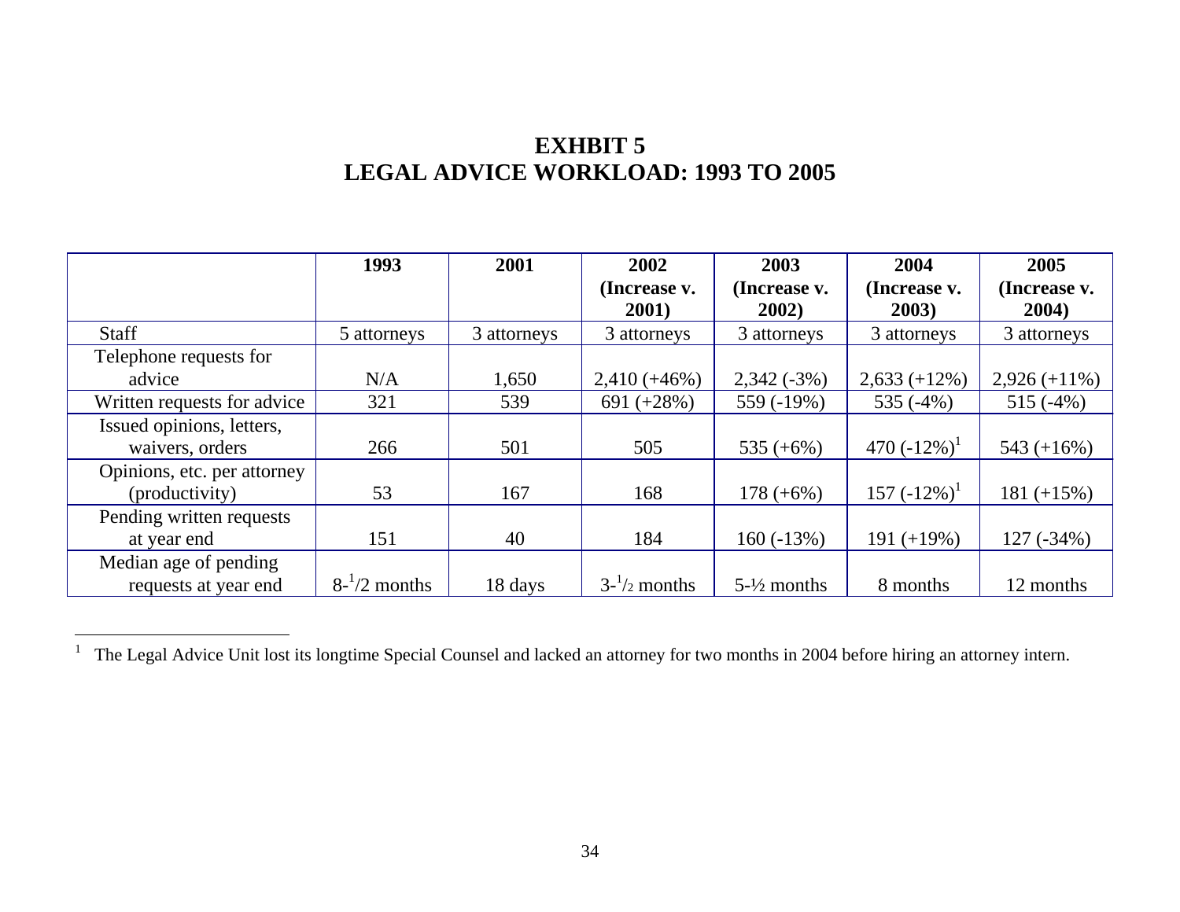# EXHBIT 5
# LEGAL ADVICE WORKLOAD: 1993 TO 2005

| | 1993 | 2001 | 2002 (Increase v. 2001) | 2003 (Increase v. 2002) | 2004 (Increase v. 2003) | 2005 (Increase v. 2004) |
|---|---|---|---|---|---|---|
| Staff | 5 attorneys | 3 attorneys | 3 attorneys | 3 attorneys | 3 attorneys | 3 attorneys |
| Telephone requests for advice | N/A | 1,650 | 2,410 (+46%) | 2,342 (-3%) | 2,633 (+12%) | 2,926 (+11%) |
| Written requests for advice | 321 | 539 | 691 (+28%) | 559 (-19%) | 535 (-4%) | 515 (-4%) |
| Issued opinions, letters, waivers, orders | 266 | 501 | 505 | 535 (+6%) | 470 (-12%)[1] | 543 (+16%) |
| Opinions, etc. per attorney (productivity) | 53 | 167 | 168 | 178 (+6%) | 157 (-12%)[1] | 181 (+15%) |
| Pending written requests at year end | 151 | 40 | 184 | 160 (-13%) | 191 (+19%) | 127 (-34%) |
| Median age of pending requests at year end | 8-½ months | 18 days | 3-½ months | 5-½ months | 8 months | 12 months |

[1] The Legal Advice Unit lost its longtime Special Counsel and lacked an attorney for two months in 2004 before hiring an attorney intern.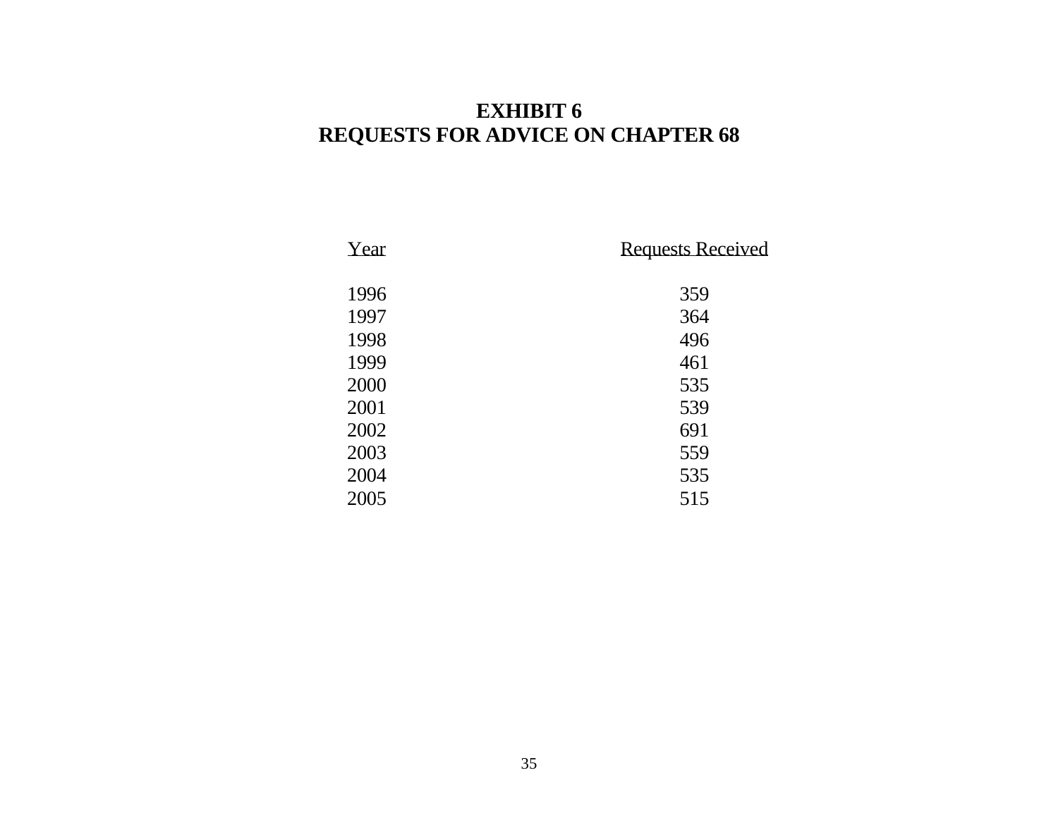# EXHIBIT 6
# REQUESTS FOR ADVICE ON CHAPTER 68

| Year | Requests Received |
|---|---|
| 1996 | 359 |
| 1997 | 364 |
| 1998 | 496 |
| 1999 | 461 |
| 2000 | 535 |
| 2001 | 539 |
| 2002 | 691 |
| 2003 | 559 |
| 2004 | 535 |
| 2005 | 515 |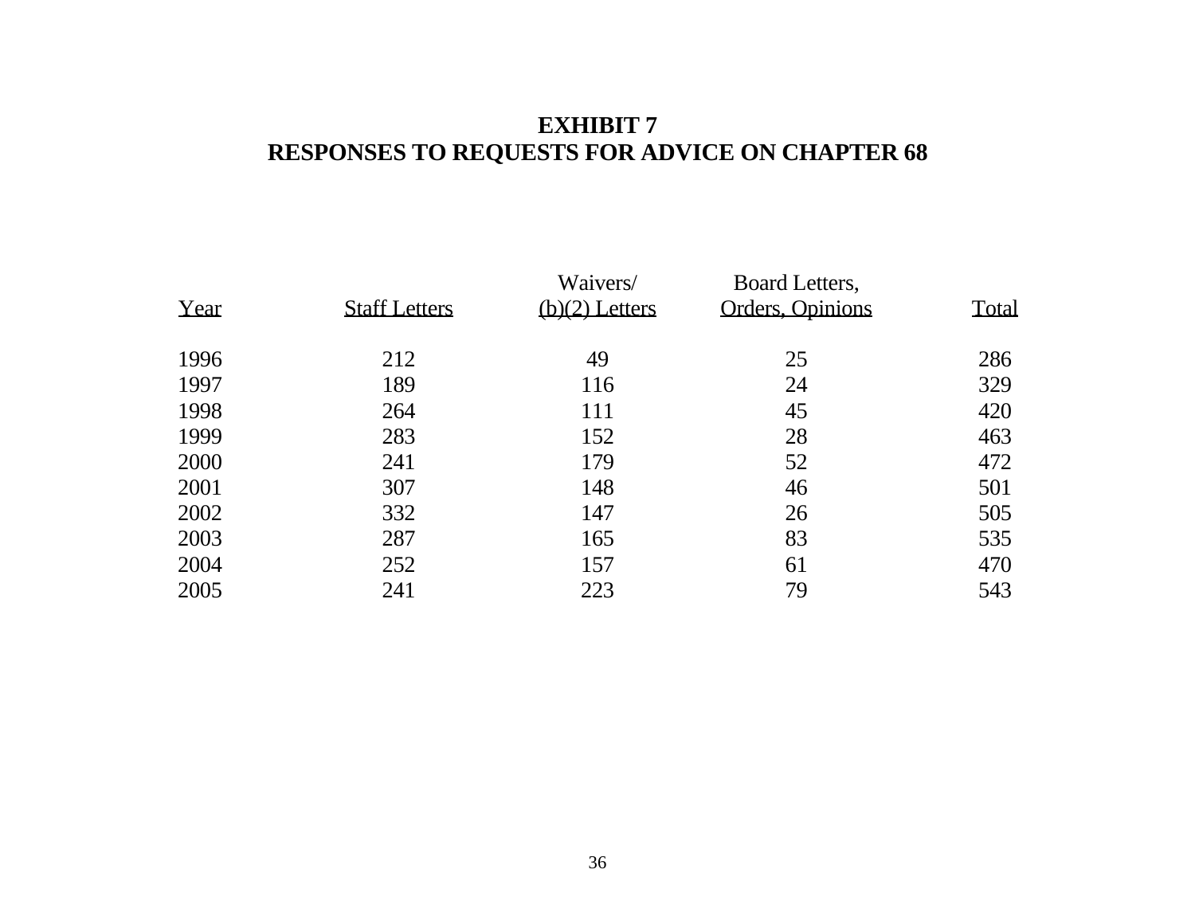# EXHIBIT 7
# RESPONSES TO REQUESTS FOR ADVICE ON CHAPTER 68

| Year | Staff Letters | Waivers/ (b)(2) Letters | Board Letters, Orders, Opinions | Total |
|---|---|---|---|---|
| 1996 | 212 | 49 | 25 | 286 |
| 1997 | 189 | 116 | 24 | 329 |
| 1998 | 264 | 111 | 45 | 420 |
| 1999 | 283 | 152 | 28 | 463 |
| 2000 | 241 | 179 | 52 | 472 |
| 2001 | 307 | 148 | 46 | 501 |
| 2002 | 332 | 147 | 26 | 505 |
| 2003 | 287 | 165 | 83 | 535 |
| 2004 | 252 | 157 | 61 | 470 |
| 2005 | 241 | 223 | 79 | 543 |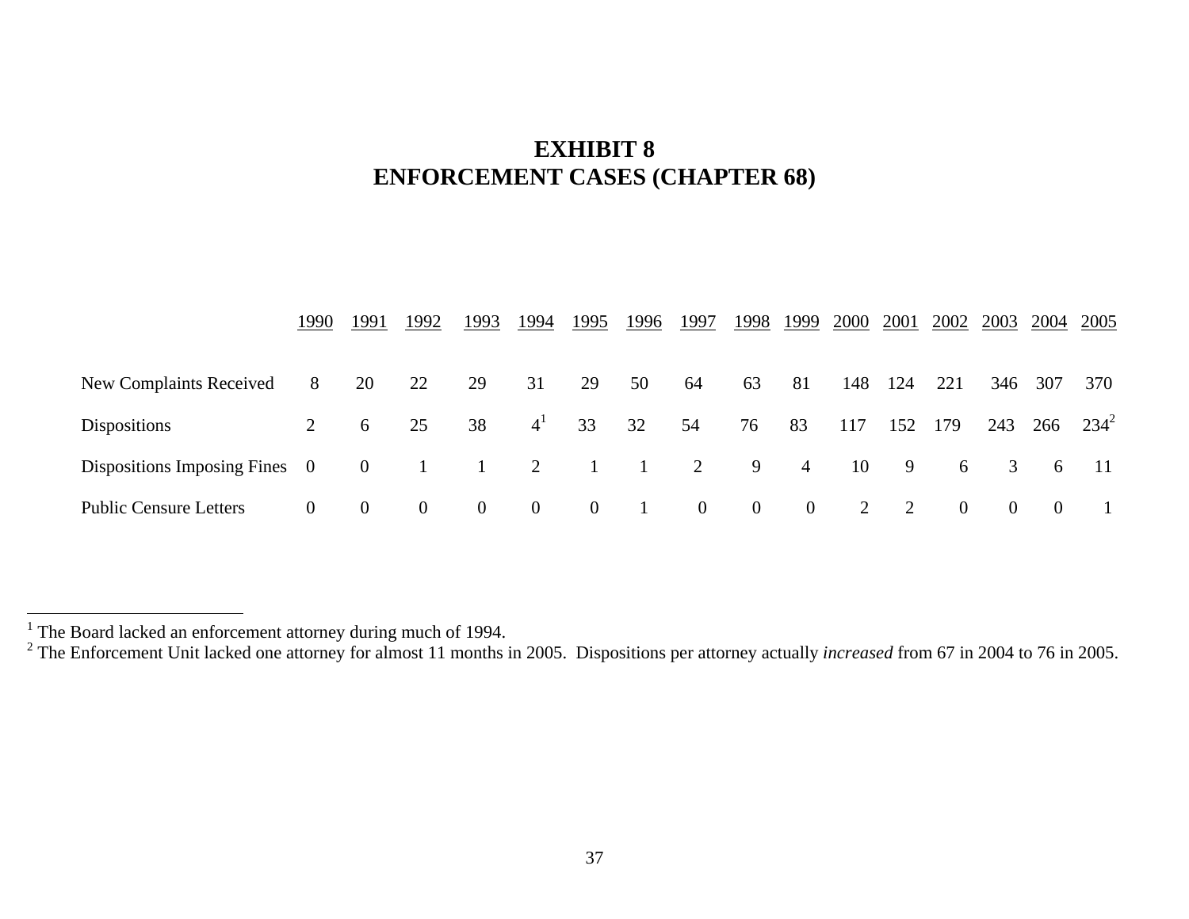# EXHIBIT 8
# ENFORCEMENT CASES (CHAPTER 68)

| | 1990 | 1991 | 1992 | 1993 | 1994 | 1995 | 1996 | 1997 | 1998 | 1999 | 2000 | 2001 | 2002 | 2003 | 2004 | 2005 |
|---|---|---|---|---|---|---|---|---|---|---|---|---|---|---|---|---|
| New Complaints Received | 8 | 20 | 22 | 29 | 31 | 29 | 50 | 64 | 63 | 81 | 148 | 124 | 221 | 346 | 307 | 370 |
| Dispositions | 2 | 6 | 25 | 38 | 4[1] | 33 | 32 | 54 | 76 | 83 | 117 | 152 | 179 | 243 | 266 | 234[2] |
| Dispositions Imposing Fines | 0 | 0 | 1 | 1 | 2 | 1 | 1 | 2 | 9 | 4 | 10 | 9 | 6 | 3 | 6 | 11 |
| Public Censure Letters | 0 | 0 | 0 | 0 | 0 | 0 | 1 | 0 | 0 | 0 | 2 | 2 | 0 | 0 | 0 | 1 |

[1] The Board lacked an enforcement attorney during much of 1994.

[2] The Enforcement Unit lacked one attorney for almost 11 months in 2005. Dispositions per attorney actually *increased* from 67 in 2004 to 76 in 2005.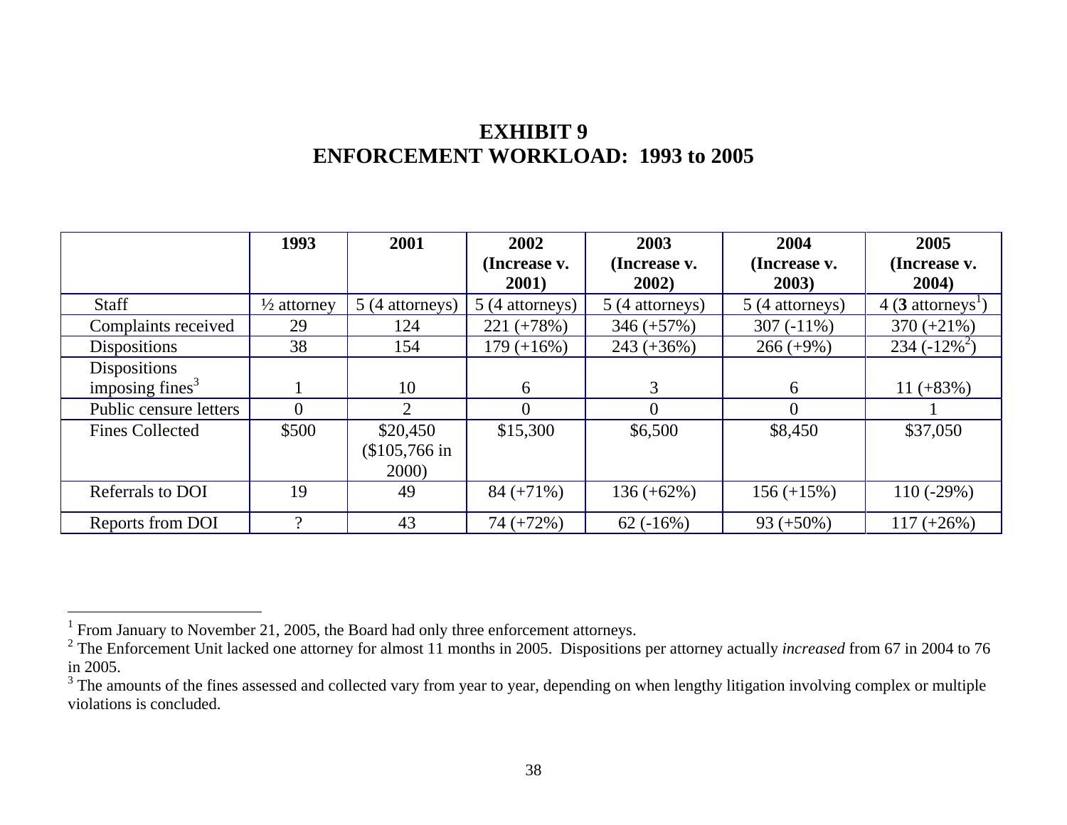# EXHIBIT 9
# ENFORCEMENT WORKLOAD: 1993 to 2005

| | 1993 | 2001 | 2002 (Increase v. 2001) | 2003 (Increase v. 2002) | 2004 (Increase v. 2003) | 2005 (Increase v. 2004) |
|---|---|---|---|---|---|---|
| Staff | ½ attorney | 5 (4 attorneys) | 5 (4 attorneys) | 5 (4 attorneys) | 5 (4 attorneys) | 4 (**3** attorneys[1]) |
| Complaints received | 29 | 124 | 221 (+78%) | 346 (+57%) | 307 (-11%) | 370 (+21%) |
| Dispositions | 38 | 154 | 179 (+16%) | 243 (+36%) | 266 (+9%) | 234 (-12%[2]) |
| Dispositions imposing fines[3] | 1 | 10 | 6 | 3 | 6 | 11 (+83%) |
| Public censure letters | 0 | 2 | 0 | 0 | 0 | 1 |
| Fines Collected | $500 | $20,450 ($105,766 in 2000) | $15,300 | $6,500 | $8,450 | $37,050 |
| Referrals to DOI | 19 | 49 | 84 (+71%) | 136 (+62%) | 156 (+15%) | 110 (-29%) |
| Reports from DOI | ? | 43 | 74 (+72%) | 62 (-16%) | 93 (+50%) | 117 (+26%) |

---

[1] From January to November 21, 2005, the Board had only three enforcement attorneys.

[2] The Enforcement Unit lacked one attorney for almost 11 months in 2005. Dispositions per attorney actually *increased* from 67 in 2004 to 76 in 2005.

[3] The amounts of the fines assessed and collected vary from year to year, depending on when lengthy litigation involving complex or multiple violations is concluded.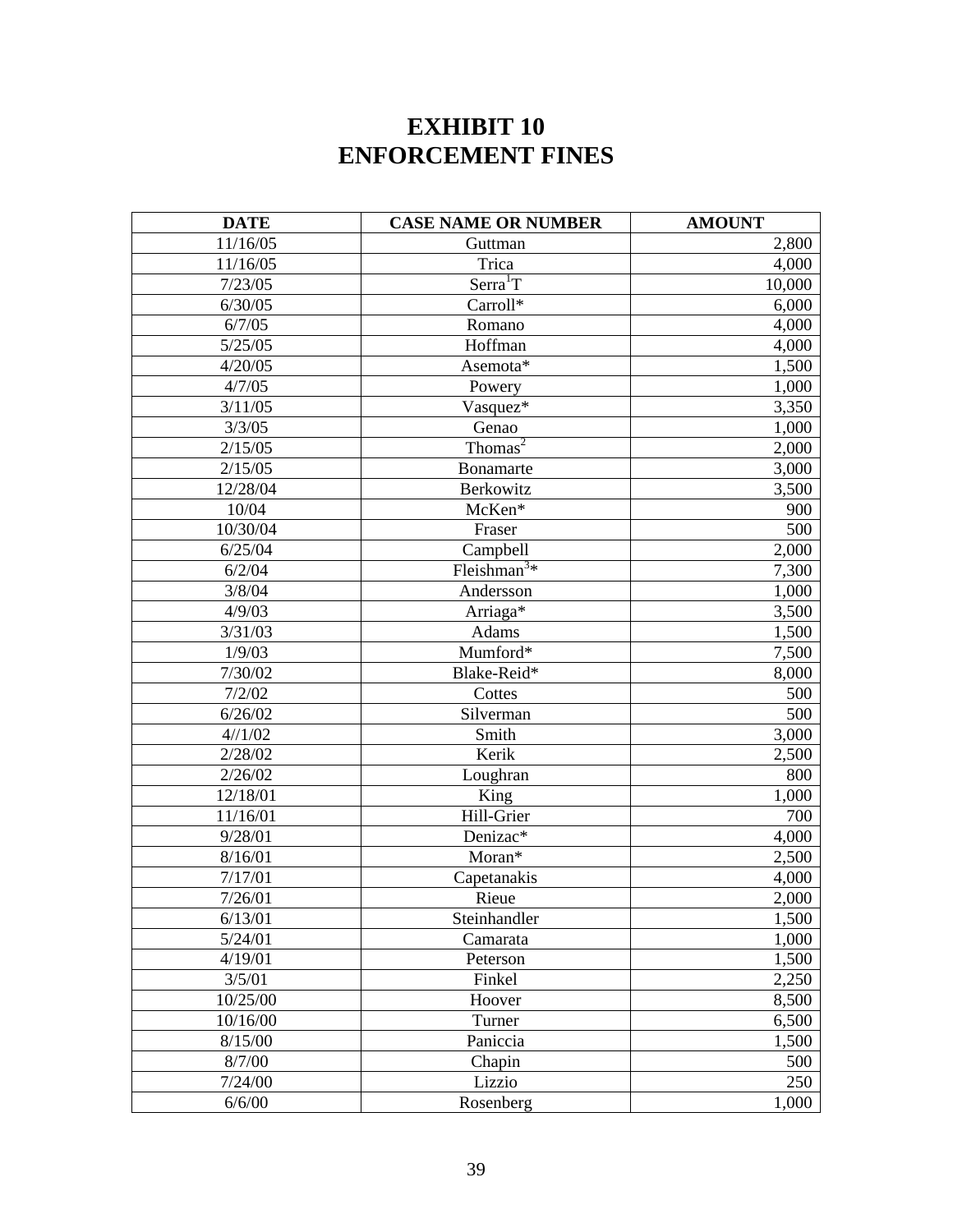# EXHIBIT 10
# ENFORCEMENT FINES

| DATE | CASE NAME OR NUMBER | AMOUNT |
|---|---|---|
| 11/16/05 | Guttman | 2,800 |
| 11/16/05 | Trica | 4,000 |
| 7/23/05 | Serra[1]T | 10,000 |
| 6/30/05 | Carroll* | 6,000 |
| 6/7/05 | Romano | 4,000 |
| 5/25/05 | Hoffman | 4,000 |
| 4/20/05 | Asemota* | 1,500 |
| 4/7/05 | Powery | 1,000 |
| 3/11/05 | Vasquez* | 3,350 |
| 3/3/05 | Genao | 1,000 |
| 2/15/05 | Thomas[2] | 2,000 |
| 2/15/05 | Bonamarte | 3,000 |
| 12/28/04 | Berkowitz | 3,500 |
| 10/04 | McKen* | 900 |
| 10/30/04 | Fraser | 500 |
| 6/25/04 | Campbell | 2,000 |
| 6/2/04 | Fleishman[3]* | 7,300 |
| 3/8/04 | Andersson | 1,000 |
| 4/9/03 | Arriaga* | 3,500 |
| 3/31/03 | Adams | 1,500 |
| 1/9/03 | Mumford* | 7,500 |
| 7/30/02 | Blake-Reid* | 8,000 |
| 7/2/02 | Cottes | 500 |
| 6/26/02 | Silverman | 500 |
| 4//1/02 | Smith | 3,000 |
| 2/28/02 | Kerik | 2,500 |
| 2/26/02 | Loughran | 800 |
| 12/18/01 | King | 1,000 |
| 11/16/01 | Hill-Grier | 700 |
| 9/28/01 | Denizac* | 4,000 |
| 8/16/01 | Moran* | 2,500 |
| 7/17/01 | Capetanakis | 4,000 |
| 7/26/01 | Rieue | 2,000 |
| 6/13/01 | Steinhandler | 1,500 |
| 5/24/01 | Camarata | 1,000 |
| 4/19/01 | Peterson | 1,500 |
| 3/5/01 | Finkel | 2,250 |
| 10/25/00 | Hoover | 8,500 |
| 10/16/00 | Turner | 6,500 |
| 8/15/00 | Paniccia | 1,500 |
| 8/7/00 | Chapin | 500 |
| 7/24/00 | Lizzio | 250 |
| 6/6/00 | Rosenberg | 1,000 |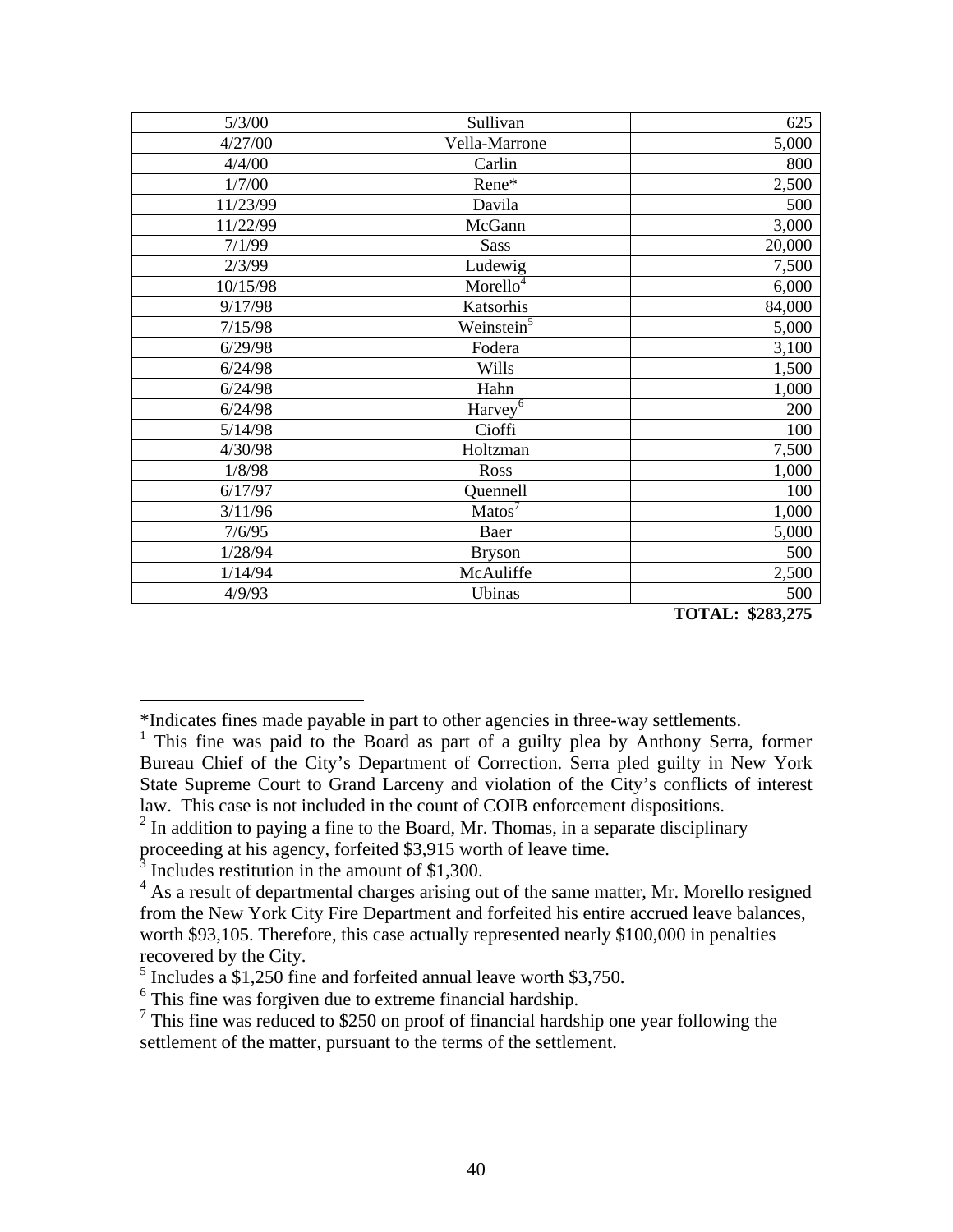| | | |
|---|---|---|
| 5/3/00 | Sullivan | 625 |
| 4/27/00 | Vella-Marrone | 5,000 |
| 4/4/00 | Carlin | 800 |
| 1/7/00 | Rene* | 2,500 |
| 11/23/99 | Davila | 500 |
| 11/22/99 | McGann | 3,000 |
| 7/1/99 | Sass | 20,000 |
| 2/3/99 | Ludewig | 7,500 |
| 10/15/98 | Morello[4] | 6,000 |
| 9/17/98 | Katsorhis | 84,000 |
| 7/15/98 | Weinstein[5] | 5,000 |
| 6/29/98 | Fodera | 3,100 |
| 6/24/98 | Wills | 1,500 |
| 6/24/98 | Hahn | 1,000 |
| 6/24/98 | Harvey[6] | 200 |
| 5/14/98 | Cioffi | 100 |
| 4/30/98 | Holtzman | 7,500 |
| 1/8/98 | Ross | 1,000 |
| 6/17/97 | Quennell | 100 |
| 3/11/96 | Matos[7] | 1,000 |
| 7/6/95 | Baer | 5,000 |
| 1/28/94 | Bryson | 500 |
| 1/14/94 | McAuliffe | 2,500 |
| 4/9/93 | Ubinas | 500 |
| | | **TOTAL: $283,275** |

*Indicates fines made payable in part to other agencies in three-way settlements.

[1] This fine was paid to the Board as part of a guilty plea by Anthony Serra, former Bureau Chief of the City's Department of Correction. Serra pled guilty in New York State Supreme Court to Grand Larceny and violation of the City's conflicts of interest law. This case is not included in the count of COIB enforcement dispositions.

[2] In addition to paying a fine to the Board, Mr. Thomas, in a separate disciplinary proceeding at his agency, forfeited $3,915 worth of leave time.

[3] Includes restitution in the amount of $1,300.

[4] As a result of departmental charges arising out of the same matter, Mr. Morello resigned from the New York City Fire Department and forfeited his entire accrued leave balances, worth $93,105. Therefore, this case actually represented nearly $100,000 in penalties recovered by the City.

[5] Includes a $1,250 fine and forfeited annual leave worth $3,750.

[6] This fine was forgiven due to extreme financial hardship.

[7] This fine was reduced to $250 on proof of financial hardship one year following the settlement of the matter, pursuant to the terms of the settlement.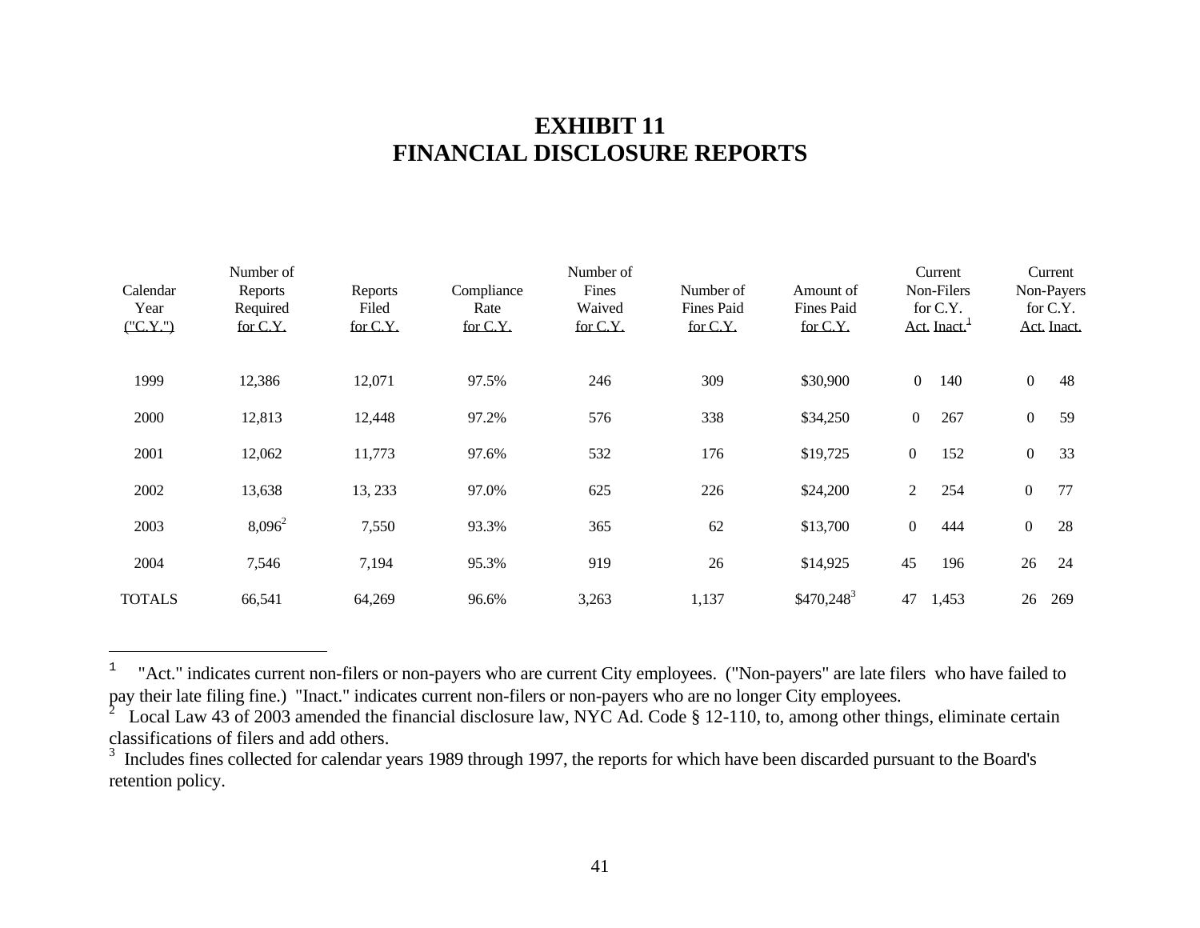# EXHIBIT 11
# FINANCIAL DISCLOSURE REPORTS

| Calendar Year ("C.Y.") | Number of Reports Required for C.Y. | Reports Filed for C.Y. | Compliance Rate for C.Y. | Number of Fines Waived for C.Y. | Number of Fines Paid for C.Y. | Amount of Fines Paid for C.Y. | Current Non-Filers for C.Y. Act. | Current Non-Filers for C.Y. Inact.[1] | Current Non-Payers for C.Y. Act. | Current Non-Payers for C.Y. Inact. |
|---|---|---|---|---|---|---|---|---|---|---|
| 1999 | 12,386 | 12,071 | 97.5% | 246 | 309 | $30,900 | 0 | 140 | 0 | 48 |
| 2000 | 12,813 | 12,448 | 97.2% | 576 | 338 | $34,250 | 0 | 267 | 0 | 59 |
| 2001 | 12,062 | 11,773 | 97.6% | 532 | 176 | $19,725 | 0 | 152 | 0 | 33 |
| 2002 | 13,638 | 13, 233 | 97.0% | 625 | 226 | $24,200 | 2 | 254 | 0 | 77 |
| 2003 | 8,096[2] | 7,550 | 93.3% | 365 | 62 | $13,700 | 0 | 444 | 0 | 28 |
| 2004 | 7,546 | 7,194 | 95.3% | 919 | 26 | $14,925 | 45 | 196 | 26 | 24 |
| TOTALS | 66,541 | 64,269 | 96.6% | 3,263 | 1,137 | $470,248[3] | 47 | 1,453 | 26 | 269 |

---

[1] "Act." indicates current non-filers or non-payers who are current City employees. ("Non-payers" are late filers who have failed to pay their late filing fine.) "Inact." indicates current non-filers or non-payers who are no longer City employees.

[2] Local Law 43 of 2003 amended the financial disclosure law, NYC Ad. Code § 12-110, to, among other things, eliminate certain classifications of filers and add others.

[3] Includes fines collected for calendar years 1989 through 1997, the reports for which have been discarded pursuant to the Board's retention policy.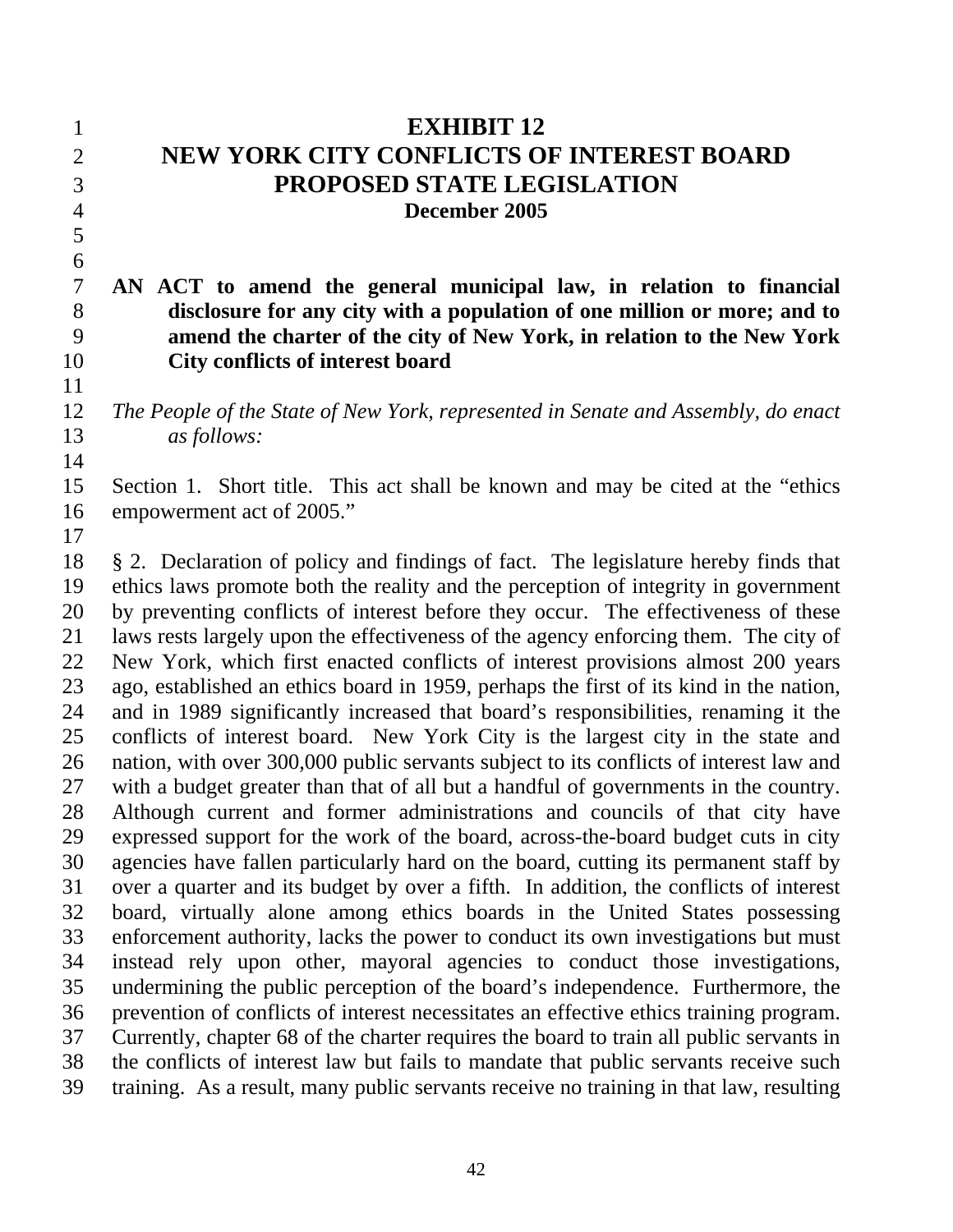# EXHIBIT 12
# NEW YORK CITY CONFLICTS OF INTEREST BOARD
# PROPOSED STATE LEGISLATION
### December 2005

**AN ACT to amend the general municipal law, in relation to financial disclosure for any city with a population of one million or more; and to amend the charter of the city of New York, in relation to the New York City conflicts of interest board**

*The People of the State of New York, represented in Senate and Assembly, do enact as follows:*

Section 1. Short title. This act shall be known and may be cited at the "ethics empowerment act of 2005."

§ 2. Declaration of policy and findings of fact. The legislature hereby finds that ethics laws promote both the reality and the perception of integrity in government by preventing conflicts of interest before they occur. The effectiveness of these laws rests largely upon the effectiveness of the agency enforcing them. The city of New York, which first enacted conflicts of interest provisions almost 200 years ago, established an ethics board in 1959, perhaps the first of its kind in the nation, and in 1989 significantly increased that board's responsibilities, renaming it the conflicts of interest board. New York City is the largest city in the state and nation, with over 300,000 public servants subject to its conflicts of interest law and with a budget greater than that of all but a handful of governments in the country. Although current and former administrations and councils of that city have expressed support for the work of the board, across-the-board budget cuts in city agencies have fallen particularly hard on the board, cutting its permanent staff by over a quarter and its budget by over a fifth. In addition, the conflicts of interest board, virtually alone among ethics boards in the United States possessing enforcement authority, lacks the power to conduct its own investigations but must instead rely upon other, mayoral agencies to conduct those investigations, undermining the public perception of the board's independence. Furthermore, the prevention of conflicts of interest necessitates an effective ethics training program. Currently, chapter 68 of the charter requires the board to train all public servants in the conflicts of interest law but fails to mandate that public servants receive such training. As a result, many public servants receive no training in that law, resulting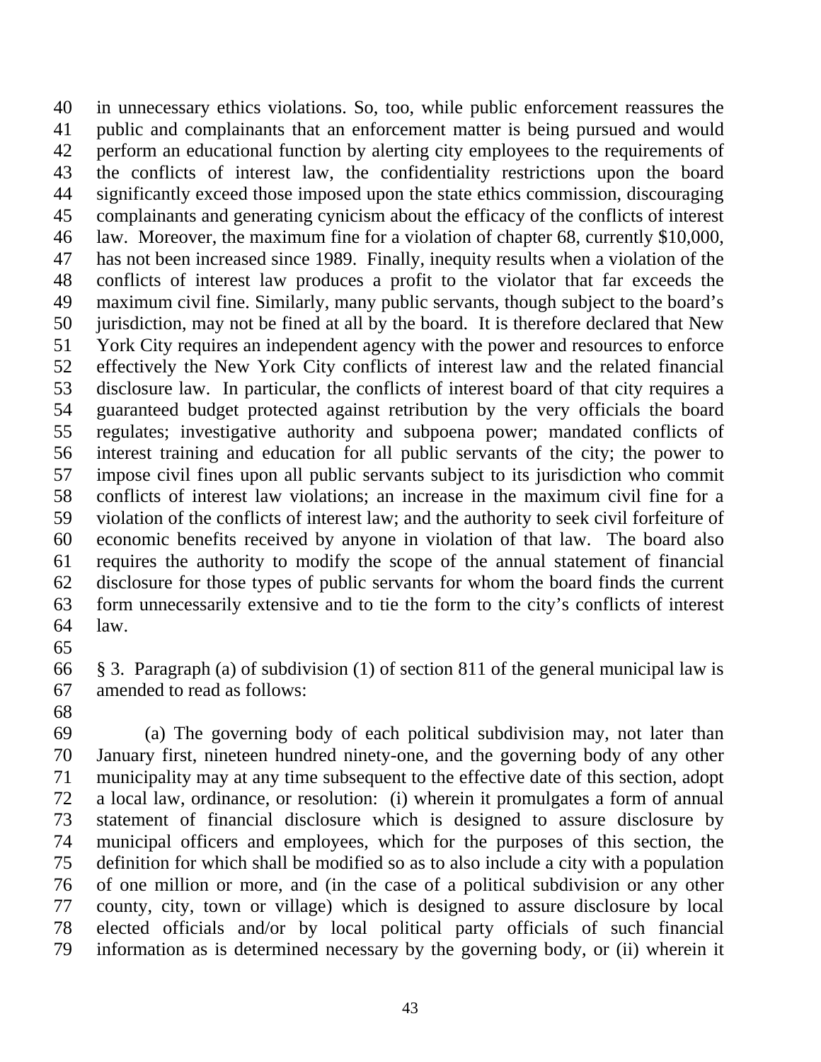in unnecessary ethics violations. So, too, while public enforcement reassures the public and complainants that an enforcement matter is being pursued and would perform an educational function by alerting city employees to the requirements of the conflicts of interest law, the confidentiality restrictions upon the board significantly exceed those imposed upon the state ethics commission, discouraging complainants and generating cynicism about the efficacy of the conflicts of interest law. Moreover, the maximum fine for a violation of chapter 68, currently $10,000, has not been increased since 1989. Finally, inequity results when a violation of the conflicts of interest law produces a profit to the violator that far exceeds the maximum civil fine. Similarly, many public servants, though subject to the board's jurisdiction, may not be fined at all by the board. It is therefore declared that New York City requires an independent agency with the power and resources to enforce effectively the New York City conflicts of interest law and the related financial disclosure law. In particular, the conflicts of interest board of that city requires a guaranteed budget protected against retribution by the very officials the board regulates; investigative authority and subpoena power; mandated conflicts of interest training and education for all public servants of the city; the power to impose civil fines upon all public servants subject to its jurisdiction who commit conflicts of interest law violations; an increase in the maximum civil fine for a violation of the conflicts of interest law; and the authority to seek civil forfeiture of economic benefits received by anyone in violation of that law. The board also requires the authority to modify the scope of the annual statement of financial disclosure for those types of public servants for whom the board finds the current form unnecessarily extensive and to tie the form to the city's conflicts of interest law.

§ 3. Paragraph (a) of subdivision (1) of section 811 of the general municipal law is amended to read as follows:

(a) The governing body of each political subdivision may, not later than January first, nineteen hundred ninety-one, and the governing body of any other municipality may at any time subsequent to the effective date of this section, adopt a local law, ordinance, or resolution: (i) wherein it promulgates a form of annual statement of financial disclosure which is designed to assure disclosure by municipal officers and employees, which for the purposes of this section, the definition for which shall be modified so as to also include a city with a population of one million or more, and (in the case of a political subdivision or any other county, city, town or village) which is designed to assure disclosure by local elected officials and/or by local political party officials of such financial information as is determined necessary by the governing body, or (ii) wherein it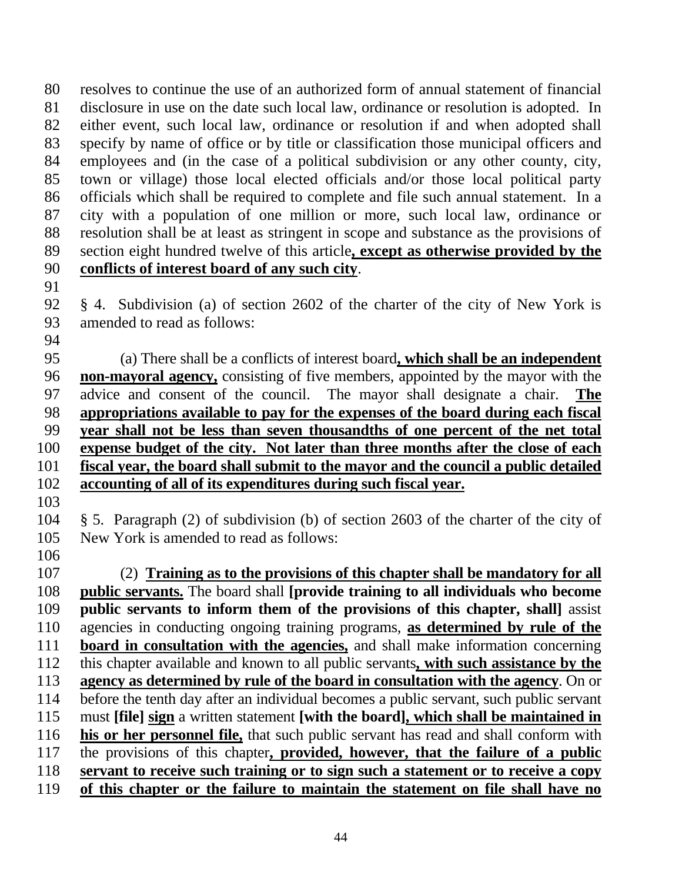resolves to continue the use of an authorized form of annual statement of financial disclosure in use on the date such local law, ordinance or resolution is adopted. In either event, such local law, ordinance or resolution if and when adopted shall specify by name of office or by title or classification those municipal officers and employees and (in the case of a political subdivision or any other county, city, town or village) those local elected officials and/or those local political party officials which shall be required to complete and file such annual statement. In a city with a population of one million or more, such local law, ordinance or resolution shall be at least as stringent in scope and substance as the provisions of section eight hundred twelve of this article**, except as otherwise provided by the conflicts of interest board of any such city**.

§ 4. Subdivision (a) of section 2602 of the charter of the city of New York is amended to read as follows:

(a) There shall be a conflicts of interest board**, which shall be an independent non-mayoral agency,** consisting of five members, appointed by the mayor with the advice and consent of the council. The mayor shall designate a chair. **The appropriations available to pay for the expenses of the board during each fiscal year shall not be less than seven thousandths of one percent of the net total expense budget of the city. Not later than three months after the close of each fiscal year, the board shall submit to the mayor and the council a public detailed accounting of all of its expenditures during such fiscal year.**

§ 5. Paragraph (2) of subdivision (b) of section 2603 of the charter of the city of New York is amended to read as follows:

(2) **Training as to the provisions of this chapter shall be mandatory for all public servants.** The board shall **[provide training to all individuals who become public servants to inform them of the provisions of this chapter, shall]** assist agencies in conducting ongoing training programs, **as determined by rule of the board in consultation with the agencies,** and shall make information concerning this chapter available and known to all public servants**, with such assistance by the agency as determined by rule of the board in consultation with the agency**. On or before the tenth day after an individual becomes a public servant, such public servant must **[file]** **sign** a written statement **[with the board], which shall be maintained in his or her personnel file,** that such public servant has read and shall conform with the provisions of this chapter**, provided, however, that the failure of a public servant to receive such training or to sign such a statement or to receive a copy of this chapter or the failure to maintain the statement on file shall have no**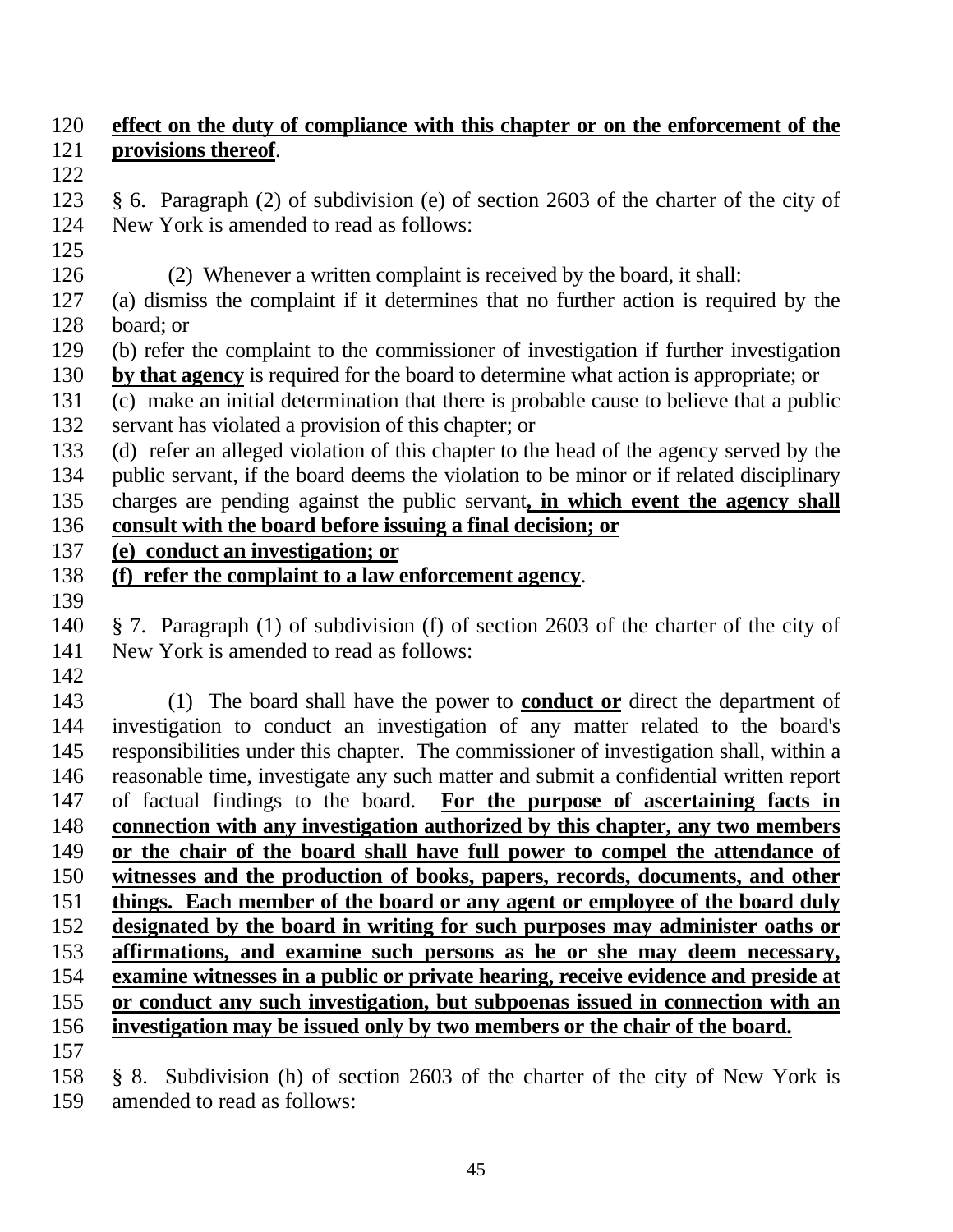**effect on the duty of compliance with this chapter or on the enforcement of the provisions thereof**.

§ 6. Paragraph (2) of subdivision (e) of section 2603 of the charter of the city of New York is amended to read as follows:

(2) Whenever a written complaint is received by the board, it shall:
(a) dismiss the complaint if it determines that no further action is required by the board; or
(b) refer the complaint to the commissioner of investigation if further investigation **by that agency** is required for the board to determine what action is appropriate; or
(c) make an initial determination that there is probable cause to believe that a public servant has violated a provision of this chapter; or
(d) refer an alleged violation of this chapter to the head of the agency served by the public servant, if the board deems the violation to be minor or if related disciplinary charges are pending against the public servant**, in which event the agency shall consult with the board before issuing a final decision; or**
**(e) conduct an investigation; or**
**(f) refer the complaint to a law enforcement agency**.

§ 7. Paragraph (1) of subdivision (f) of section 2603 of the charter of the city of New York is amended to read as follows:

(1) The board shall have the power to **conduct or** direct the department of investigation to conduct an investigation of any matter related to the board's responsibilities under this chapter. The commissioner of investigation shall, within a reasonable time, investigate any such matter and submit a confidential written report of factual findings to the board. **For the purpose of ascertaining facts in connection with any investigation authorized by this chapter, any two members or the chair of the board shall have full power to compel the attendance of witnesses and the production of books, papers, records, documents, and other things. Each member of the board or any agent or employee of the board duly designated by the board in writing for such purposes may administer oaths or affirmations, and examine such persons as he or she may deem necessary, examine witnesses in a public or private hearing, receive evidence and preside at or conduct any such investigation, but subpoenas issued in connection with an investigation may be issued only by two members or the chair of the board.**

§ 8. Subdivision (h) of section 2603 of the charter of the city of New York is amended to read as follows: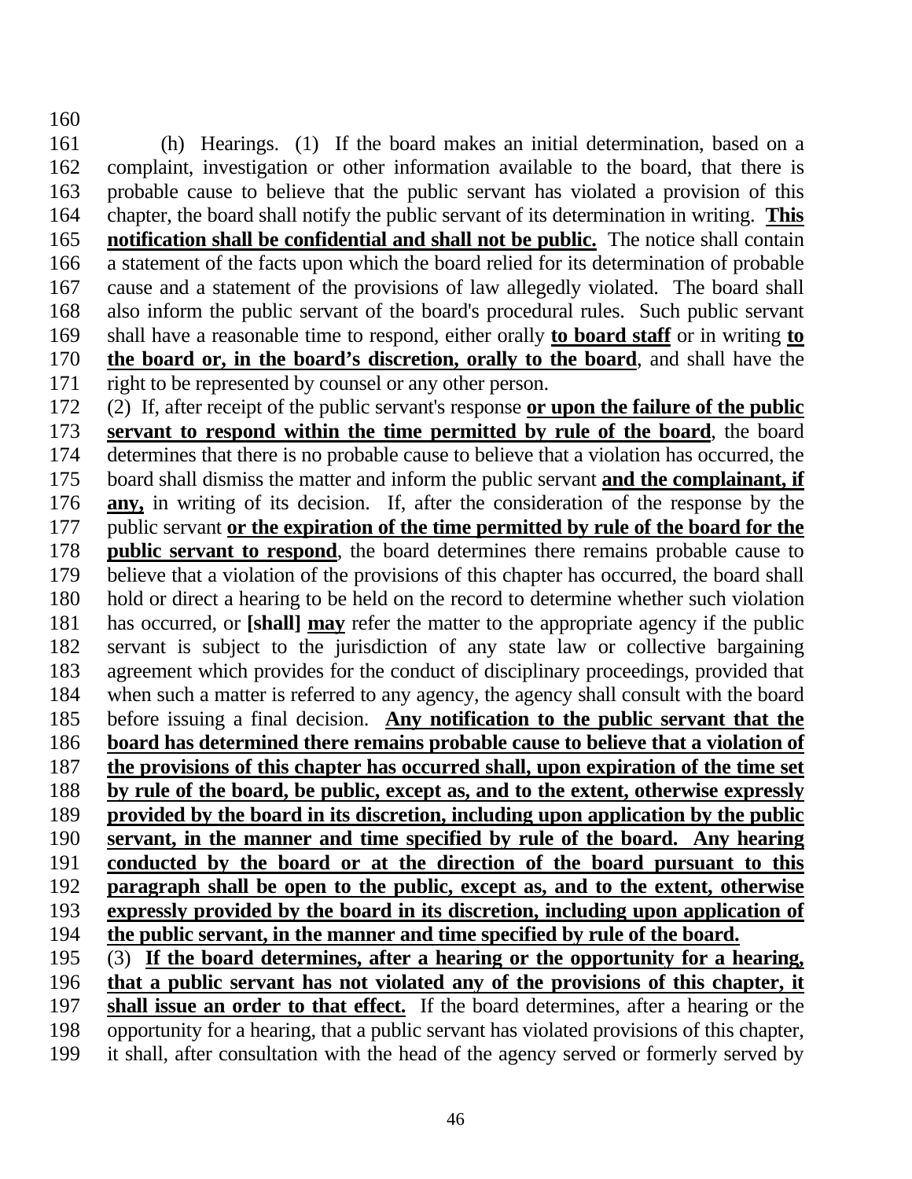(h) Hearings. (1) If the board makes an initial determination, based on a complaint, investigation or other information available to the board, that there is probable cause to believe that the public servant has violated a provision of this chapter, the board shall notify the public servant of its determination in writing. **This notification shall be confidential and shall not be public.** The notice shall contain a statement of the facts upon which the board relied for its determination of probable cause and a statement of the provisions of law allegedly violated. The board shall also inform the public servant of the board's procedural rules. Such public servant shall have a reasonable time to respond, either orally **to board staff** or in writing **to the board or, in the board's discretion, orally to the board**, and shall have the right to be represented by counsel or any other person.

(2) If, after receipt of the public servant's response **or upon the failure of the public servant to respond within the time permitted by rule of the board**, the board determines that there is no probable cause to believe that a violation has occurred, the board shall dismiss the matter and inform the public servant **and the complainant, if any,** in writing of its decision. If, after the consideration of the response by the public servant **or the expiration of the time permitted by rule of the board for the public servant to respond**, the board determines there remains probable cause to believe that a violation of the provisions of this chapter has occurred, the board shall hold or direct a hearing to be held on the record to determine whether such violation has occurred, or **[shall]** **may** refer the matter to the appropriate agency if the public servant is subject to the jurisdiction of any state law or collective bargaining agreement which provides for the conduct of disciplinary proceedings, provided that when such a matter is referred to any agency, the agency shall consult with the board before issuing a final decision. **Any notification to the public servant that the board has determined there remains probable cause to believe that a violation of the provisions of this chapter has occurred shall, upon expiration of the time set by rule of the board, be public, except as, and to the extent, otherwise expressly provided by the board in its discretion, including upon application by the public servant, in the manner and time specified by rule of the board. Any hearing conducted by the board or at the direction of the board pursuant to this paragraph shall be open to the public, except as, and to the extent, otherwise expressly provided by the board in its discretion, including upon application of the public servant, in the manner and time specified by rule of the board.**

(3) **If the board determines, after a hearing or the opportunity for a hearing, that a public servant has not violated any of the provisions of this chapter, it shall issue an order to that effect.** If the board determines, after a hearing or the opportunity for a hearing, that a public servant has violated provisions of this chapter, it shall, after consultation with the head of the agency served or formerly served by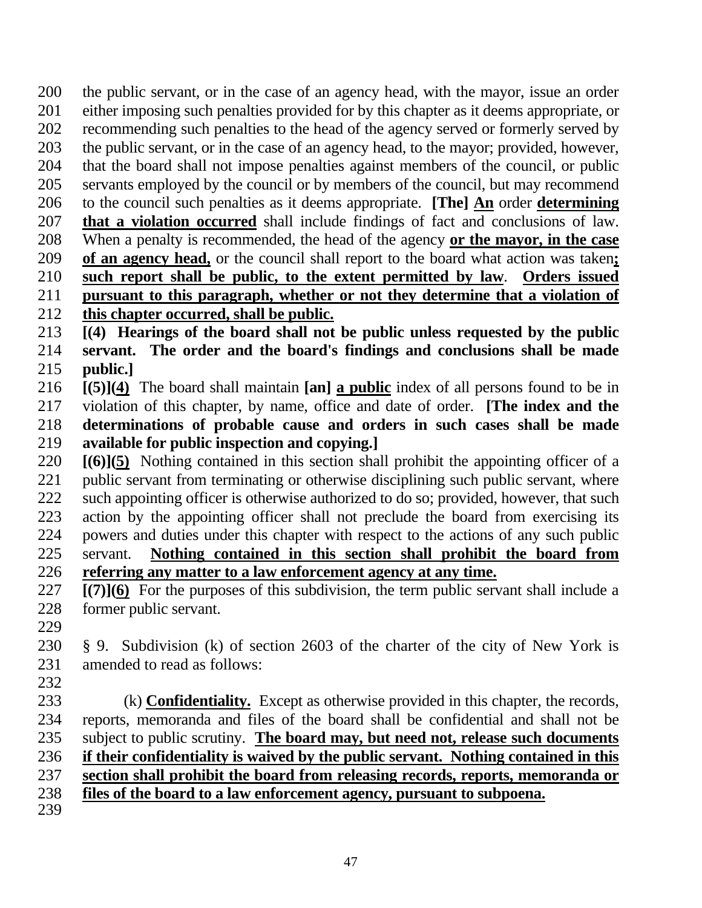the public servant, or in the case of an agency head, with the mayor, issue an order either imposing such penalties provided for by this chapter as it deems appropriate, or recommending such penalties to the head of the agency served or formerly served by the public servant, or in the case of an agency head, to the mayor; provided, however, that the board shall not impose penalties against members of the council, or public servants employed by the council or by members of the council, but may recommend to the council such penalties as it deems appropriate. **[The]** **An** order **determining that a violation occurred** shall include findings of fact and conclusions of law. When a penalty is recommended, the head of the agency **or the mayor, in the case of an agency head,** or the council shall report to the board what action was taken**; such report shall be public, to the extent permitted by law**. **Orders issued pursuant to this paragraph, whether or not they determine that a violation of this chapter occurred, shall be public.**

**[(4) Hearings of the board shall not be public unless requested by the public servant. The order and the board's findings and conclusions shall be made public.]**

**[(5)](4)** The board shall maintain **[an]** **a public** index of all persons found to be in violation of this chapter, by name, office and date of order. **[The index and the determinations of probable cause and orders in such cases shall be made available for public inspection and copying.]**

**[(6)](5)** Nothing contained in this section shall prohibit the appointing officer of a public servant from terminating or otherwise disciplining such public servant, where such appointing officer is otherwise authorized to do so; provided, however, that such action by the appointing officer shall not preclude the board from exercising its powers and duties under this chapter with respect to the actions of any such public servant. **Nothing contained in this section shall prohibit the board from referring any matter to a law enforcement agency at any time.**

**[(7)](6)** For the purposes of this subdivision, the term public servant shall include a former public servant.

§ 9. Subdivision (k) of section 2603 of the charter of the city of New York is amended to read as follows:

(k) **Confidentiality.** Except as otherwise provided in this chapter, the records, reports, memoranda and files of the board shall be confidential and shall not be subject to public scrutiny. **The board may, but need not, release such documents if their confidentiality is waived by the public servant. Nothing contained in this section shall prohibit the board from releasing records, reports, memoranda or files of the board to a law enforcement agency, pursuant to subpoena.**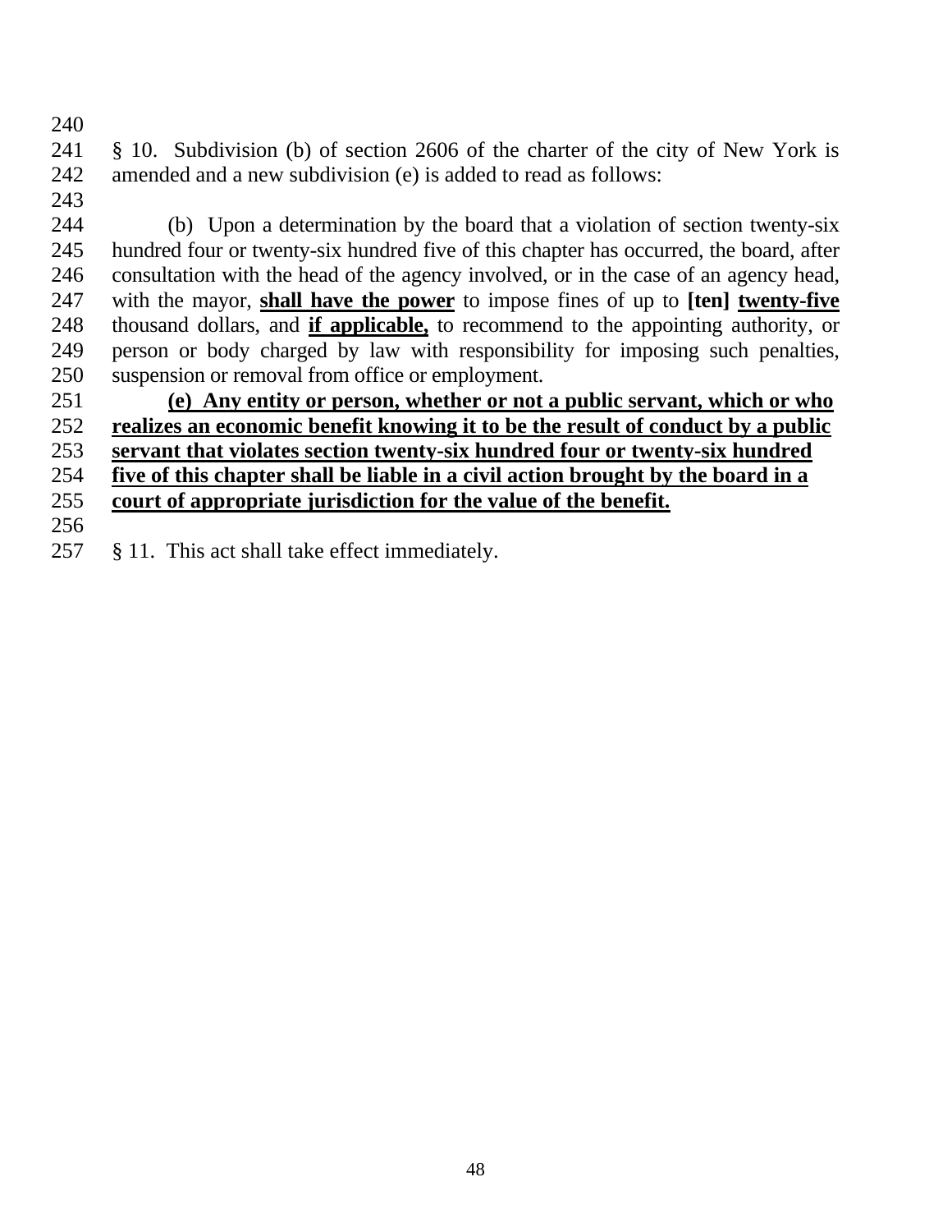§ 10. Subdivision (b) of section 2606 of the charter of the city of New York is amended and a new subdivision (e) is added to read as follows:

(b) Upon a determination by the board that a violation of section twenty-six hundred four or twenty-six hundred five of this chapter has occurred, the board, after consultation with the head of the agency involved, or in the case of an agency head, with the mayor, **<u>shall have the power</u>** to impose fines of up to **[ten]** **<u>twenty-five</u>** thousand dollars, and **<u>if applicable,</u>** to recommend to the appointing authority, or person or body charged by law with responsibility for imposing such penalties, suspension or removal from office or employment.

**<u>(e) Any entity or person, whether or not a public servant, which or who realizes an economic benefit knowing it to be the result of conduct by a public servant that violates section twenty-six hundred four or twenty-six hundred five of this chapter shall be liable in a civil action brought by the board in a court of appropriate jurisdiction for the value of the benefit.</u>**

§ 11. This act shall take effect immediately.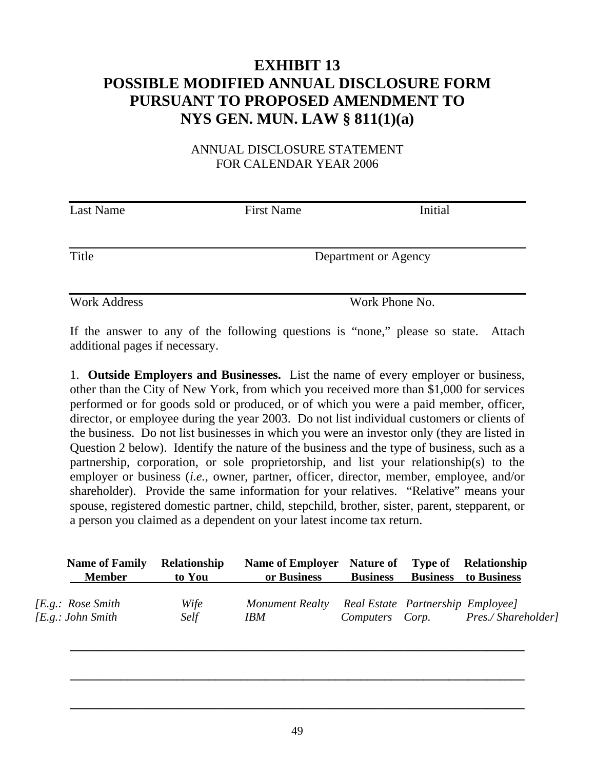# EXHIBIT 13
# POSSIBLE MODIFIED ANNUAL DISCLOSURE FORM PURSUANT TO PROPOSED AMENDMENT TO NYS GEN. MUN. LAW § 811(1)(a)

ANNUAL DISCLOSURE STATEMENT
FOR CALENDAR YEAR 2006

| Last Name | First Name | Initial |
|---|---|---|

| Title | Department or Agency |
|---|---|

| Work Address | Work Phone No. |
|---|---|

If the answer to any of the following questions is "none," please so state. Attach additional pages if necessary.

1. **Outside Employers and Businesses.** List the name of every employer or business, other than the City of New York, from which you received more than $1,000 for services performed or for goods sold or produced, or of which you were a paid member, officer, director, or employee during the year 2003. Do not list individual customers or clients of the business. Do not list businesses in which you were an investor only (they are listed in Question 2 below). Identify the nature of the business and the type of business, such as a partnership, corporation, or sole proprietorship, and list your relationship(s) to the employer or business (*i.e.*, owner, partner, officer, director, member, employee, and/or shareholder). Provide the same information for your relatives. "Relative" means your spouse, registered domestic partner, child, stepchild, brother, sister, parent, stepparent, or a person you claimed as a dependent on your latest income tax return.

| Name of Family Member | Relationship to You | Name of Employer or Business | Nature of Business | Type of Business | Relationship to Business |
|---|---|---|---|---|---|
| *[E.g.: Rose Smith* | *Wife* | *Monument Realty* | *Real Estate* | *Partnership* | *Employee]* |
| *[E.g.: John Smith* | *Self* | *IBM* | *Computers* | *Corp.* | *Pres./ Shareholder]* |
| | | | | | |
| | | | | | |
| | | | | | |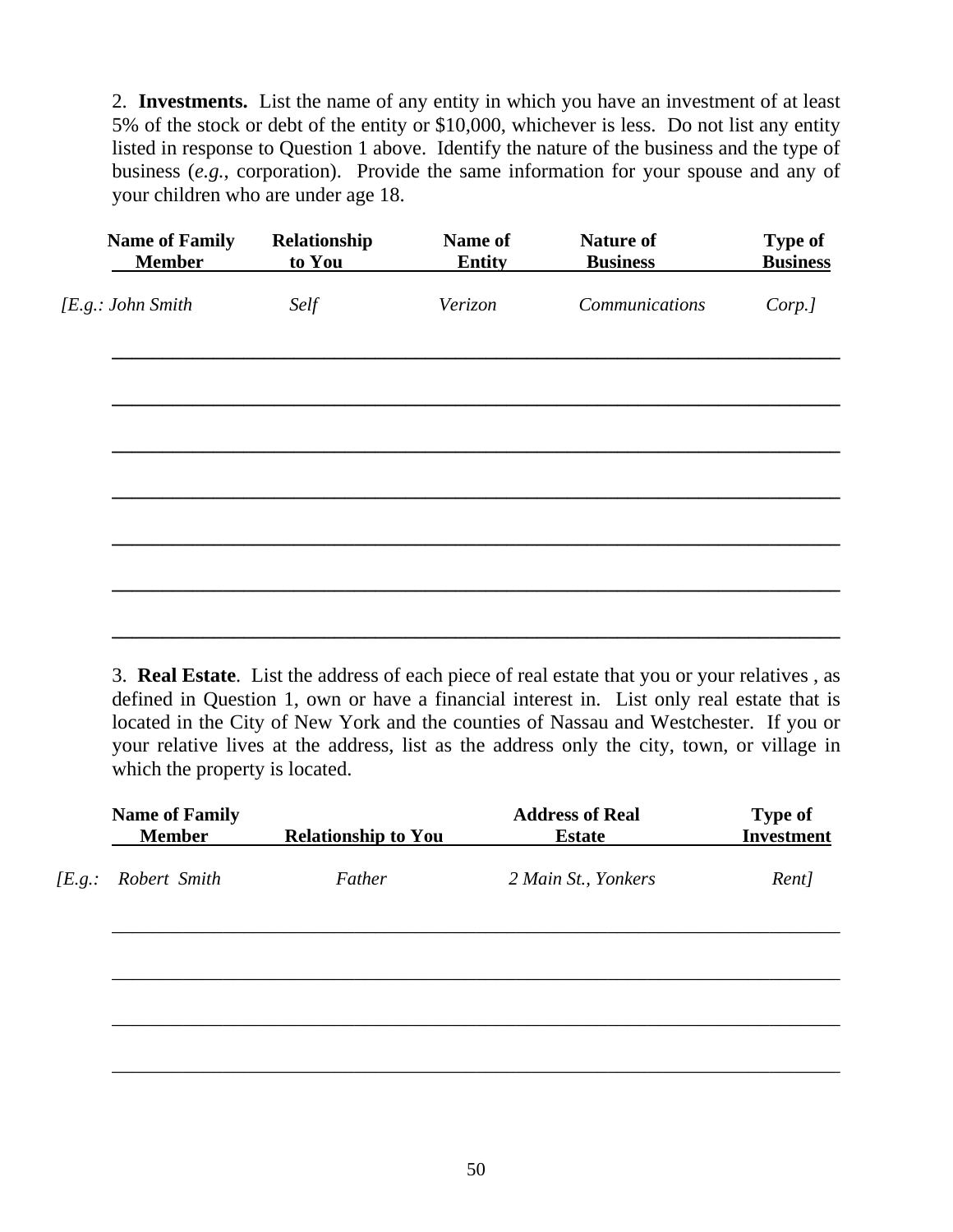2. **Investments.** List the name of any entity in which you have an investment of at least 5% of the stock or debt of the entity or $10,000, whichever is less. Do not list any entity listed in response to Question 1 above. Identify the nature of the business and the type of business (*e.g.*, corporation). Provide the same information for your spouse and any of your children who are under age 18.

| Name of Family Member | Relationship to You | Name of Entity | Nature of Business | Type of Business |
|---|---|---|---|---|
| *[E.g.: John Smith* | *Self* | *Verizon* | *Communications* | *Corp.]* |
| | | | | |
| | | | | |
| | | | | |
| | | | | |
| | | | | |
| | | | | |
| | | | | |

3. **Real Estate**. List the address of each piece of real estate that you or your relatives , as defined in Question 1, own or have a financial interest in. List only real estate that is located in the City of New York and the counties of Nassau and Westchester. If you or your relative lives at the address, list as the address only the city, town, or village in which the property is located.

| Name of Family Member | Relationship to You | Address of Real Estate | Type of Investment |
|---|---|---|---|
| *[E.g.: Robert Smith* | *Father* | *2 Main St., Yonkers* | *Rent]* |
| | | | |
| | | | |
| | | | |
| | | | |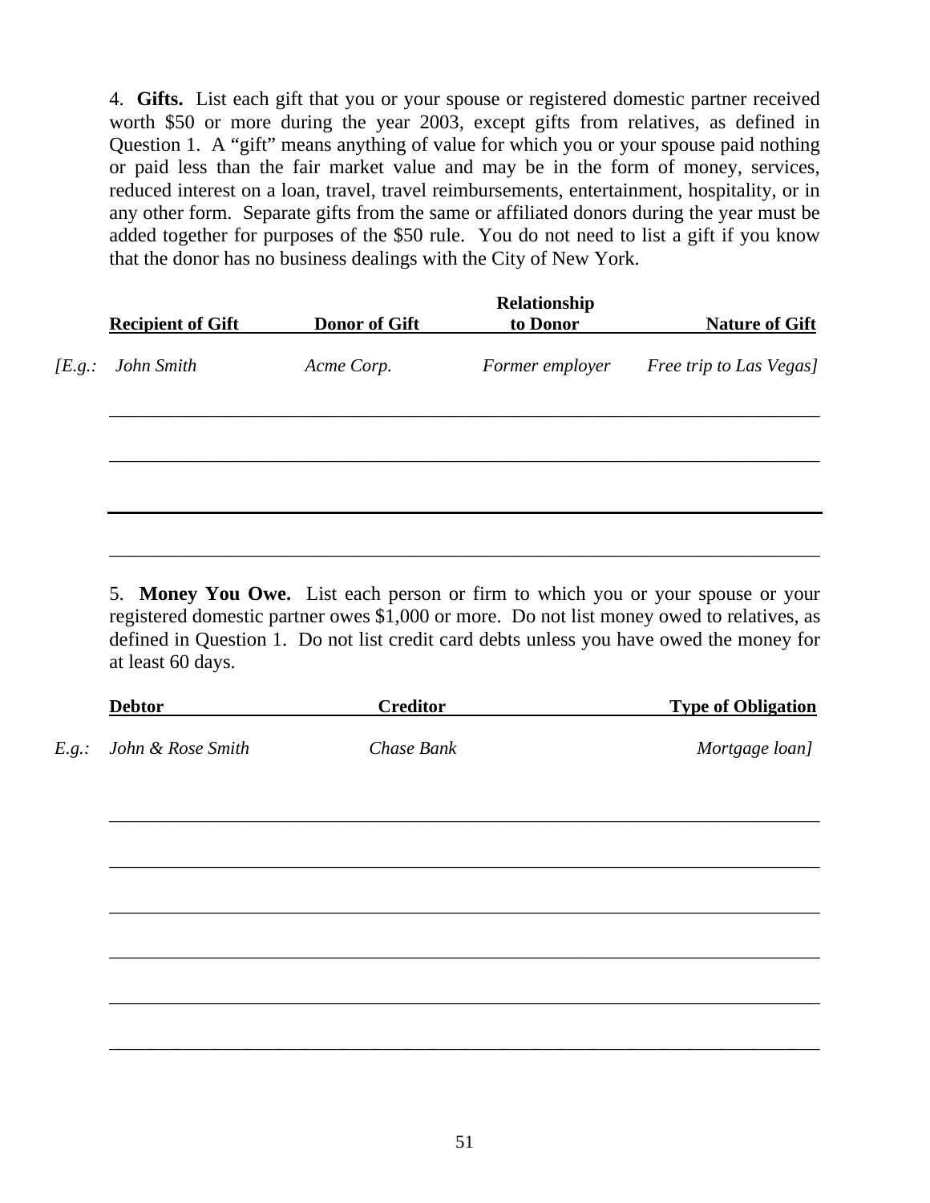4. **Gifts.** List each gift that you or your spouse or registered domestic partner received worth $50 or more during the year 2003, except gifts from relatives, as defined in Question 1. A "gift" means anything of value for which you or your spouse paid nothing or paid less than the fair market value and may be in the form of money, services, reduced interest on a loan, travel, travel reimbursements, entertainment, hospitality, or in any other form. Separate gifts from the same or affiliated donors during the year must be added together for purposes of the $50 rule. You do not need to list a gift if you know that the donor has no business dealings with the City of New York.

| | Recipient of Gift | Donor of Gift | Relationship to Donor | Nature of Gift |
|---|---|---|---|---|
| *[E.g.:* | *John Smith* | *Acme Corp.* | *Former employer* | *Free trip to Las Vegas]* |
| | | | | |
| | | | | |
| | | | | |
| | | | | |

5. **Money You Owe.** List each person or firm to which you or your spouse or your registered domestic partner owes $1,000 or more. Do not list money owed to relatives, as defined in Question 1. Do not list credit card debts unless you have owed the money for at least 60 days.

| | Debtor | Creditor | Type of Obligation |
|---|---|---|---|
| *E.g.:* | *John & Rose Smith* | *Chase Bank* | *Mortgage loan]* |
| | | | |
| | | | |
| | | | |
| | | | |
| | | | |
| | | | |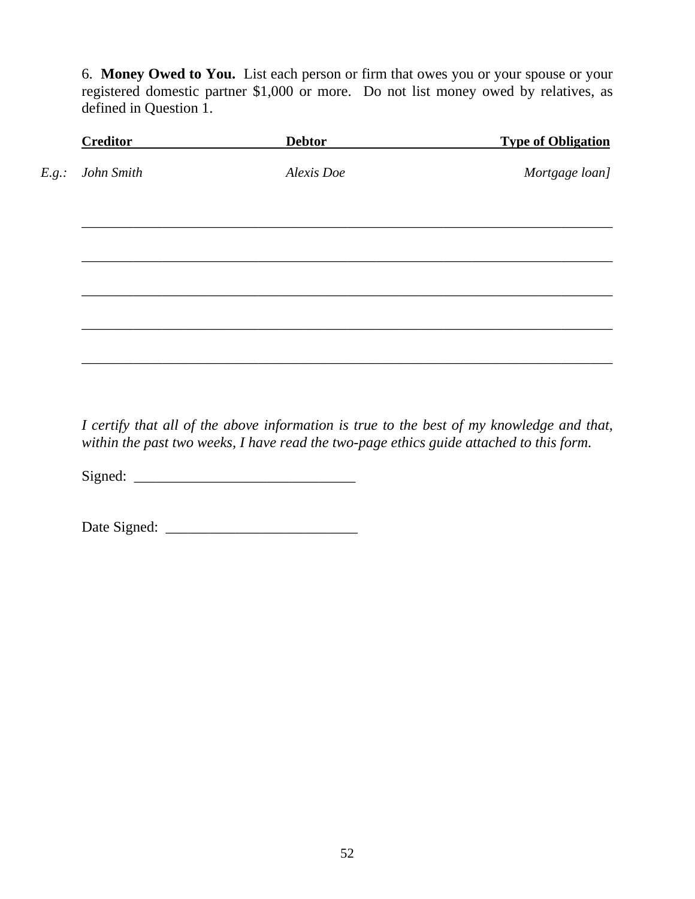6. **Money Owed to You.** List each person or firm that owes you or your spouse or your registered domestic partner $1,000 or more. Do not list money owed by relatives, as defined in Question 1.

| | Creditor | Debtor | Type of Obligation |
|---|---|---|---|
| *E.g.:* | *John Smith* | *Alexis Doe* | *Mortgage loan]* |
| | | | |
| | | | |
| | | | |
| | | | |
| | | | |

*I certify that all of the above information is true to the best of my knowledge and that, within the past two weeks, I have read the two-page ethics guide attached to this form.*

Signed: ______________________________

Date Signed: __________________________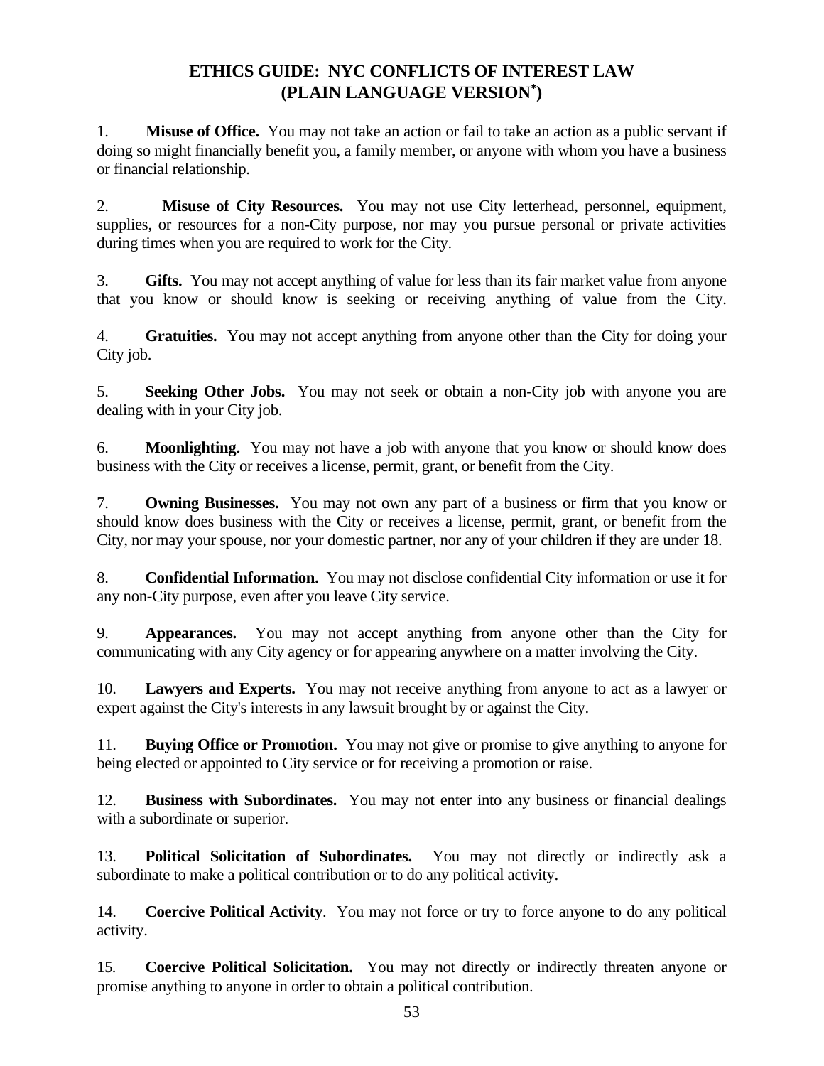# ETHICS GUIDE: NYC CONFLICTS OF INTEREST LAW (PLAIN LANGUAGE VERSION*)

1. **Misuse of Office.** You may not take an action or fail to take an action as a public servant if doing so might financially benefit you, a family member, or anyone with whom you have a business or financial relationship.

2. **Misuse of City Resources.** You may not use City letterhead, personnel, equipment, supplies, or resources for a non-City purpose, nor may you pursue personal or private activities during times when you are required to work for the City.

3. **Gifts.** You may not accept anything of value for less than its fair market value from anyone that you know or should know is seeking or receiving anything of value from the City.

4. **Gratuities.** You may not accept anything from anyone other than the City for doing your City job.

5. **Seeking Other Jobs.** You may not seek or obtain a non-City job with anyone you are dealing with in your City job.

6. **Moonlighting.** You may not have a job with anyone that you know or should know does business with the City or receives a license, permit, grant, or benefit from the City.

7. **Owning Businesses.** You may not own any part of a business or firm that you know or should know does business with the City or receives a license, permit, grant, or benefit from the City, nor may your spouse, nor your domestic partner, nor any of your children if they are under 18.

8. **Confidential Information.** You may not disclose confidential City information or use it for any non-City purpose, even after you leave City service.

9. **Appearances.** You may not accept anything from anyone other than the City for communicating with any City agency or for appearing anywhere on a matter involving the City.

10. **Lawyers and Experts.** You may not receive anything from anyone to act as a lawyer or expert against the City's interests in any lawsuit brought by or against the City.

11. **Buying Office or Promotion.** You may not give or promise to give anything to anyone for being elected or appointed to City service or for receiving a promotion or raise.

12. **Business with Subordinates.** You may not enter into any business or financial dealings with a subordinate or superior.

13. **Political Solicitation of Subordinates.** You may not directly or indirectly ask a subordinate to make a political contribution or to do any political activity.

14. **Coercive Political Activity**. You may not force or try to force anyone to do any political activity.

15. **Coercive Political Solicitation.** You may not directly or indirectly threaten anyone or promise anything to anyone in order to obtain a political contribution.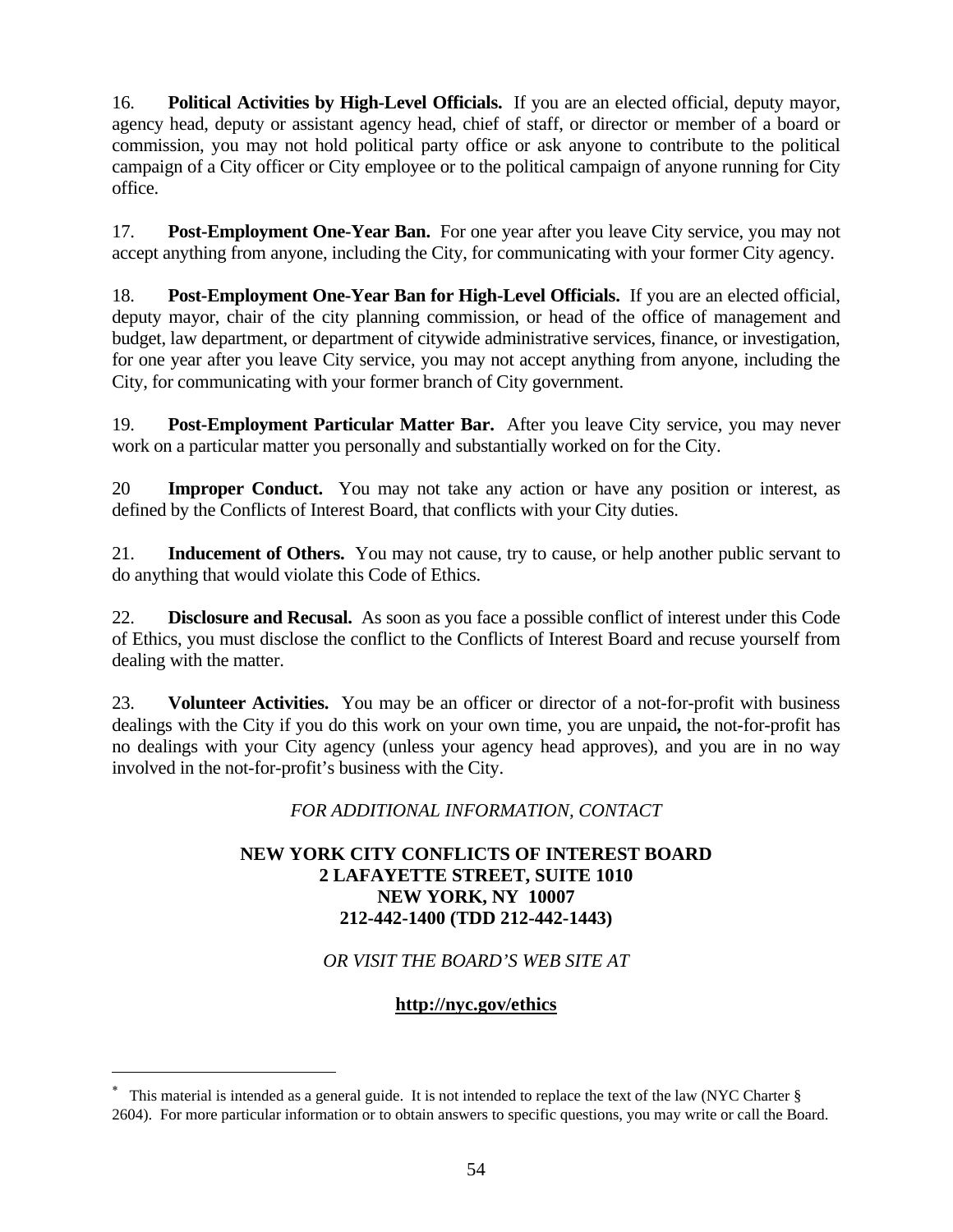16. **Political Activities by High-Level Officials.** If you are an elected official, deputy mayor, agency head, deputy or assistant agency head, chief of staff, or director or member of a board or commission, you may not hold political party office or ask anyone to contribute to the political campaign of a City officer or City employee or to the political campaign of anyone running for City office.

17. **Post-Employment One-Year Ban.** For one year after you leave City service, you may not accept anything from anyone, including the City, for communicating with your former City agency.

18. **Post-Employment One-Year Ban for High-Level Officials.** If you are an elected official, deputy mayor, chair of the city planning commission, or head of the office of management and budget, law department, or department of citywide administrative services, finance, or investigation, for one year after you leave City service, you may not accept anything from anyone, including the City, for communicating with your former branch of City government.

19. **Post-Employment Particular Matter Bar.** After you leave City service, you may never work on a particular matter you personally and substantially worked on for the City.

20 **Improper Conduct.** You may not take any action or have any position or interest, as defined by the Conflicts of Interest Board, that conflicts with your City duties.

21. **Inducement of Others.** You may not cause, try to cause, or help another public servant to do anything that would violate this Code of Ethics.

22. **Disclosure and Recusal.** As soon as you face a possible conflict of interest under this Code of Ethics, you must disclose the conflict to the Conflicts of Interest Board and recuse yourself from dealing with the matter.

23. **Volunteer Activities.** You may be an officer or director of a not-for-profit with business dealings with the City if you do this work on your own time, you are unpaid**,** the not-for-profit has no dealings with your City agency (unless your agency head approves), and you are in no way involved in the not-for-profit's business with the City.

*FOR ADDITIONAL INFORMATION, CONTACT*

**NEW YORK CITY CONFLICTS OF INTEREST BOARD**
**2 LAFAYETTE STREET, SUITE 1010**
**NEW YORK, NY 10007**
**212-442-1400 (TDD 212-442-1443)**

*OR VISIT THE BOARD'S WEB SITE AT*

**http://nyc.gov/ethics**

---

[*] This material is intended as a general guide. It is not intended to replace the text of the law (NYC Charter § 2604). For more particular information or to obtain answers to specific questions, you may write or call the Board.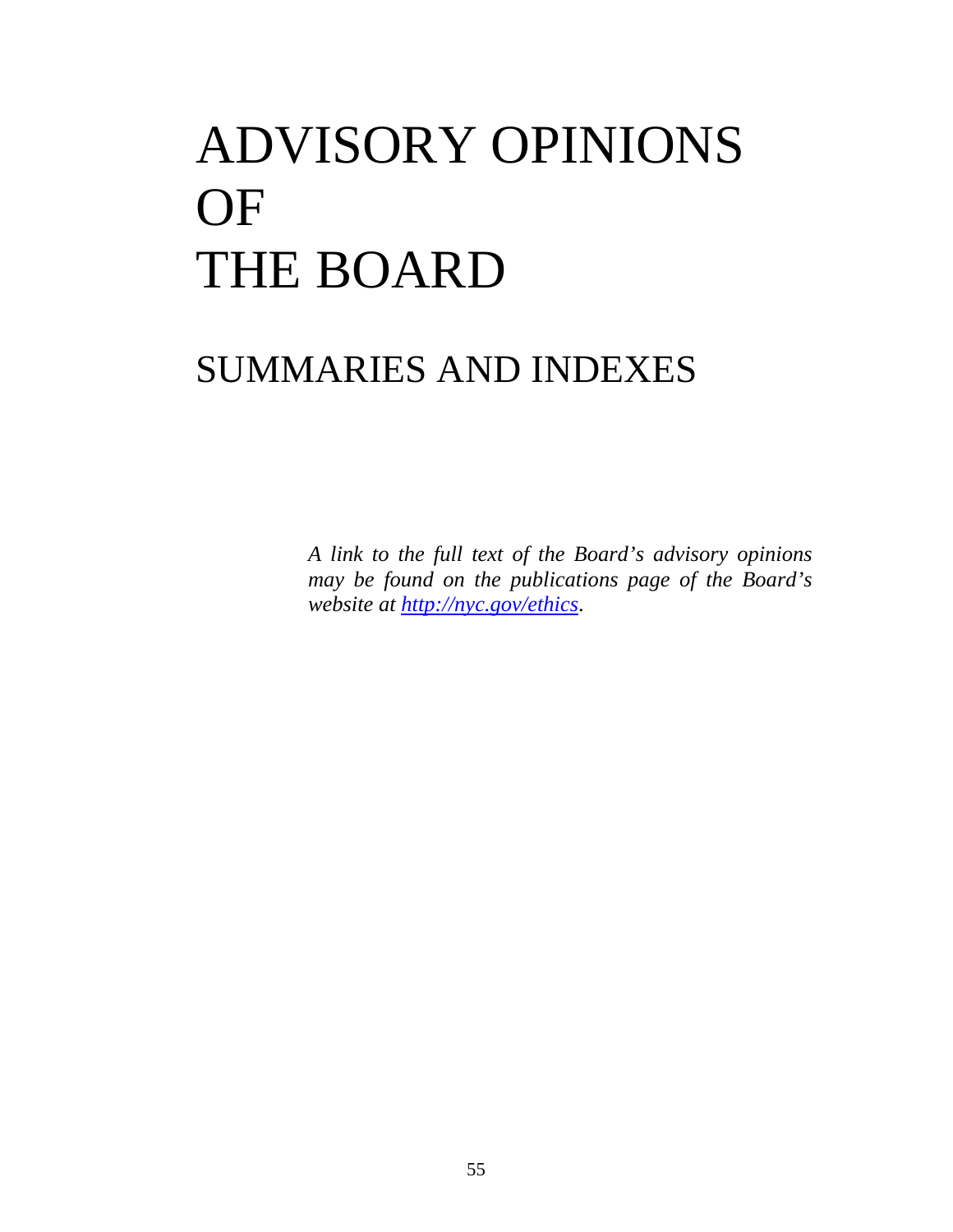# ADVISORY OPINIONS OF THE BOARD

## SUMMARIES AND INDEXES

*A link to the full text of the Board's advisory opinions may be found on the publications page of the Board's website at [http://nyc.gov/ethics](http://nyc.gov/ethics).*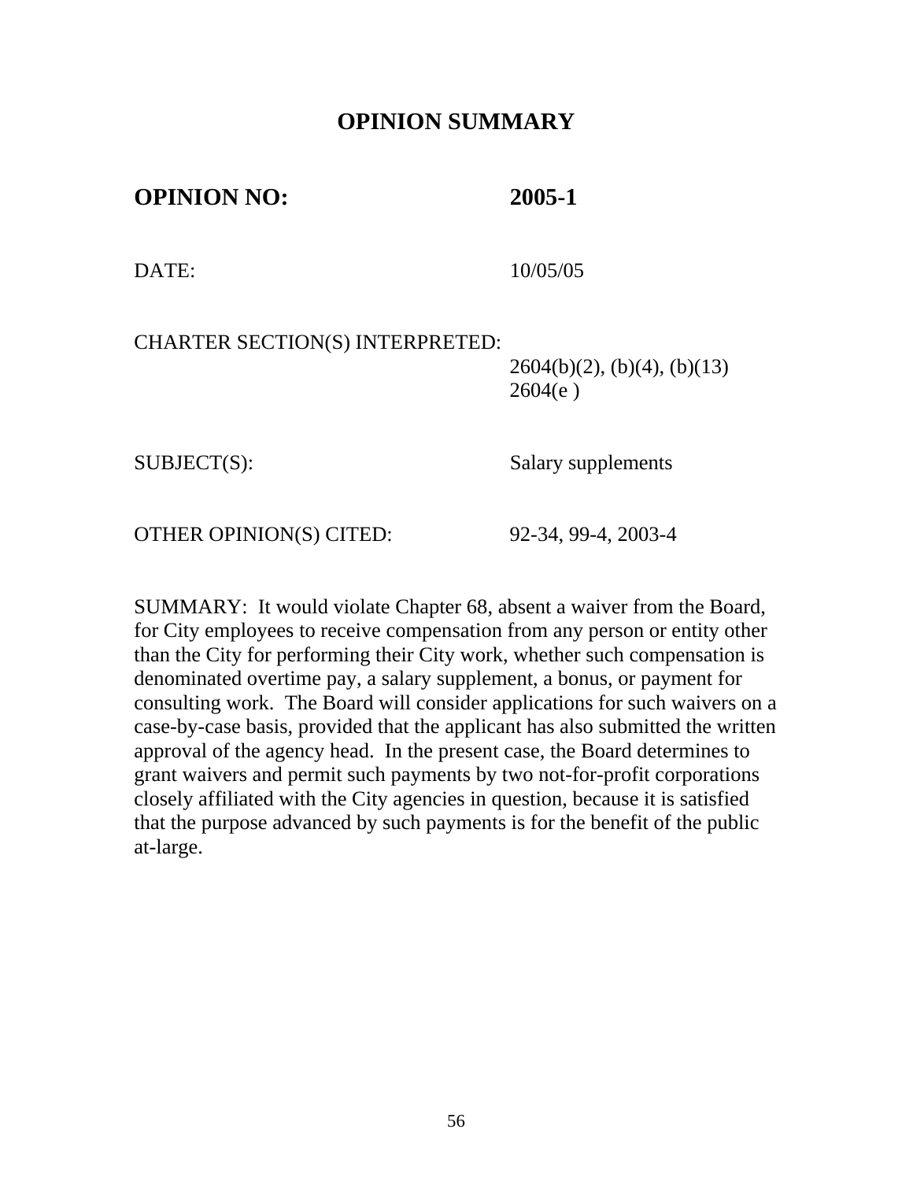# OPINION SUMMARY

## OPINION NO: 2005-1

DATE: 10/05/05

CHARTER SECTION(S) INTERPRETED: 2604(b)(2), (b)(4), (b)(13) 2604(e )

SUBJECT(S): Salary supplements

OTHER OPINION(S) CITED: 92-34, 99-4, 2003-4

SUMMARY: It would violate Chapter 68, absent a waiver from the Board, for City employees to receive compensation from any person or entity other than the City for performing their City work, whether such compensation is denominated overtime pay, a salary supplement, a bonus, or payment for consulting work. The Board will consider applications for such waivers on a case-by-case basis, provided that the applicant has also submitted the written approval of the agency head. In the present case, the Board determines to grant waivers and permit such payments by two not-for-profit corporations closely affiliated with the City agencies in question, because it is satisfied that the purpose advanced by such payments is for the benefit of the public at-large.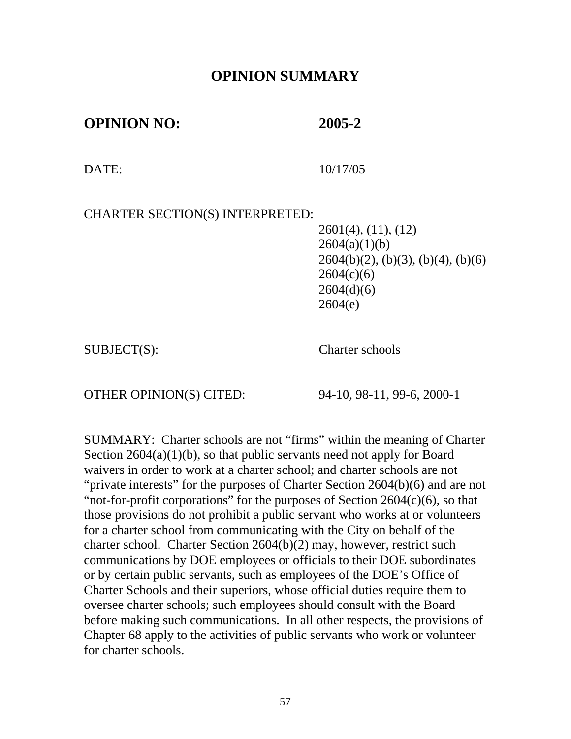# OPINION SUMMARY

**OPINION NO:** **2005-2**

DATE: 10/17/05

CHARTER SECTION(S) INTERPRETED:
2601(4), (11), (12)
2604(a)(1)(b)
2604(b)(2), (b)(3), (b)(4), (b)(6)
2604(c)(6)
2604(d)(6)
2604(e)

SUBJECT(S): Charter schools

OTHER OPINION(S) CITED: 94-10, 98-11, 99-6, 2000-1

SUMMARY: Charter schools are not "firms" within the meaning of Charter Section 2604(a)(1)(b), so that public servants need not apply for Board waivers in order to work at a charter school; and charter schools are not "private interests" for the purposes of Charter Section 2604(b)(6) and are not "not-for-profit corporations" for the purposes of Section 2604(c)(6), so that those provisions do not prohibit a public servant who works at or volunteers for a charter school from communicating with the City on behalf of the charter school. Charter Section 2604(b)(2) may, however, restrict such communications by DOE employees or officials to their DOE subordinates or by certain public servants, such as employees of the DOE's Office of Charter Schools and their superiors, whose official duties require them to oversee charter schools; such employees should consult with the Board before making such communications. In all other respects, the provisions of Chapter 68 apply to the activities of public servants who work or volunteer for charter schools.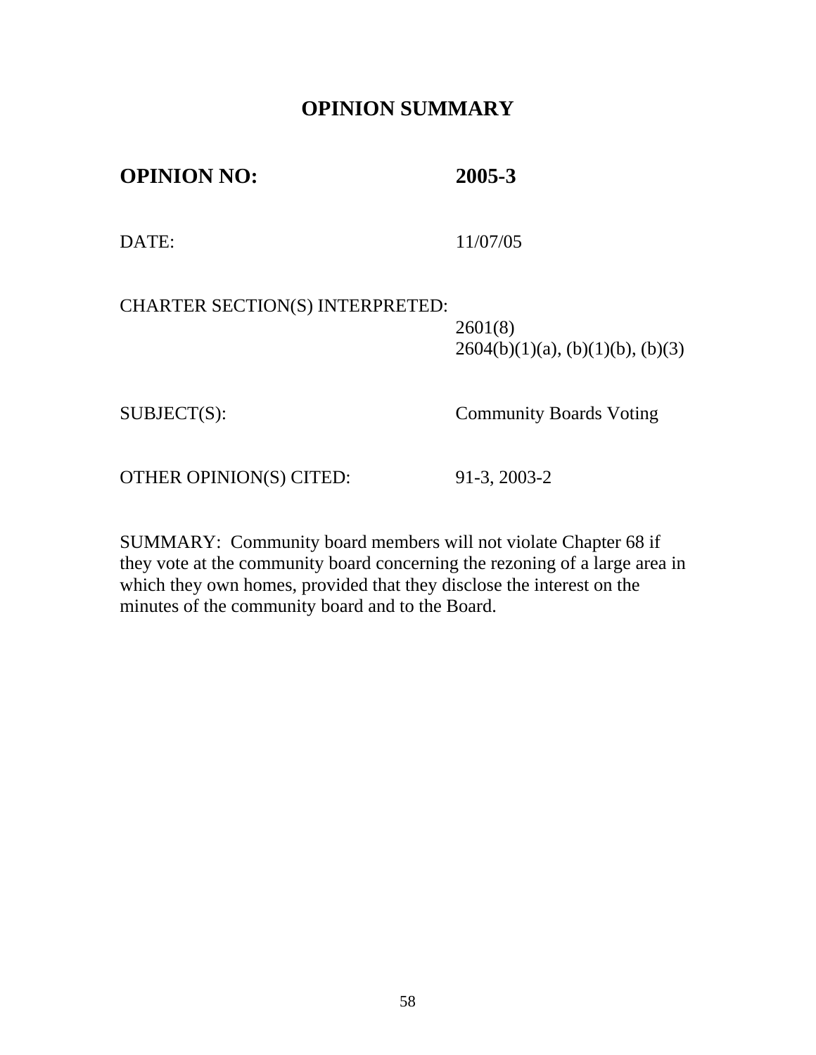# OPINION SUMMARY

**OPINION NO:** **2005-3**

DATE: 11/07/05

CHARTER SECTION(S) INTERPRETED: 2601(8)
2604(b)(1)(a), (b)(1)(b), (b)(3)

SUBJECT(S): Community Boards Voting

OTHER OPINION(S) CITED: 91-3, 2003-2

SUMMARY: Community board members will not violate Chapter 68 if they vote at the community board concerning the rezoning of a large area in which they own homes, provided that they disclose the interest on the minutes of the community board and to the Board.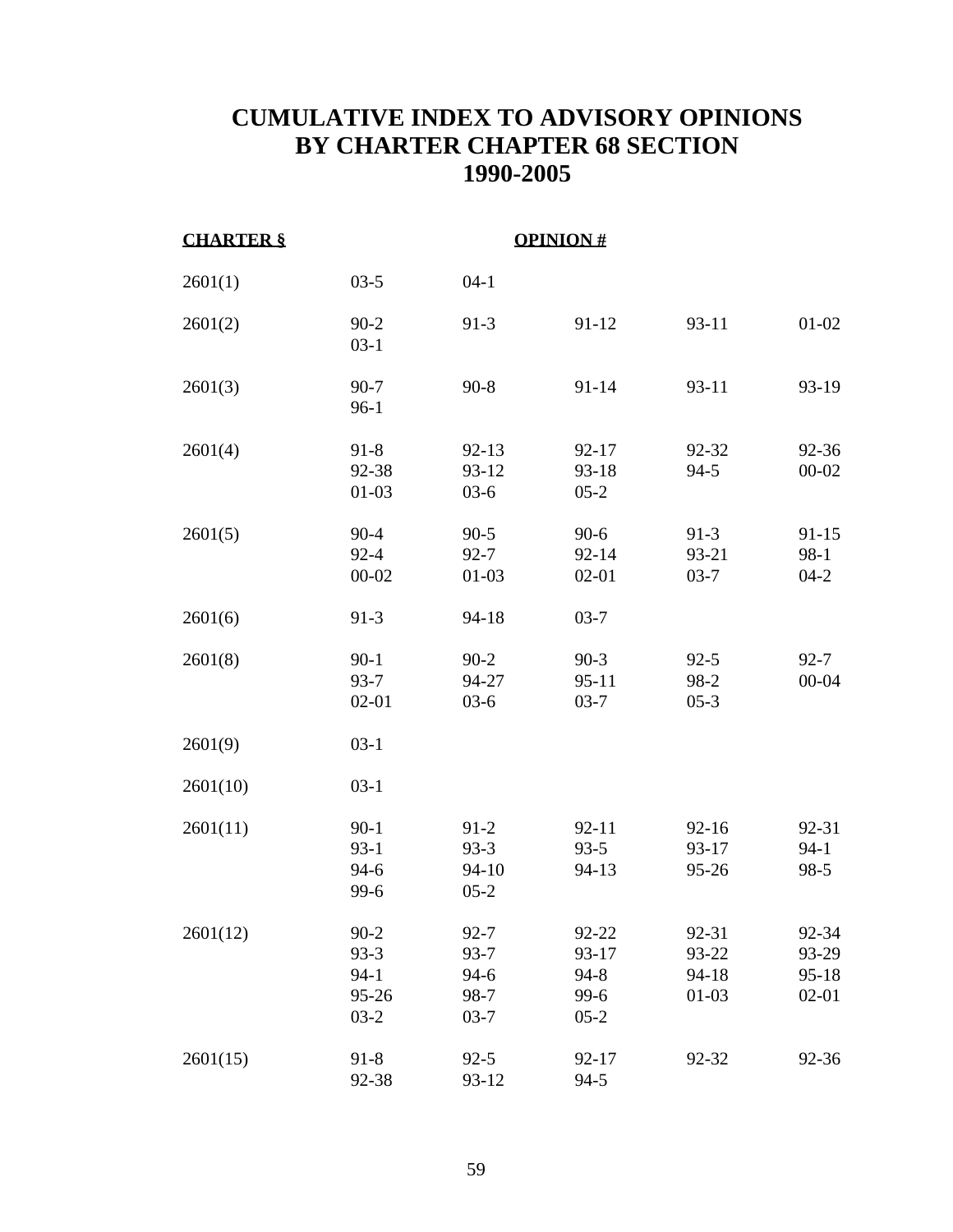# CUMULATIVE INDEX TO ADVISORY OPINIONS BY CHARTER CHAPTER 68 SECTION 1990-2005

| CHARTER § | OPINION # | | | | |
|---|---|---|---|---|---|
| 2601(1) | 03-5 | 04-1 | | | |
| 2601(2) | 90-2 | 91-3 | 91-12 | 93-11 | 01-02 |
| | 03-1 | | | | |
| 2601(3) | 90-7 | 90-8 | 91-14 | 93-11 | 93-19 |
| | 96-1 | | | | |
| 2601(4) | 91-8 | 92-13 | 92-17 | 92-32 | 92-36 |
| | 92-38 | 93-12 | 93-18 | 94-5 | 00-02 |
| | 01-03 | 03-6 | 05-2 | | |
| 2601(5) | 90-4 | 90-5 | 90-6 | 91-3 | 91-15 |
| | 92-4 | 92-7 | 92-14 | 93-21 | 98-1 |
| | 00-02 | 01-03 | 02-01 | 03-7 | 04-2 |
| 2601(6) | 91-3 | 94-18 | 03-7 | | |
| 2601(8) | 90-1 | 90-2 | 90-3 | 92-5 | 92-7 |
| | 93-7 | 94-27 | 95-11 | 98-2 | 00-04 |
| | 02-01 | 03-6 | 03-7 | 05-3 | |
| 2601(9) | 03-1 | | | | |
| 2601(10) | 03-1 | | | | |
| 2601(11) | 90-1 | 91-2 | 92-11 | 92-16 | 92-31 |
| | 93-1 | 93-3 | 93-5 | 93-17 | 94-1 |
| | 94-6 | 94-10 | 94-13 | 95-26 | 98-5 |
| | 99-6 | 05-2 | | | |
| 2601(12) | 90-2 | 92-7 | 92-22 | 92-31 | 92-34 |
| | 93-3 | 93-7 | 93-17 | 93-22 | 93-29 |
| | 94-1 | 94-6 | 94-8 | 94-18 | 95-18 |
| | 95-26 | 98-7 | 99-6 | 01-03 | 02-01 |
| | 03-2 | 03-7 | 05-2 | | |
| 2601(15) | 91-8 | 92-5 | 92-17 | 92-32 | 92-36 |
| | 92-38 | 93-12 | 94-5 | | |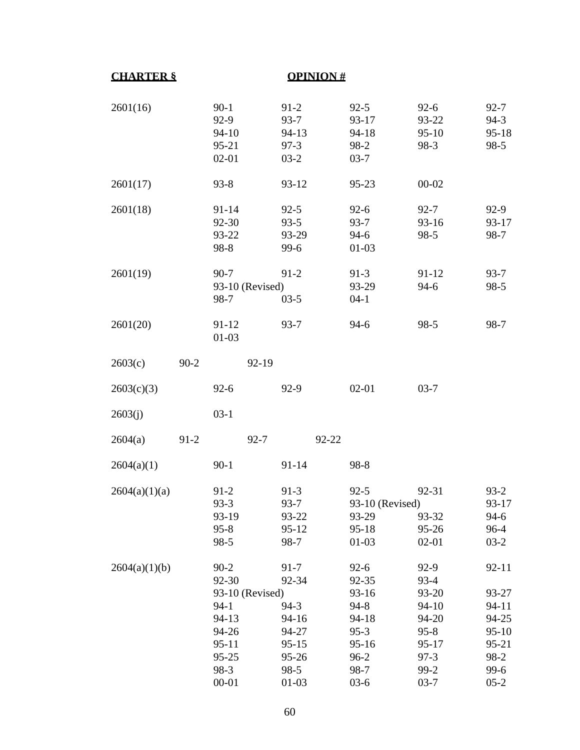| CHARTER § | OPINION # | | | | |
|---|---|---|---|---|---|
| 2601(16) | 90-1 | 91-2 | 92-5 | 92-6 | 92-7 |
| | 92-9 | 93-7 | 93-17 | 93-22 | 94-3 |
| | 94-10 | 94-13 | 94-18 | 95-10 | 95-18 |
| | 95-21 | 97-3 | 98-2 | 98-3 | 98-5 |
| | 02-01 | 03-2 | 03-7 | | |
| 2601(17) | 93-8 | 93-12 | 95-23 | 00-02 | |
| 2601(18) | 91-14 | 92-5 | 92-6 | 92-7 | 92-9 |
| | 92-30 | 93-5 | 93-7 | 93-16 | 93-17 |
| | 93-22 | 93-29 | 94-6 | 98-5 | 98-7 |
| | 98-8 | 99-6 | 01-03 | | |
| 2601(19) | 90-7 | 91-2 | 91-3 | 91-12 | 93-7 |
| | 93-10 (Revised) | | 93-29 | 94-6 | 98-5 |
| | 98-7 | 03-5 | 04-1 | | |
| 2601(20) | 91-12 | 93-7 | 94-6 | 98-5 | 98-7 |
| | 01-03 | | | | |
| 2603(c) | 90-2 | 92-19 | | | |
| 2603(c)(3) | 92-6 | 92-9 | 02-01 | 03-7 | |
| 2603(j) | 03-1 | | | | |
| 2604(a) | 91-2 | 92-7 | 92-22 | | |
| 2604(a)(1) | 90-1 | 91-14 | 98-8 | | |
| 2604(a)(1)(a) | 91-2 | 91-3 | 92-5 | 92-31 | 93-2 |
| | 93-3 | 93-7 | 93-10 (Revised) | | 93-17 |
| | 93-19 | 93-22 | 93-29 | 93-32 | 94-6 |
| | 95-8 | 95-12 | 95-18 | 95-26 | 96-4 |
| | 98-5 | 98-7 | 01-03 | 02-01 | 03-2 |
| 2604(a)(1)(b) | 90-2 | 91-7 | 92-6 | 92-9 | 92-11 |
| | 92-30 | 92-34 | 92-35 | 93-4 | |
| | 93-10 (Revised) | | 93-16 | 93-20 | 93-27 |
| | 94-1 | 94-3 | 94-8 | 94-10 | 94-11 |
| | 94-13 | 94-16 | 94-18 | 94-20 | 94-25 |
| | 94-26 | 94-27 | 95-3 | 95-8 | 95-10 |
| | 95-11 | 95-15 | 95-16 | 95-17 | 95-21 |
| | 95-25 | 95-26 | 96-2 | 97-3 | 98-2 |
| | 98-3 | 98-5 | 98-7 | 99-2 | 99-6 |
| | 00-01 | 01-03 | 03-6 | 03-7 | 05-2 |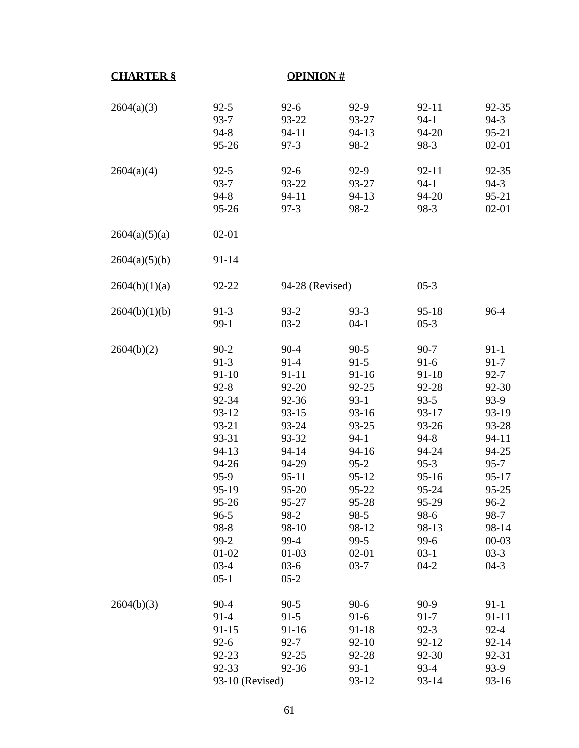| CHARTER § | OPINION # | | | | |
|---|---|---|---|---|---|
| 2604(a)(3) | 92-5 | 92-6 | 92-9 | 92-11 | 92-35 |
| | 93-7 | 93-22 | 93-27 | 94-1 | 94-3 |
| | 94-8 | 94-11 | 94-13 | 94-20 | 95-21 |
| | 95-26 | 97-3 | 98-2 | 98-3 | 02-01 |
| 2604(a)(4) | 92-5 | 92-6 | 92-9 | 92-11 | 92-35 |
| | 93-7 | 93-22 | 93-27 | 94-1 | 94-3 |
| | 94-8 | 94-11 | 94-13 | 94-20 | 95-21 |
| | 95-26 | 97-3 | 98-2 | 98-3 | 02-01 |
| 2604(a)(5)(a) | 02-01 | | | | |
| 2604(a)(5)(b) | 91-14 | | | | |
| 2604(b)(1)(a) | 92-22 | 94-28 (Revised) | | 05-3 | |
| 2604(b)(1)(b) | 91-3 | 93-2 | 93-3 | 95-18 | 96-4 |
| | 99-1 | 03-2 | 04-1 | 05-3 | |
| 2604(b)(2) | 90-2 | 90-4 | 90-5 | 90-7 | 91-1 |
| | 91-3 | 91-4 | 91-5 | 91-6 | 91-7 |
| | 91-10 | 91-11 | 91-16 | 91-18 | 92-7 |
| | 92-8 | 92-20 | 92-25 | 92-28 | 92-30 |
| | 92-34 | 92-36 | 93-1 | 93-5 | 93-9 |
| | 93-12 | 93-15 | 93-16 | 93-17 | 93-19 |
| | 93-21 | 93-24 | 93-25 | 93-26 | 93-28 |
| | 93-31 | 93-32 | 94-1 | 94-8 | 94-11 |
| | 94-13 | 94-14 | 94-16 | 94-24 | 94-25 |
| | 94-26 | 94-29 | 95-2 | 95-3 | 95-7 |
| | 95-9 | 95-11 | 95-12 | 95-16 | 95-17 |
| | 95-19 | 95-20 | 95-22 | 95-24 | 95-25 |
| | 95-26 | 95-27 | 95-28 | 95-29 | 96-2 |
| | 96-5 | 98-2 | 98-5 | 98-6 | 98-7 |
| | 98-8 | 98-10 | 98-12 | 98-13 | 98-14 |
| | 99-2 | 99-4 | 99-5 | 99-6 | 00-03 |
| | 01-02 | 01-03 | 02-01 | 03-1 | 03-3 |
| | 03-4 | 03-6 | 03-7 | 04-2 | 04-3 |
| | 05-1 | 05-2 | | | |
| 2604(b)(3) | 90-4 | 90-5 | 90-6 | 90-9 | 91-1 |
| | 91-4 | 91-5 | 91-6 | 91-7 | 91-11 |
| | 91-15 | 91-16 | 91-18 | 92-3 | 92-4 |
| | 92-6 | 92-7 | 92-10 | 92-12 | 92-14 |
| | 92-23 | 92-25 | 92-28 | 92-30 | 92-31 |
| | 92-33 | 92-36 | 93-1 | 93-4 | 93-9 |
| | 93-10 (Revised) | | 93-12 | 93-14 | 93-16 |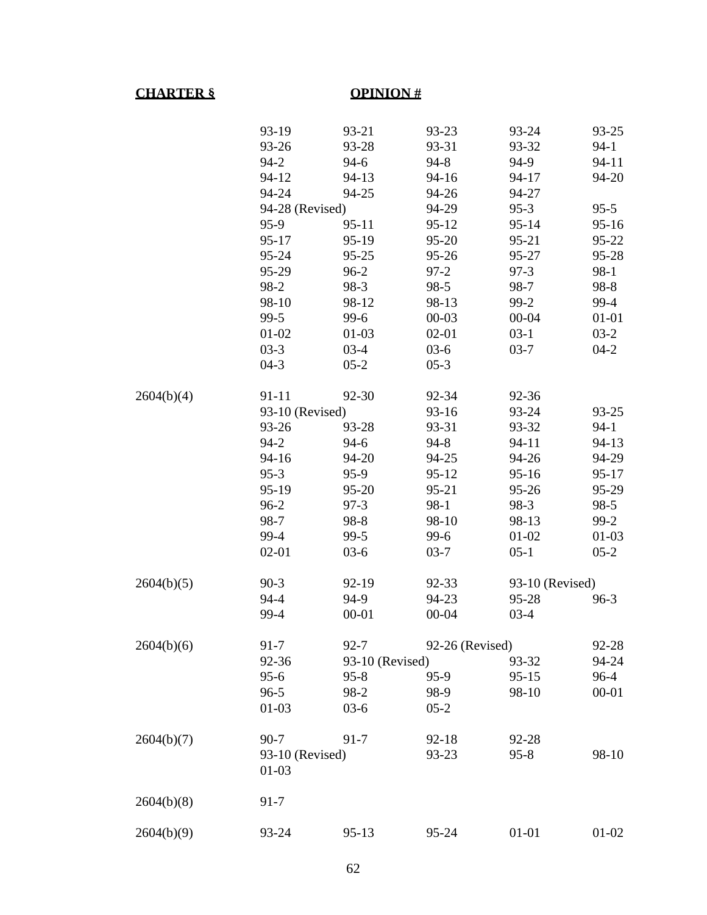| CHARTER § | OPINION # | | | | |
|---|---|---|---|---|---|
| | 93-19 | 93-21 | 93-23 | 93-24 | 93-25 |
| | 93-26 | 93-28 | 93-31 | 93-32 | 94-1 |
| | 94-2 | 94-6 | 94-8 | 94-9 | 94-11 |
| | 94-12 | 94-13 | 94-16 | 94-17 | 94-20 |
| | 94-24 | 94-25 | 94-26 | 94-27 | |
| | 94-28 (Revised) | | 94-29 | 95-3 | 95-5 |
| | 95-9 | 95-11 | 95-12 | 95-14 | 95-16 |
| | 95-17 | 95-19 | 95-20 | 95-21 | 95-22 |
| | 95-24 | 95-25 | 95-26 | 95-27 | 95-28 |
| | 95-29 | 96-2 | 97-2 | 97-3 | 98-1 |
| | 98-2 | 98-3 | 98-5 | 98-7 | 98-8 |
| | 98-10 | 98-12 | 98-13 | 99-2 | 99-4 |
| | 99-5 | 99-6 | 00-03 | 00-04 | 01-01 |
| | 01-02 | 01-03 | 02-01 | 03-1 | 03-2 |
| | 03-3 | 03-4 | 03-6 | 03-7 | 04-2 |
| | 04-3 | 05-2 | 05-3 | | |
| 2604(b)(4) | 91-11 | 92-30 | 92-34 | 92-36 | |
| | 93-10 (Revised) | | 93-16 | 93-24 | 93-25 |
| | 93-26 | 93-28 | 93-31 | 93-32 | 94-1 |
| | 94-2 | 94-6 | 94-8 | 94-11 | 94-13 |
| | 94-16 | 94-20 | 94-25 | 94-26 | 94-29 |
| | 95-3 | 95-9 | 95-12 | 95-16 | 95-17 |
| | 95-19 | 95-20 | 95-21 | 95-26 | 95-29 |
| | 96-2 | 97-3 | 98-1 | 98-3 | 98-5 |
| | 98-7 | 98-8 | 98-10 | 98-13 | 99-2 |
| | 99-4 | 99-5 | 99-6 | 01-02 | 01-03 |
| | 02-01 | 03-6 | 03-7 | 05-1 | 05-2 |
| 2604(b)(5) | 90-3 | 92-19 | 92-33 | 93-10 (Revised) | |
| | 94-4 | 94-9 | 94-23 | 95-28 | 96-3 |
| | 99-4 | 00-01 | 00-04 | 03-4 | |
| 2604(b)(6) | 91-7 | 92-7 | 92-26 (Revised) | | 92-28 |
| | 92-36 | 93-10 (Revised) | | 93-32 | 94-24 |
| | 95-6 | 95-8 | 95-9 | 95-15 | 96-4 |
| | 96-5 | 98-2 | 98-9 | 98-10 | 00-01 |
| | 01-03 | 03-6 | 05-2 | | |
| 2604(b)(7) | 90-7 | 91-7 | 92-18 | 92-28 | |
| | 93-10 (Revised) | | 93-23 | 95-8 | 98-10 |
| | 01-03 | | | | |
| 2604(b)(8) | 91-7 | | | | |
| 2604(b)(9) | 93-24 | 95-13 | 95-24 | 01-01 | 01-02 |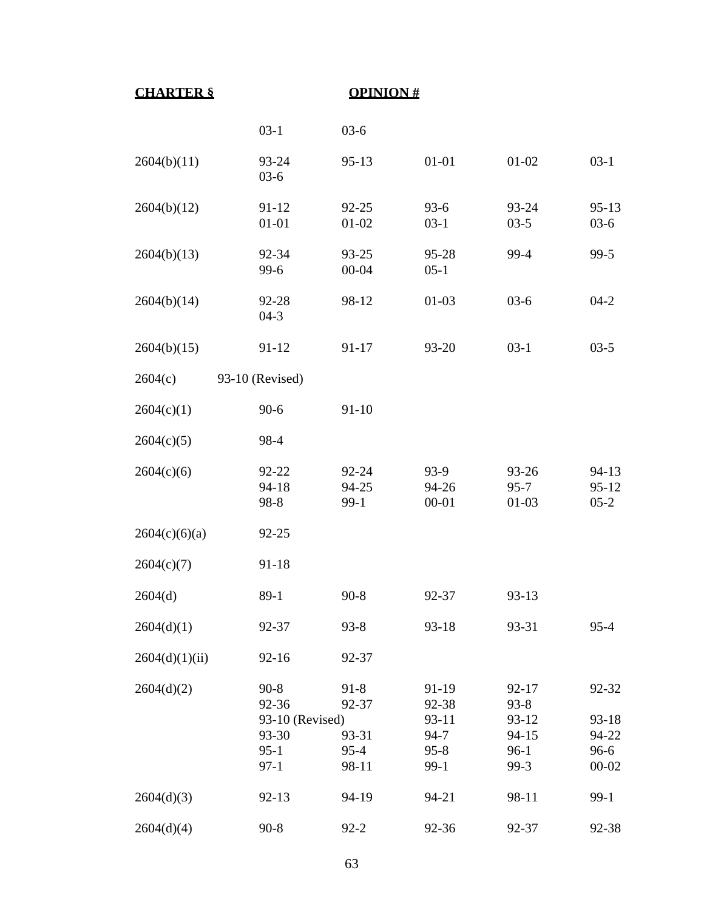| **CHARTER §** | **OPINION #** | | | | |
|---|---|---|---|---|---|
| | 03-1 | 03-6 | | | |
| 2604(b)(11) | 93-24 | 95-13 | 01-01 | 01-02 | 03-1 |
| | 03-6 | | | | |
| 2604(b)(12) | 91-12 | 92-25 | 93-6 | 93-24 | 95-13 |
| | 01-01 | 01-02 | 03-1 | 03-5 | 03-6 |
| 2604(b)(13) | 92-34 | 93-25 | 95-28 | 99-4 | 99-5 |
| | 99-6 | 00-04 | 05-1 | | |
| 2604(b)(14) | 92-28 | 98-12 | 01-03 | 03-6 | 04-2 |
| | 04-3 | | | | |
| 2604(b)(15) | 91-12 | 91-17 | 93-20 | 03-1 | 03-5 |
| 2604(c) | 93-10 (Revised) | | | | |
| 2604(c)(1) | 90-6 | 91-10 | | | |
| 2604(c)(5) | 98-4 | | | | |
| 2604(c)(6) | 92-22 | 92-24 | 93-9 | 93-26 | 94-13 |
| | 94-18 | 94-25 | 94-26 | 95-7 | 95-12 |
| | 98-8 | 99-1 | 00-01 | 01-03 | 05-2 |
| 2604(c)(6)(a) | 92-25 | | | | |
| 2604(c)(7) | 91-18 | | | | |
| 2604(d) | 89-1 | 90-8 | 92-37 | 93-13 | |
| 2604(d)(1) | 92-37 | 93-8 | 93-18 | 93-31 | 95-4 |
| 2604(d)(1)(ii) | 92-16 | 92-37 | | | |
| 2604(d)(2) | 90-8 | 91-8 | 91-19 | 92-17 | 92-32 |
| | 92-36 | 92-37 | 92-38 | 93-8 | |
| | 93-10 (Revised) | | 93-11 | 93-12 | 93-18 |
| | 93-30 | 93-31 | 94-7 | 94-15 | 94-22 |
| | 95-1 | 95-4 | 95-8 | 96-1 | 96-6 |
| | 97-1 | 98-11 | 99-1 | 99-3 | 00-02 |
| 2604(d)(3) | 92-13 | 94-19 | 94-21 | 98-11 | 99-1 |
| 2604(d)(4) | 90-8 | 92-2 | 92-36 | 92-37 | 92-38 |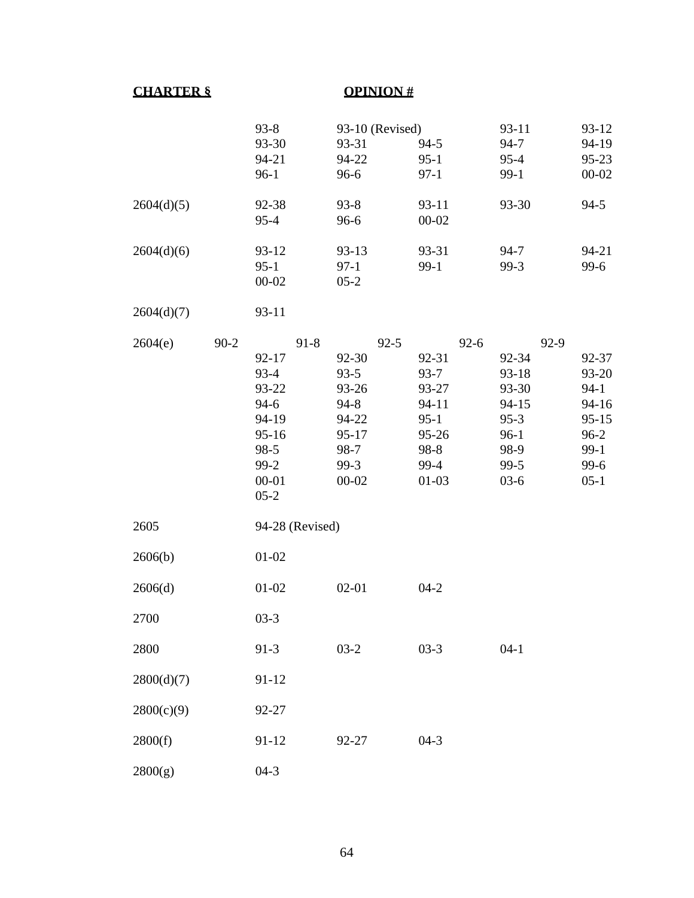| CHARTER § | OPINION # | | | | |
|---|---|---|---|---|---|
| | 93-8 | 93-10 (Revised) | | 93-11 | 93-12 |
| | 93-30 | 93-31 | 94-5 | 94-7 | 94-19 |
| | 94-21 | 94-22 | 95-1 | 95-4 | 95-23 |
| | 96-1 | 96-6 | 97-1 | 99-1 | 00-02 |
| 2604(d)(5) | 92-38 | 93-8 | 93-11 | 93-30 | 94-5 |
| | 95-4 | 96-6 | 00-02 | | |
| 2604(d)(6) | 93-12 | 93-13 | 93-31 | 94-7 | 94-21 |
| | 95-1 | 97-1 | 99-1 | 99-3 | 99-6 |
| | 00-02 | 05-2 | | | |
| 2604(d)(7) | 93-11 | | | | |
| 2604(e) 90-2 | 91-8 | 92-5 | 92-6 | 92-9 | |
| | 92-17 | 92-30 | 92-31 | 92-34 | 92-37 |
| | 93-4 | 93-5 | 93-7 | 93-18 | 93-20 |
| | 93-22 | 93-26 | 93-27 | 93-30 | 94-1 |
| | 94-6 | 94-8 | 94-11 | 94-15 | 94-16 |
| | 94-19 | 94-22 | 95-1 | 95-3 | 95-15 |
| | 95-16 | 95-17 | 95-26 | 96-1 | 96-2 |
| | 98-5 | 98-7 | 98-8 | 98-9 | 99-1 |
| | 99-2 | 99-3 | 99-4 | 99-5 | 99-6 |
| | 00-01 | 00-02 | 01-03 | 03-6 | 05-1 |
| | 05-2 | | | | |
| 2605 | 94-28 (Revised) | | | | |
| 2606(b) | 01-02 | | | | |
| 2606(d) | 01-02 | 02-01 | 04-2 | | |
| 2700 | 03-3 | | | | |
| 2800 | 91-3 | 03-2 | 03-3 | 04-1 | |
| 2800(d)(7) | 91-12 | | | | |
| 2800(c)(9) | 92-27 | | | | |
| 2800(f) | 91-12 | 92-27 | 04-3 | | |
| 2800(g) | 04-3 | | | | |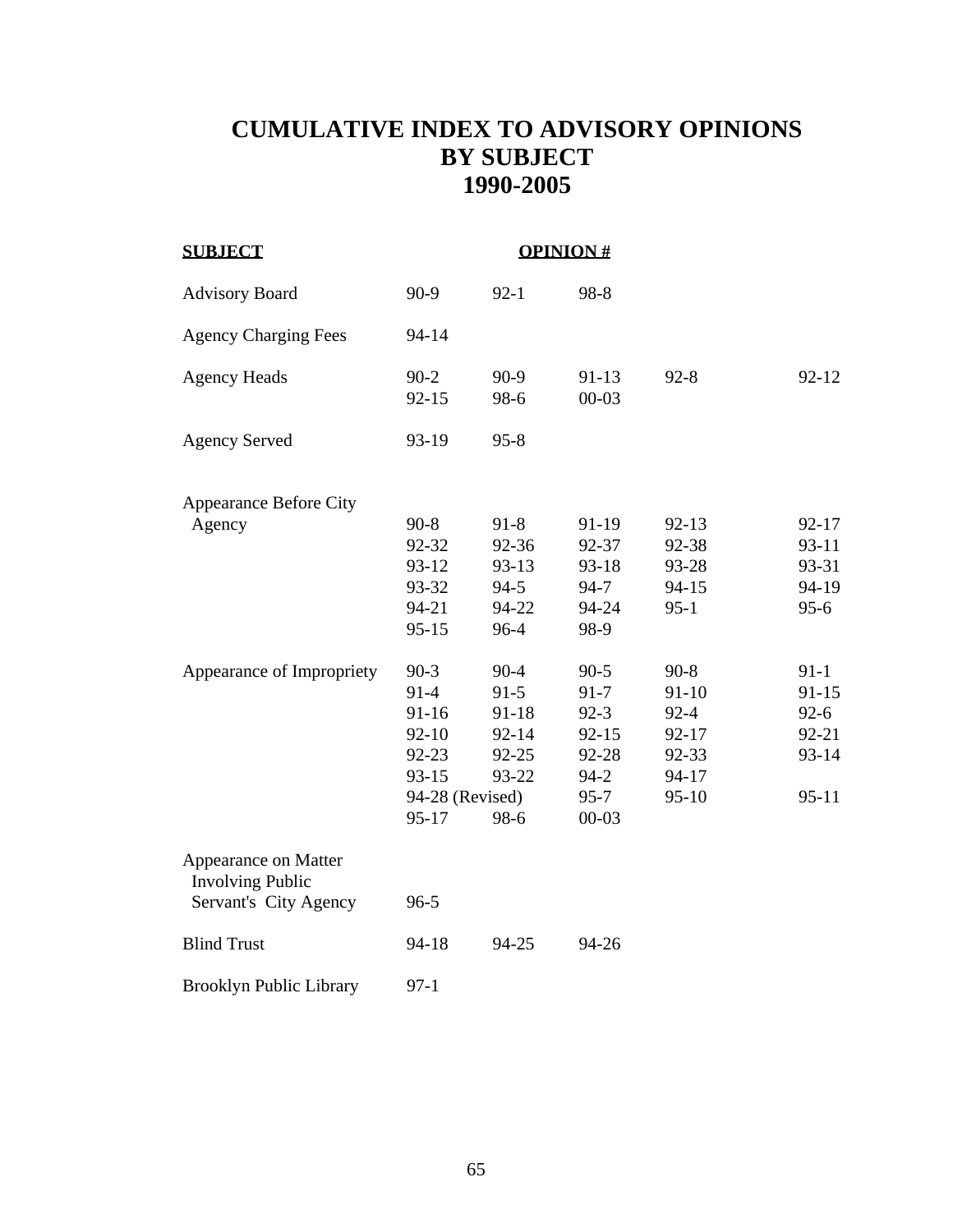# CUMULATIVE INDEX TO ADVISORY OPINIONS BY SUBJECT 1990-2005

| SUBJECT | OPINION # | | | | |
|---|---|---|---|---|---|
| Advisory Board | 90-9 | 92-1 | 98-8 | | |
| Agency Charging Fees | 94-14 | | | | |
| Agency Heads | 90-2 | 90-9 | 91-13 | 92-8 | 92-12 |
| | 92-15 | 98-6 | 00-03 | | |
| Agency Served | 93-19 | 95-8 | | | |
| Appearance Before City Agency | 90-8 | 91-8 | 91-19 | 92-13 | 92-17 |
| | 92-32 | 92-36 | 92-37 | 92-38 | 93-11 |
| | 93-12 | 93-13 | 93-18 | 93-28 | 93-31 |
| | 93-32 | 94-5 | 94-7 | 94-15 | 94-19 |
| | 94-21 | 94-22 | 94-24 | 95-1 | 95-6 |
| | 95-15 | 96-4 | 98-9 | | |
| Appearance of Impropriety | 90-3 | 90-4 | 90-5 | 90-8 | 91-1 |
| | 91-4 | 91-5 | 91-7 | 91-10 | 91-15 |
| | 91-16 | 91-18 | 92-3 | 92-4 | 92-6 |
| | 92-10 | 92-14 | 92-15 | 92-17 | 92-21 |
| | 92-23 | 92-25 | 92-28 | 92-33 | 93-14 |
| | 93-15 | 93-22 | 94-2 | 94-17 | |
| | 94-28 (Revised) | | 95-7 | 95-10 | 95-11 |
| | 95-17 | 98-6 | 00-03 | | |
| Appearance on Matter Involving Public Servant's City Agency | 96-5 | | | | |
| Blind Trust | 94-18 | 94-25 | 94-26 | | |
| Brooklyn Public Library | 97-1 | | | | |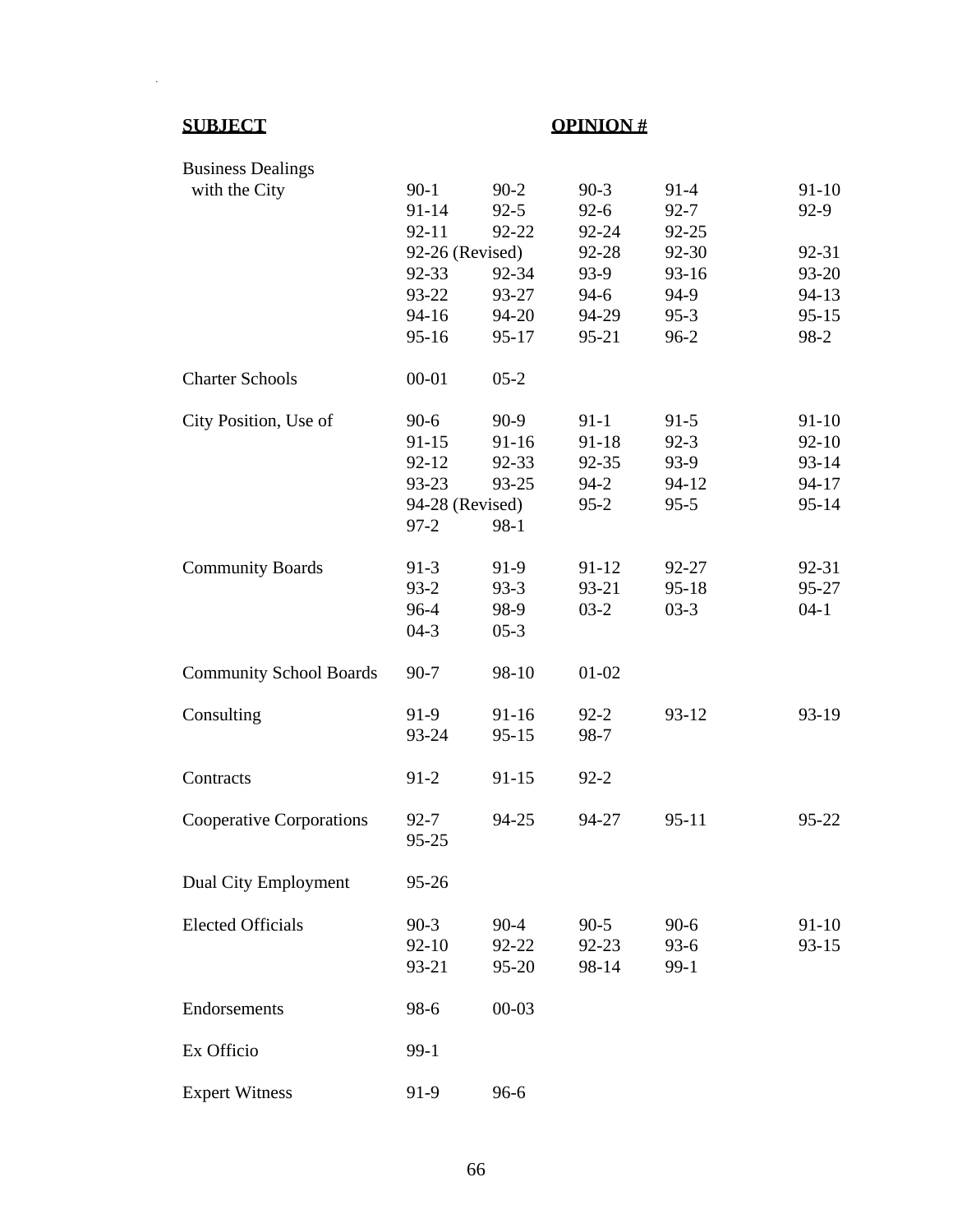| SUBJECT | OPINION # | | | | |
|---|---|---|---|---|---|
| Business Dealings with the City | 90-1 | 90-2 | 90-3 | 91-4 | 91-10 |
| | 91-14 | 92-5 | 92-6 | 92-7 | 92-9 |
| | 92-11 | 92-22 | 92-24 | 92-25 | |
| | 92-26 (Revised) | | 92-28 | 92-30 | 92-31 |
| | 92-33 | 92-34 | 93-9 | 93-16 | 93-20 |
| | 93-22 | 93-27 | 94-6 | 94-9 | 94-13 |
| | 94-16 | 94-20 | 94-29 | 95-3 | 95-15 |
| | 95-16 | 95-17 | 95-21 | 96-2 | 98-2 |
| Charter Schools | 00-01 | 05-2 | | | |
| City Position, Use of | 90-6 | 90-9 | 91-1 | 91-5 | 91-10 |
| | 91-15 | 91-16 | 91-18 | 92-3 | 92-10 |
| | 92-12 | 92-33 | 92-35 | 93-9 | 93-14 |
| | 93-23 | 93-25 | 94-2 | 94-12 | 94-17 |
| | 94-28 (Revised) | | 95-2 | 95-5 | 95-14 |
| | 97-2 | 98-1 | | | |
| Community Boards | 91-3 | 91-9 | 91-12 | 92-27 | 92-31 |
| | 93-2 | 93-3 | 93-21 | 95-18 | 95-27 |
| | 96-4 | 98-9 | 03-2 | 03-3 | 04-1 |
| | 04-3 | 05-3 | | | |
| Community School Boards | 90-7 | 98-10 | 01-02 | | |
| Consulting | 91-9 | 91-16 | 92-2 | 93-12 | 93-19 |
| | 93-24 | 95-15 | 98-7 | | |
| Contracts | 91-2 | 91-15 | 92-2 | | |
| Cooperative Corporations | 92-7 | 94-25 | 94-27 | 95-11 | 95-22 |
| | 95-25 | | | | |
| Dual City Employment | 95-26 | | | | |
| Elected Officials | 90-3 | 90-4 | 90-5 | 90-6 | 91-10 |
| | 92-10 | 92-22 | 92-23 | 93-6 | 93-15 |
| | 93-21 | 95-20 | 98-14 | 99-1 | |
| Endorsements | 98-6 | 00-03 | | | |
| Ex Officio | 99-1 | | | | |
| Expert Witness | 91-9 | 96-6 | | | |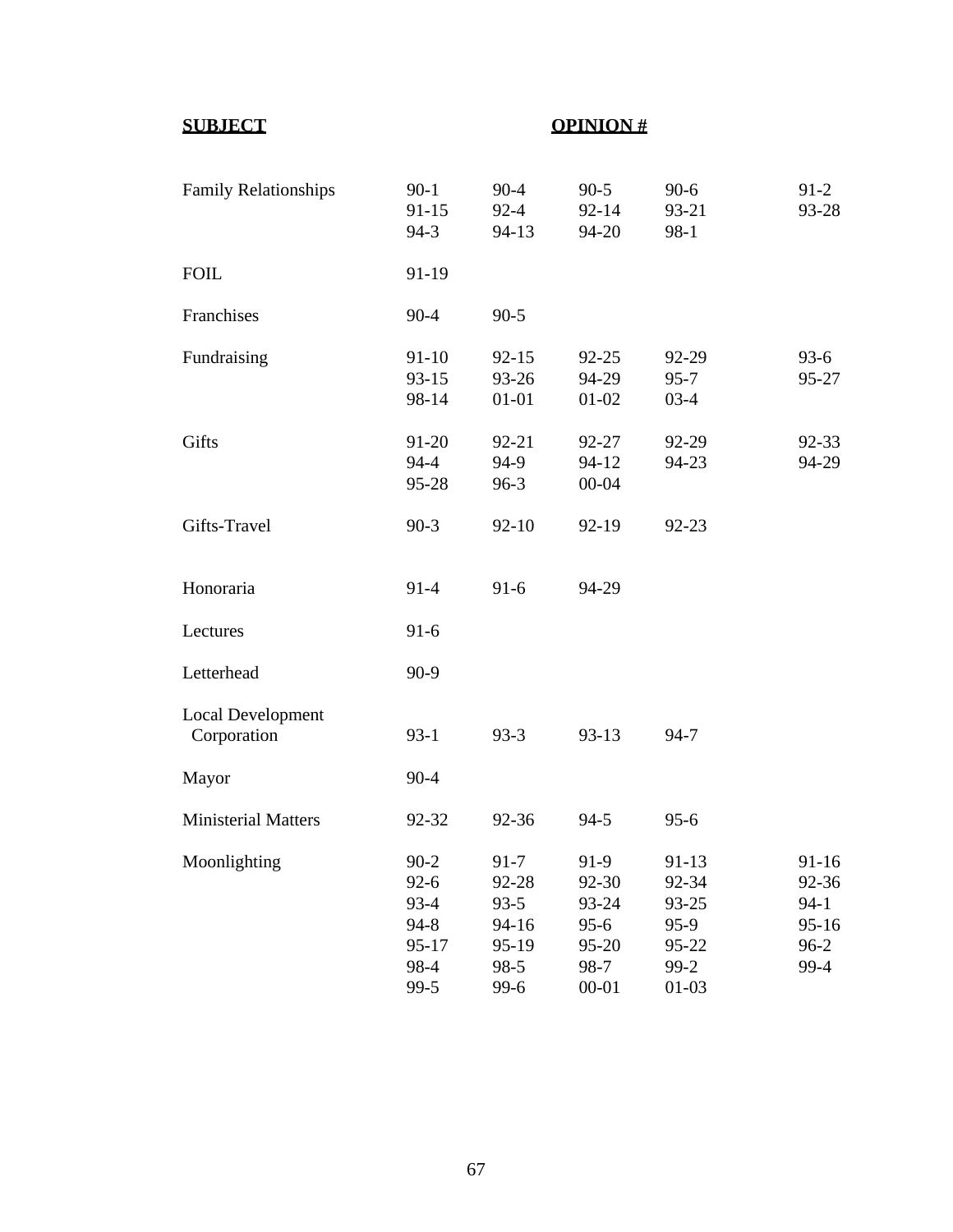| SUBJECT | OPINION # | | | | |
|---|---|---|---|---|---|
| Family Relationships | 90-1 | 90-4 | 90-5 | 90-6 | 91-2 |
| | 91-15 | 92-4 | 92-14 | 93-21 | 93-28 |
| | 94-3 | 94-13 | 94-20 | 98-1 | |
| FOIL | 91-19 | | | | |
| Franchises | 90-4 | 90-5 | | | |
| Fundraising | 91-10 | 92-15 | 92-25 | 92-29 | 93-6 |
| | 93-15 | 93-26 | 94-29 | 95-7 | 95-27 |
| | 98-14 | 01-01 | 01-02 | 03-4 | |
| Gifts | 91-20 | 92-21 | 92-27 | 92-29 | 92-33 |
| | 94-4 | 94-9 | 94-12 | 94-23 | 94-29 |
| | 95-28 | 96-3 | 00-04 | | |
| Gifts-Travel | 90-3 | 92-10 | 92-19 | 92-23 | |
| Honoraria | 91-4 | 91-6 | 94-29 | | |
| Lectures | 91-6 | | | | |
| Letterhead | 90-9 | | | | |
| Local Development Corporation | 93-1 | 93-3 | 93-13 | 94-7 | |
| Mayor | 90-4 | | | | |
| Ministerial Matters | 92-32 | 92-36 | 94-5 | 95-6 | |
| Moonlighting | 90-2 | 91-7 | 91-9 | 91-13 | 91-16 |
| | 92-6 | 92-28 | 92-30 | 92-34 | 92-36 |
| | 93-4 | 93-5 | 93-24 | 93-25 | 94-1 |
| | 94-8 | 94-16 | 95-6 | 95-9 | 95-16 |
| | 95-17 | 95-19 | 95-20 | 95-22 | 96-2 |
| | 98-4 | 98-5 | 98-7 | 99-2 | 99-4 |
| | 99-5 | 99-6 | 00-01 | 01-03 | |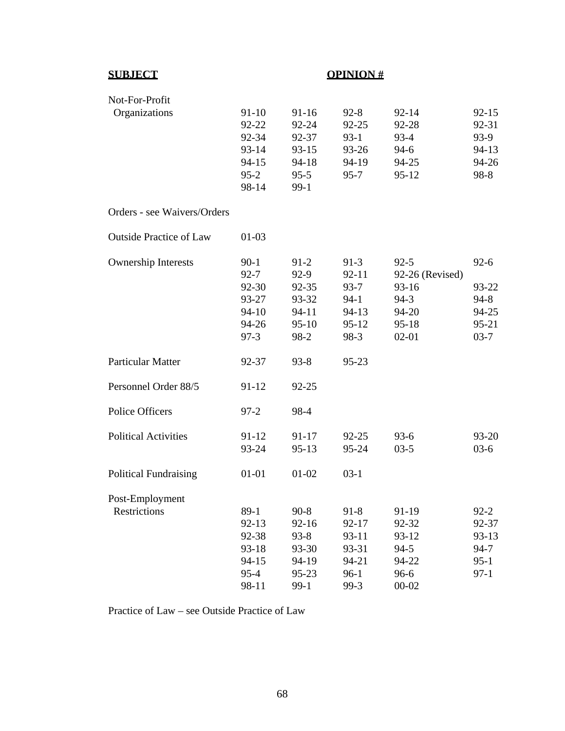| **SUBJECT** | **OPINION #** | | | | |
|---|---|---|---|---|---|
| Not-For-Profit Organizations | 91-10 | 91-16 | 92-8 | 92-14 | 92-15 |
| | 92-22 | 92-24 | 92-25 | 92-28 | 92-31 |
| | 92-34 | 92-37 | 93-1 | 93-4 | 93-9 |
| | 93-14 | 93-15 | 93-26 | 94-6 | 94-13 |
| | 94-15 | 94-18 | 94-19 | 94-25 | 94-26 |
| | 95-2 | 95-5 | 95-7 | 95-12 | 98-8 |
| | 98-14 | 99-1 | | | |
| Orders - see Waivers/Orders | | | | | |
| Outside Practice of Law | 01-03 | | | | |
| Ownership Interests | 90-1 | 91-2 | 91-3 | 92-5 | 92-6 |
| | 92-7 | 92-9 | 92-11 | 92-26 (Revised) | |
| | 92-30 | 92-35 | 93-7 | 93-16 | 93-22 |
| | 93-27 | 93-32 | 94-1 | 94-3 | 94-8 |
| | 94-10 | 94-11 | 94-13 | 94-20 | 94-25 |
| | 94-26 | 95-10 | 95-12 | 95-18 | 95-21 |
| | 97-3 | 98-2 | 98-3 | 02-01 | 03-7 |
| Particular Matter | 92-37 | 93-8 | 95-23 | | |
| Personnel Order 88/5 | 91-12 | 92-25 | | | |
| Police Officers | 97-2 | 98-4 | | | |
| Political Activities | 91-12 | 91-17 | 92-25 | 93-6 | 93-20 |
| | 93-24 | 95-13 | 95-24 | 03-5 | 03-6 |
| Political Fundraising | 01-01 | 01-02 | 03-1 | | |
| Post-Employment Restrictions | 89-1 | 90-8 | 91-8 | 91-19 | 92-2 |
| | 92-13 | 92-16 | 92-17 | 92-32 | 92-37 |
| | 92-38 | 93-8 | 93-11 | 93-12 | 93-13 |
| | 93-18 | 93-30 | 93-31 | 94-5 | 94-7 |
| | 94-15 | 94-19 | 94-21 | 94-22 | 95-1 |
| | 95-4 | 95-23 | 96-1 | 96-6 | 97-1 |
| | 98-11 | 99-1 | 99-3 | 00-02 | |

Practice of Law – see Outside Practice of Law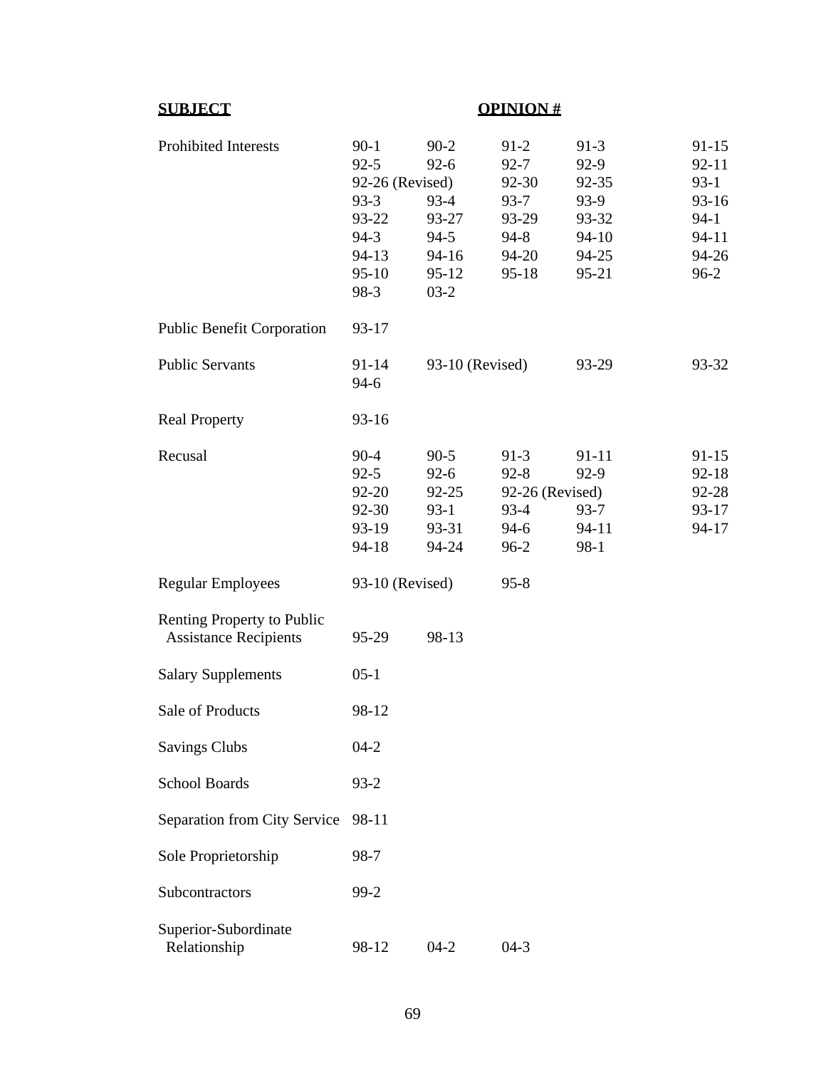| **SUBJECT** | **OPINION #** | | | | |
|---|---|---|---|---|---|
| Prohibited Interests | 90-1 | 90-2 | 91-2 | 91-3 | 91-15 |
| | 92-5 | 92-6 | 92-7 | 92-9 | 92-11 |
| | 92-26 (Revised) | | 92-30 | 92-35 | 93-1 |
| | 93-3 | 93-4 | 93-7 | 93-9 | 93-16 |
| | 93-22 | 93-27 | 93-29 | 93-32 | 94-1 |
| | 94-3 | 94-5 | 94-8 | 94-10 | 94-11 |
| | 94-13 | 94-16 | 94-20 | 94-25 | 94-26 |
| | 95-10 | 95-12 | 95-18 | 95-21 | 96-2 |
| | 98-3 | 03-2 | | | |
| Public Benefit Corporation | 93-17 | | | | |
| Public Servants | 91-14 | 93-10 (Revised) | | 93-29 | 93-32 |
| | 94-6 | | | | |
| Real Property | 93-16 | | | | |
| Recusal | 90-4 | 90-5 | 91-3 | 91-11 | 91-15 |
| | 92-5 | 92-6 | 92-8 | 92-9 | 92-18 |
| | 92-20 | 92-25 | 92-26 (Revised) | | 92-28 |
| | 92-30 | 93-1 | 93-4 | 93-7 | 93-17 |
| | 93-19 | 93-31 | 94-6 | 94-11 | 94-17 |
| | 94-18 | 94-24 | 96-2 | 98-1 | |
| Regular Employees | 93-10 (Revised) | | 95-8 | | |
| Renting Property to Public Assistance Recipients | 95-29 | 98-13 | | | |
| Salary Supplements | 05-1 | | | | |
| Sale of Products | 98-12 | | | | |
| Savings Clubs | 04-2 | | | | |
| School Boards | 93-2 | | | | |
| Separation from City Service | 98-11 | | | | |
| Sole Proprietorship | 98-7 | | | | |
| Subcontractors | 99-2 | | | | |
| Superior-Subordinate Relationship | 98-12 | 04-2 | 04-3 | | |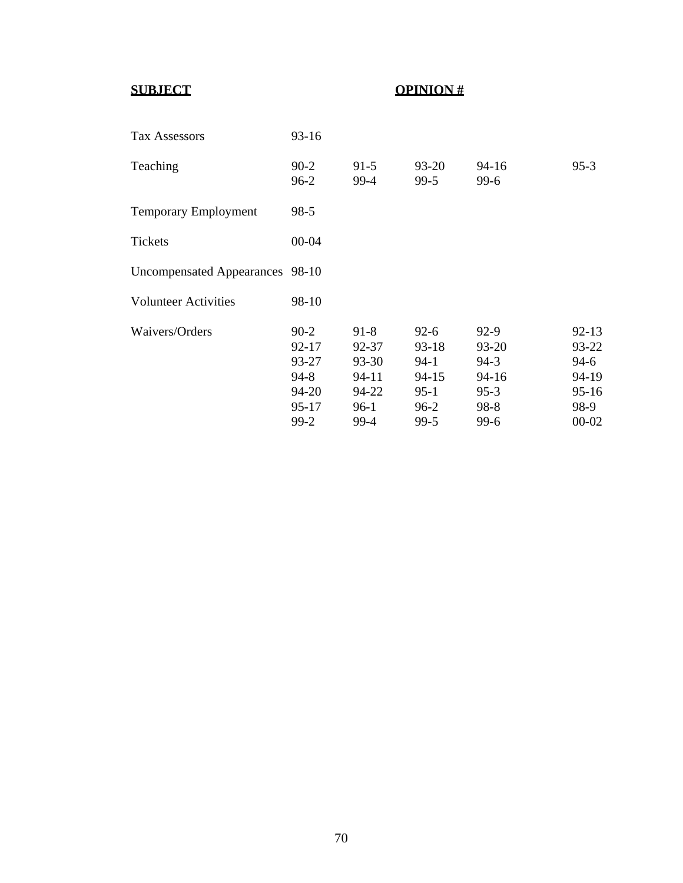| SUBJECT | OPINION # | | | | |
|---|---|---|---|---|---|
| Tax Assessors | 93-16 | | | | |
| Teaching | 90-2 | 91-5 | 93-20 | 94-16 | 95-3 |
| | 96-2 | 99-4 | 99-5 | 99-6 | |
| Temporary Employment | 98-5 | | | | |
| Tickets | 00-04 | | | | |
| Uncompensated Appearances | 98-10 | | | | |
| Volunteer Activities | 98-10 | | | | |
| Waivers/Orders | 90-2 | 91-8 | 92-6 | 92-9 | 92-13 |
| | 92-17 | 92-37 | 93-18 | 93-20 | 93-22 |
| | 93-27 | 93-30 | 94-1 | 94-3 | 94-6 |
| | 94-8 | 94-11 | 94-15 | 94-16 | 94-19 |
| | 94-20 | 94-22 | 95-1 | 95-3 | 95-16 |
| | 95-17 | 96-1 | 96-2 | 98-8 | 98-9 |
| | 99-2 | 99-4 | 99-5 | 99-6 | 00-02 |